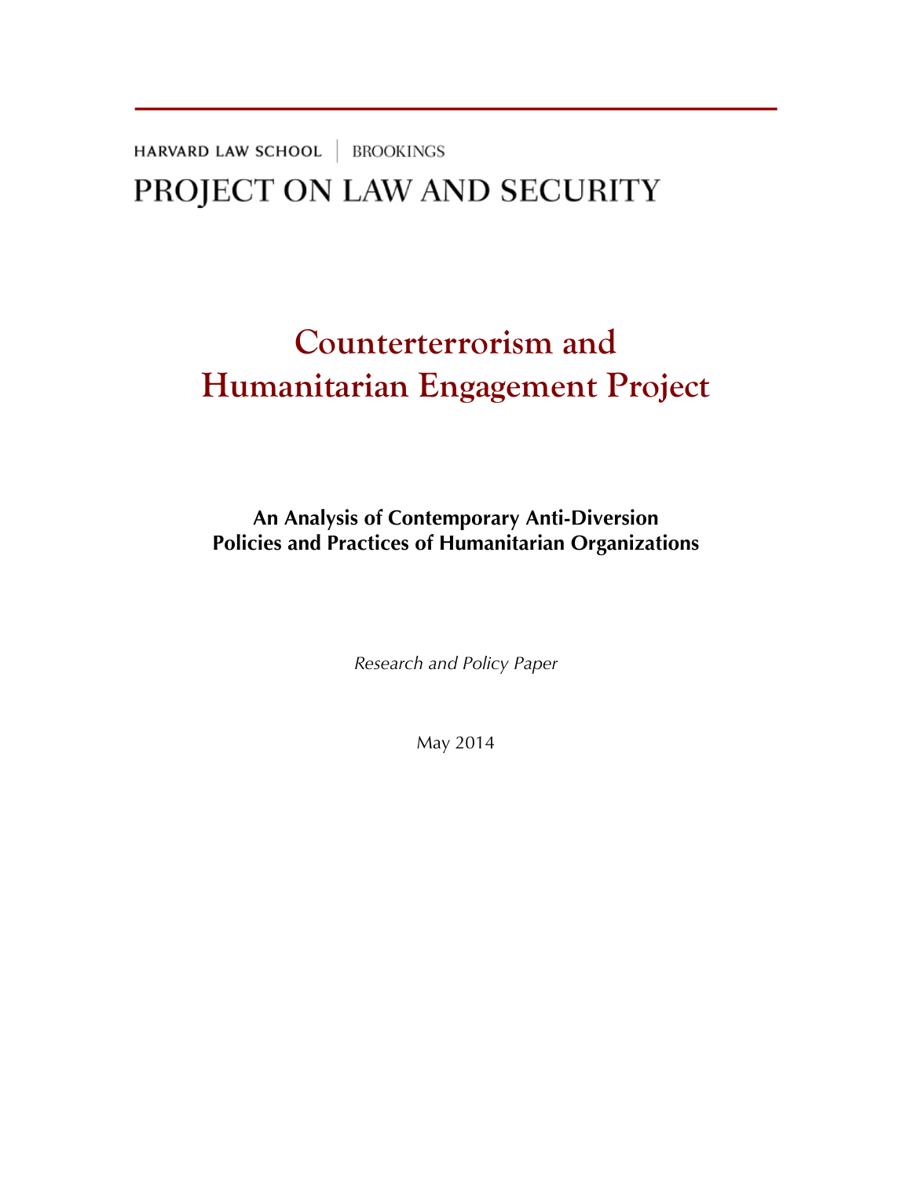HARVARD LAW SCHOOL | BROOKINGS

PROJECT ON LAW AND SECURITY

# Counterterrorism and Humanitarian Engagement Project

## An Analysis of Contemporary Anti-Diversion Policies and Practices of Humanitarian Organizations

*Research and Policy Paper*

May 2014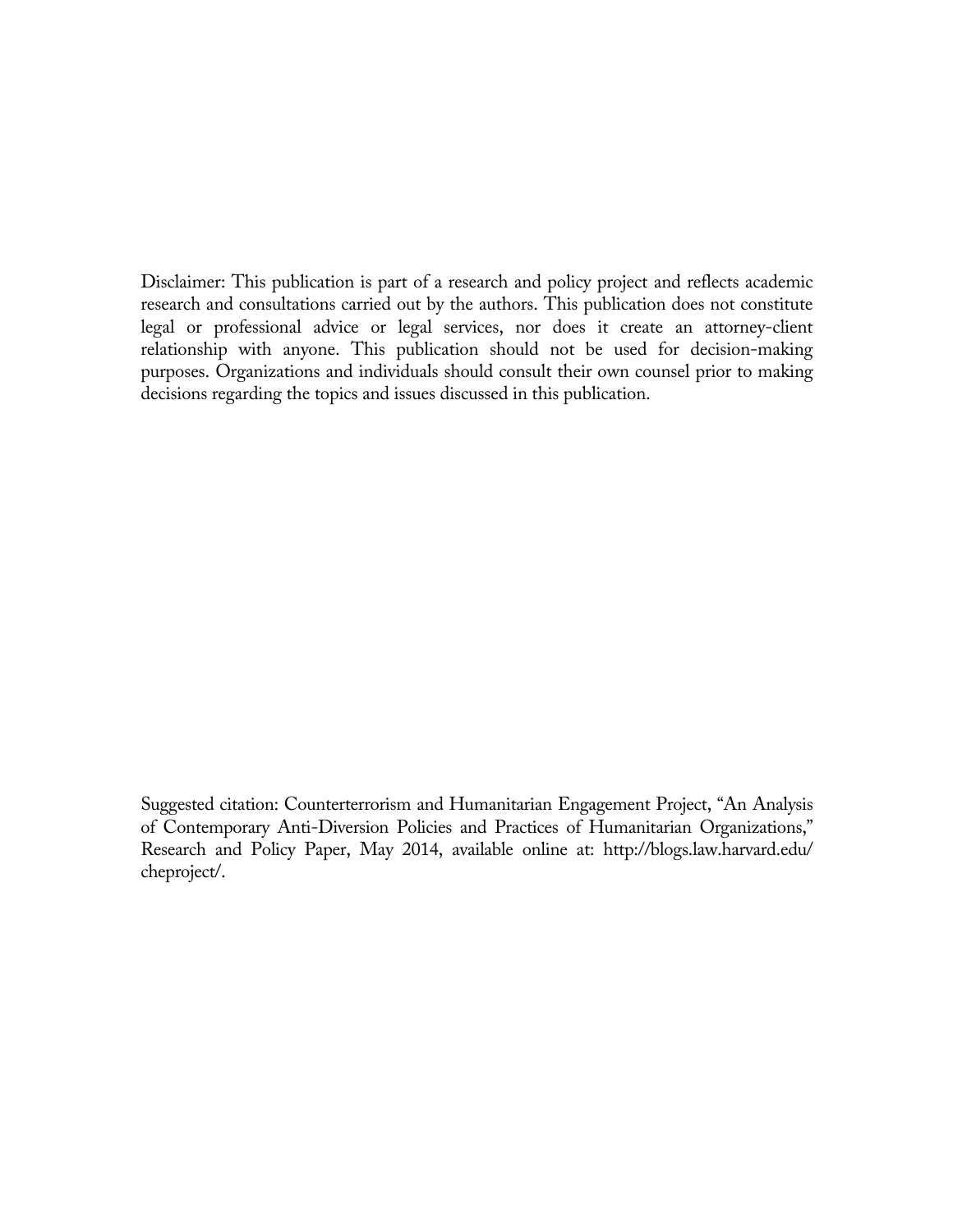Disclaimer: This publication is part of a research and policy project and reflects academic research and consultations carried out by the authors. This publication does not constitute legal or professional advice or legal services, nor does it create an attorney-client relationship with anyone. This publication should not be used for decision-making purposes. Organizations and individuals should consult their own counsel prior to making decisions regarding the topics and issues discussed in this publication.

Suggested citation: Counterterrorism and Humanitarian Engagement Project, "An Analysis of Contemporary Anti-Diversion Policies and Practices of Humanitarian Organizations," Research and Policy Paper, May 2014, available online at: http://blogs.law.harvard.edu/cheproject/.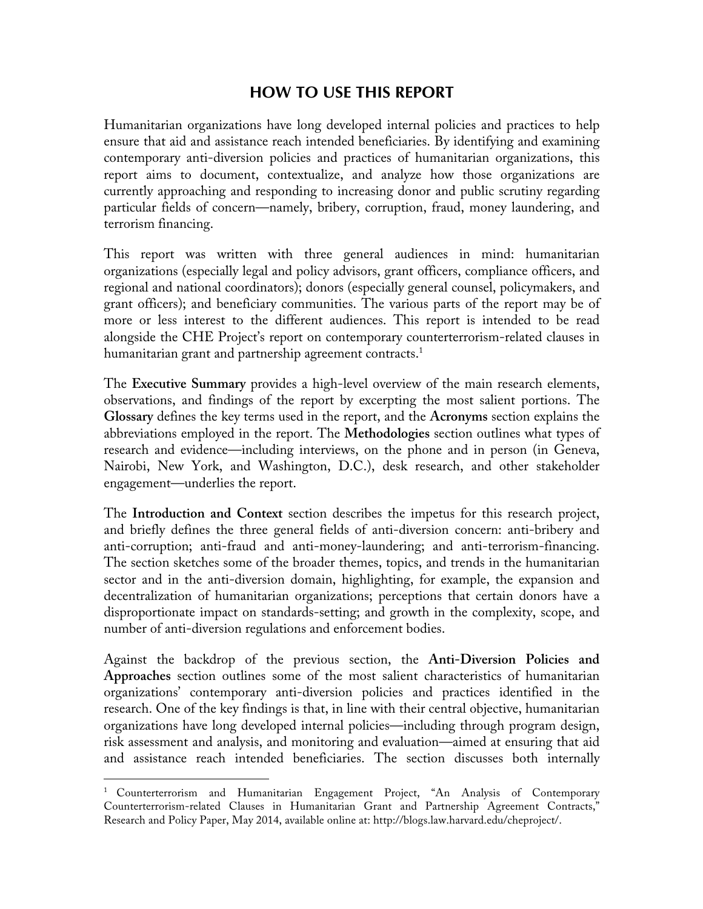## HOW TO USE THIS REPORT

Humanitarian organizations have long developed internal policies and practices to help ensure that aid and assistance reach intended beneficiaries. By identifying and examining contemporary anti-diversion policies and practices of humanitarian organizations, this report aims to document, contextualize, and analyze how those organizations are currently approaching and responding to increasing donor and public scrutiny regarding particular fields of concern—namely, bribery, corruption, fraud, money laundering, and terrorism financing.

This report was written with three general audiences in mind: humanitarian organizations (especially legal and policy advisors, grant officers, compliance officers, and regional and national coordinators); donors (especially general counsel, policymakers, and grant officers); and beneficiary communities. The various parts of the report may be of more or less interest to the different audiences. This report is intended to be read alongside the CHE Project's report on contemporary counterterrorism-related clauses in humanitarian grant and partnership agreement contracts.[1]

The **Executive Summary** provides a high-level overview of the main research elements, observations, and findings of the report by excerpting the most salient portions. The **Glossary** defines the key terms used in the report, and the **Acronyms** section explains the abbreviations employed in the report. The **Methodologies** section outlines what types of research and evidence—including interviews, on the phone and in person (in Geneva, Nairobi, New York, and Washington, D.C.), desk research, and other stakeholder engagement—underlies the report.

The **Introduction and Context** section describes the impetus for this research project, and briefly defines the three general fields of anti-diversion concern: anti-bribery and anti-corruption; anti-fraud and anti-money-laundering; and anti-terrorism-financing. The section sketches some of the broader themes, topics, and trends in the humanitarian sector and in the anti-diversion domain, highlighting, for example, the expansion and decentralization of humanitarian organizations; perceptions that certain donors have a disproportionate impact on standards-setting; and growth in the complexity, scope, and number of anti-diversion regulations and enforcement bodies.

Against the backdrop of the previous section, the **Anti-Diversion Policies and Approaches** section outlines some of the most salient characteristics of humanitarian organizations' contemporary anti-diversion policies and practices identified in the research. One of the key findings is that, in line with their central objective, humanitarian organizations have long developed internal policies—including through program design, risk assessment and analysis, and monitoring and evaluation—aimed at ensuring that aid and assistance reach intended beneficiaries. The section discusses both internally

[1] Counterterrorism and Humanitarian Engagement Project, "An Analysis of Contemporary Counterterrorism-related Clauses in Humanitarian Grant and Partnership Agreement Contracts," Research and Policy Paper, May 2014, available online at: http://blogs.law.harvard.edu/cheproject/.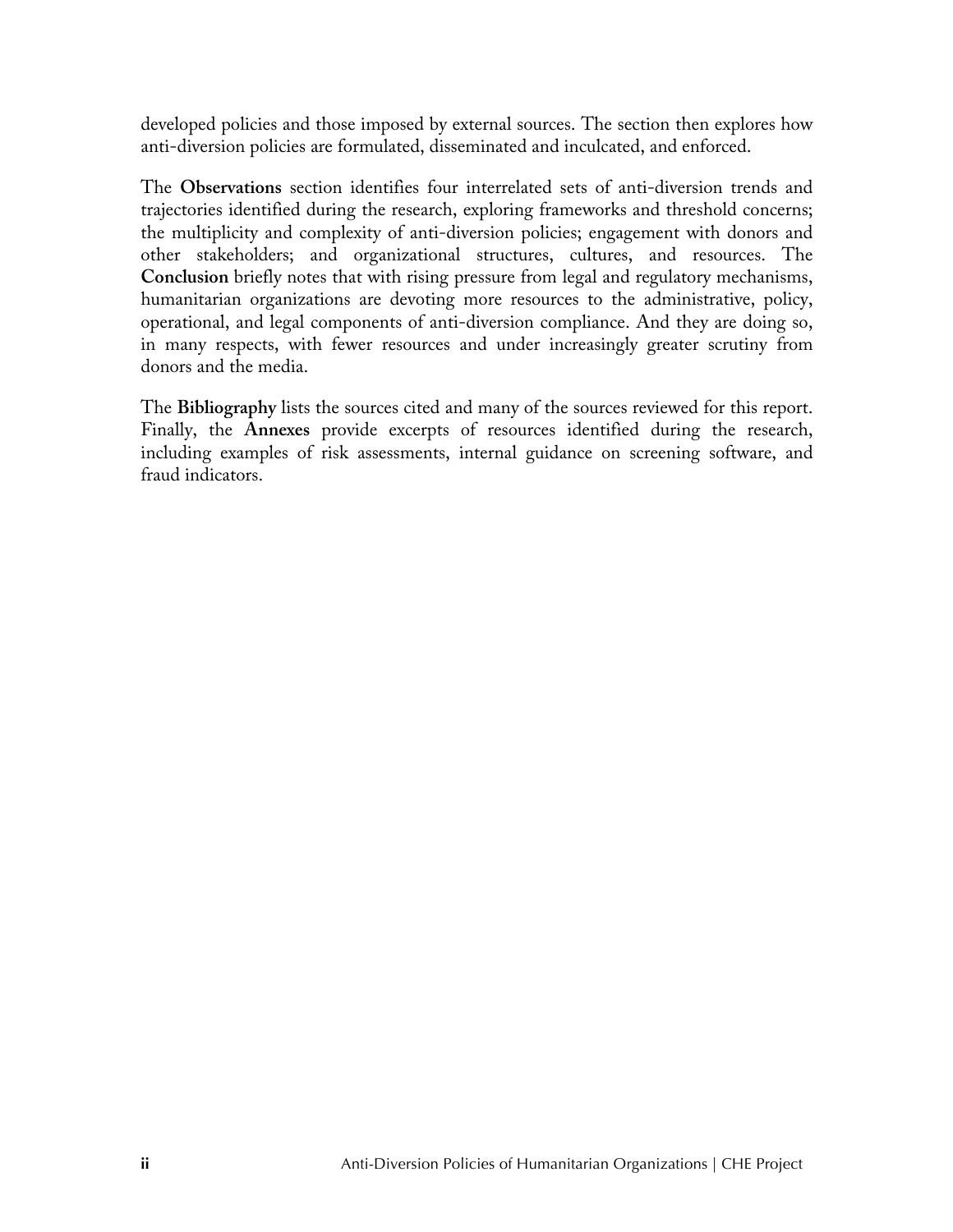developed policies and those imposed by external sources. The section then explores how anti-diversion policies are formulated, disseminated and inculcated, and enforced.

The **Observations** section identifies four interrelated sets of anti-diversion trends and trajectories identified during the research, exploring frameworks and threshold concerns; the multiplicity and complexity of anti-diversion policies; engagement with donors and other stakeholders; and organizational structures, cultures, and resources. The **Conclusion** briefly notes that with rising pressure from legal and regulatory mechanisms, humanitarian organizations are devoting more resources to the administrative, policy, operational, and legal components of anti-diversion compliance. And they are doing so, in many respects, with fewer resources and under increasingly greater scrutiny from donors and the media.

The **Bibliography** lists the sources cited and many of the sources reviewed for this report. Finally, the **Annexes** provide excerpts of resources identified during the research, including examples of risk assessments, internal guidance on screening software, and fraud indicators.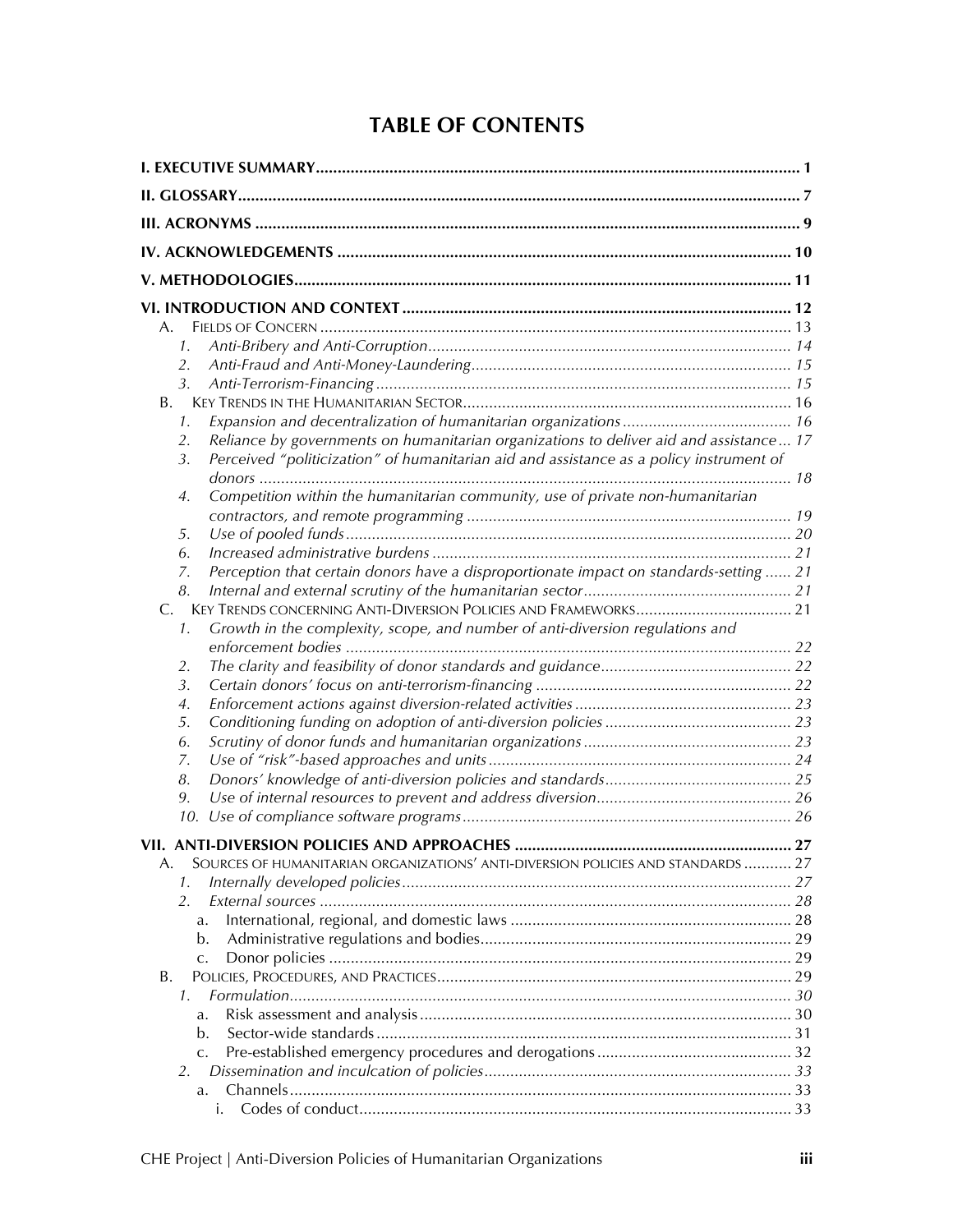# TABLE OF CONTENTS

**I. EXECUTIVE SUMMARY** ..... 1

**II. GLOSSARY** ..... 7

**III. ACRONYMS** ..... 9

**IV. ACKNOWLEDGEMENTS** ..... 10

**V. METHODOLOGIES** ..... 11

**VI. INTRODUCTION AND CONTEXT** ..... 12

- A. FIELDS OF CONCERN ..... 13
  - 1. *Anti-Bribery and Anti-Corruption* ..... 14
  - 2. *Anti-Fraud and Anti-Money-Laundering* ..... 15
  - 3. *Anti-Terrorism-Financing* ..... 15
- B. KEY TRENDS IN THE HUMANITARIAN SECTOR ..... 16
  - 1. *Expansion and decentralization of humanitarian organizations* ..... 16
  - 2. *Reliance by governments on humanitarian organizations to deliver aid and assistance* ... 17
  - 3. *Perceived "politicization" of humanitarian aid and assistance as a policy instrument of donors* ..... 18
  - 4. *Competition within the humanitarian community, use of private non-humanitarian contractors, and remote programming* ..... 19
  - 5. *Use of pooled funds* ..... 20
  - 6. *Increased administrative burdens* ..... 21
  - 7. *Perception that certain donors have a disproportionate impact on standards-setting* ..... 21
  - 8. *Internal and external scrutiny of the humanitarian sector* ..... 21
- C. KEY TRENDS CONCERNING ANTI-DIVERSION POLICIES AND FRAMEWORKS ..... 21
  - 1. *Growth in the complexity, scope, and number of anti-diversion regulations and enforcement bodies* ..... 22
  - 2. *The clarity and feasibility of donor standards and guidance* ..... 22
  - 3. *Certain donors' focus on anti-terrorism-financing* ..... 22
  - 4. *Enforcement actions against diversion-related activities* ..... 23
  - 5. *Conditioning funding on adoption of anti-diversion policies* ..... 23
  - 6. *Scrutiny of donor funds and humanitarian organizations* ..... 23
  - 7. *Use of "risk"-based approaches and units* ..... 24
  - 8. *Donors' knowledge of anti-diversion policies and standards* ..... 25
  - 9. *Use of internal resources to prevent and address diversion* ..... 26
  - 10. *Use of compliance software programs* ..... 26

**VII. ANTI-DIVERSION POLICIES AND APPROACHES** ..... 27

- A. SOURCES OF HUMANITARIAN ORGANIZATIONS' ANTI-DIVERSION POLICIES AND STANDARDS ..... 27
  - 1. *Internally developed policies* ..... 27
  - 2. *External sources* ..... 28
    - a. International, regional, and domestic laws ..... 28
    - b. Administrative regulations and bodies ..... 29
    - c. Donor policies ..... 29
- B. POLICIES, PROCEDURES, AND PRACTICES ..... 29
  - 1. *Formulation* ..... 30
    - a. Risk assessment and analysis ..... 30
    - b. Sector-wide standards ..... 31
    - c. Pre-established emergency procedures and derogations ..... 32
  - 2. *Dissemination and inculcation of policies* ..... 33
    - a. Channels ..... 33
      - i. Codes of conduct ..... 33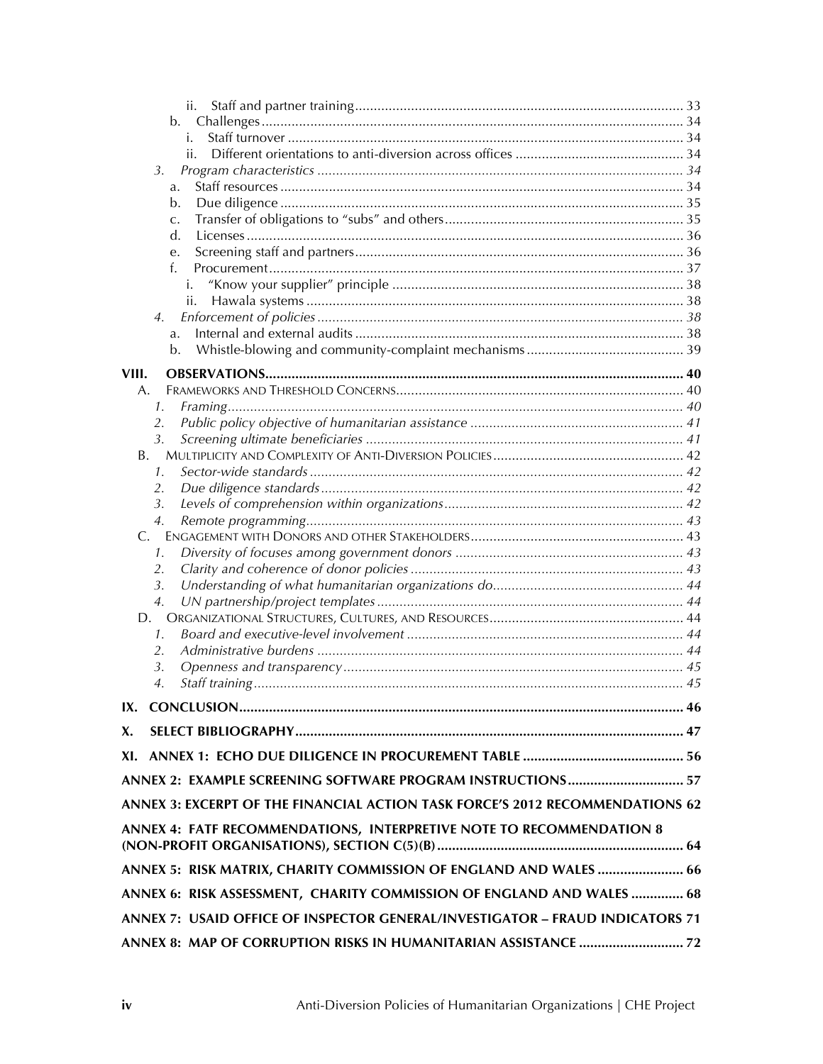ii. Staff and partner training ........................................................................................ 33

b. Challenges ................................................................................................................ 34

i. Staff turnover ......................................................................................................... 34

ii. Different orientations to anti-diversion across offices ............................................. 34

3. *Program characteristics* .................................................................................................. *34*

a. Staff resources ............................................................................................................ 34

b. Due diligence ............................................................................................................. 35

c. Transfer of obligations to "subs" and others ................................................................ 35

d. Licenses ...................................................................................................................... 36

e. Screening staff and partners ........................................................................................ 36

f. Procurement ................................................................................................................ 37

i. "Know your supplier" principle ............................................................................. 38

ii. Hawala systems ..................................................................................................... 38

4. *Enforcement of policies* ................................................................................................. *38*

a. Internal and external audits ........................................................................................ 38

b. Whistle-blowing and community-complaint mechanisms .......................................... 39

**VIII. OBSERVATIONS ................................................................................................................ 40**

A. FRAMEWORKS AND THRESHOLD CONCERNS ............................................................................. 40

1. *Framing* ......................................................................................................................... *40*

2. *Public policy objective of humanitarian assistance* ......................................................... *41*

3. *Screening ultimate beneficiaries* .................................................................................... *41*

B. MULTIPLICITY AND COMPLEXITY OF ANTI-DIVERSION POLICIES .................................................. 42

1. *Sector-wide standards* .................................................................................................... *42*

2. *Due diligence standards* ................................................................................................. *42*

3. *Levels of comprehension within organizations* ................................................................ *42*

4. *Remote programming* ..................................................................................................... *43*

C. ENGAGEMENT WITH DONORS AND OTHER STAKEHOLDERS ......................................................... 43

1. *Diversity of focuses among government donors* ............................................................. *43*

2. *Clarity and coherence of donor policies* ......................................................................... *43*

3. *Understanding of what humanitarian organizations do* ................................................... *44*

4. *UN partnership/project templates* ................................................................................... *44*

D. ORGANIZATIONAL STRUCTURES, CULTURES, AND RESOURCES .................................................... 44

1. *Board and executive-level involvement* .......................................................................... *44*

2. *Administrative burdens* .................................................................................................. *44*

3. *Openness and transparency* ........................................................................................... *45*

4. *Staff training* .................................................................................................................. *45*

**IX. CONCLUSION ...................................................................................................................... 46**

**X. SELECT BIBLIOGRAPHY ........................................................................................................ 47**

**XI. ANNEX 1: ECHO DUE DILIGENCE IN PROCUREMENT TABLE ........................................... 56**

**ANNEX 2: EXAMPLE SCREENING SOFTWARE PROGRAM INSTRUCTIONS ............................... 57**

**ANNEX 3: EXCERPT OF THE FINANCIAL ACTION TASK FORCE'S 2012 RECOMMENDATIONS 62**

**ANNEX 4: FATF RECOMMENDATIONS, INTERPRETIVE NOTE TO RECOMMENDATION 8 (NON-PROFIT ORGANISATIONS), SECTION C(5)(B) ................................................................. 64**

**ANNEX 5: RISK MATRIX, CHARITY COMMISSION OF ENGLAND AND WALES ....................... 66**

**ANNEX 6: RISK ASSESSMENT, CHARITY COMMISSION OF ENGLAND AND WALES .............. 68**

**ANNEX 7: USAID OFFICE OF INSPECTOR GENERAL/INVESTIGATOR – FRAUD INDICATORS 71**

**ANNEX 8: MAP OF CORRUPTION RISKS IN HUMANITARIAN ASSISTANCE ............................ 72**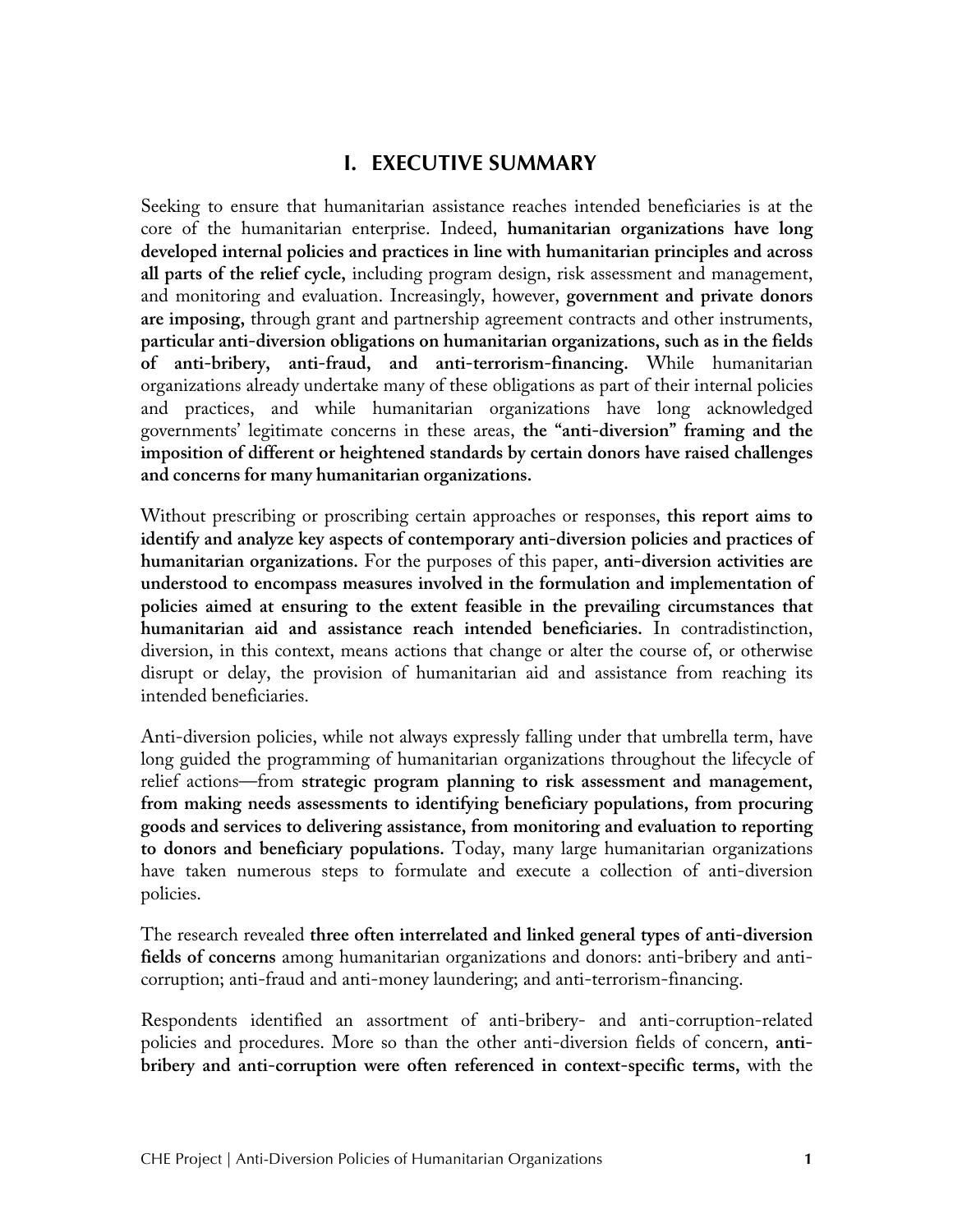# I. EXECUTIVE SUMMARY

Seeking to ensure that humanitarian assistance reaches intended beneficiaries is at the core of the humanitarian enterprise. Indeed, **humanitarian organizations have long developed internal policies and practices in line with humanitarian principles and across all parts of the relief cycle,** including program design, risk assessment and management, and monitoring and evaluation. Increasingly, however, **government and private donors are imposing,** through grant and partnership agreement contracts and other instruments, **particular anti-diversion obligations on humanitarian organizations, such as in the fields of anti-bribery, anti-fraud, and anti-terrorism-financing.** While humanitarian organizations already undertake many of these obligations as part of their internal policies and practices, and while humanitarian organizations have long acknowledged governments' legitimate concerns in these areas, **the "anti-diversion" framing and the imposition of different or heightened standards by certain donors have raised challenges and concerns for many humanitarian organizations.**

Without prescribing or proscribing certain approaches or responses, **this report aims to identify and analyze key aspects of contemporary anti-diversion policies and practices of humanitarian organizations.** For the purposes of this paper, **anti-diversion activities are understood to encompass measures involved in the formulation and implementation of policies aimed at ensuring to the extent feasible in the prevailing circumstances that humanitarian aid and assistance reach intended beneficiaries.** In contradistinction, diversion, in this context, means actions that change or alter the course of, or otherwise disrupt or delay, the provision of humanitarian aid and assistance from reaching its intended beneficiaries.

Anti-diversion policies, while not always expressly falling under that umbrella term, have long guided the programming of humanitarian organizations throughout the lifecycle of relief actions—from **strategic program planning to risk assessment and management, from making needs assessments to identifying beneficiary populations, from procuring goods and services to delivering assistance, from monitoring and evaluation to reporting to donors and beneficiary populations.** Today, many large humanitarian organizations have taken numerous steps to formulate and execute a collection of anti-diversion policies.

The research revealed **three often interrelated and linked general types of anti-diversion fields of concerns** among humanitarian organizations and donors: anti-bribery and anti-corruption; anti-fraud and anti-money laundering; and anti-terrorism-financing.

Respondents identified an assortment of anti-bribery- and anti-corruption-related policies and procedures. More so than the other anti-diversion fields of concern, **anti-bribery and anti-corruption were often referenced in context-specific terms,** with the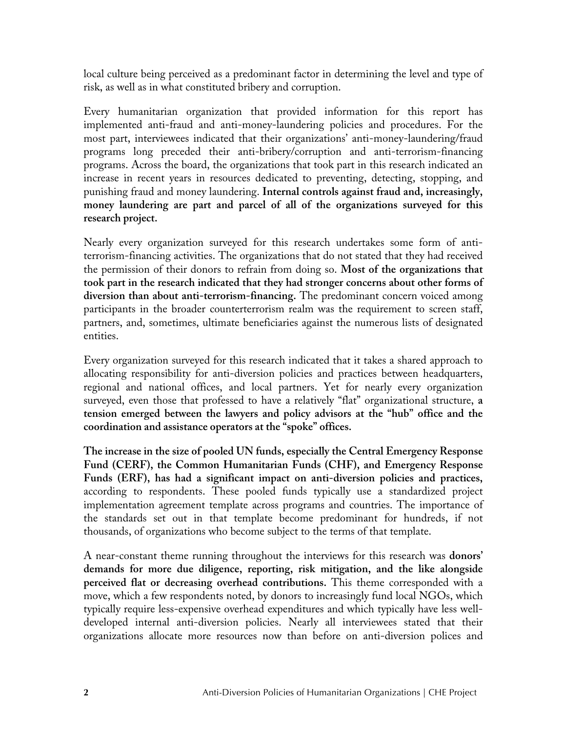local culture being perceived as a predominant factor in determining the level and type of risk, as well as in what constituted bribery and corruption.

Every humanitarian organization that provided information for this report has implemented anti-fraud and anti-money-laundering policies and procedures. For the most part, interviewees indicated that their organizations' anti-money-laundering/fraud programs long preceded their anti-bribery/corruption and anti-terrorism-financing programs. Across the board, the organizations that took part in this research indicated an increase in recent years in resources dedicated to preventing, detecting, stopping, and punishing fraud and money laundering. **Internal controls against fraud and, increasingly, money laundering are part and parcel of all of the organizations surveyed for this research project.**

Nearly every organization surveyed for this research undertakes some form of anti-terrorism-financing activities. The organizations that do not stated that they had received the permission of their donors to refrain from doing so. **Most of the organizations that took part in the research indicated that they had stronger concerns about other forms of diversion than about anti-terrorism-financing.** The predominant concern voiced among participants in the broader counterterrorism realm was the requirement to screen staff, partners, and, sometimes, ultimate beneficiaries against the numerous lists of designated entities.

Every organization surveyed for this research indicated that it takes a shared approach to allocating responsibility for anti-diversion policies and practices between headquarters, regional and national offices, and local partners. Yet for nearly every organization surveyed, even those that professed to have a relatively "flat" organizational structure, **a tension emerged between the lawyers and policy advisors at the "hub" office and the coordination and assistance operators at the "spoke" offices.**

**The increase in the size of pooled UN funds, especially the Central Emergency Response Fund (CERF), the Common Humanitarian Funds (CHF), and Emergency Response Funds (ERF), has had a significant impact on anti-diversion policies and practices,** according to respondents. These pooled funds typically use a standardized project implementation agreement template across programs and countries. The importance of the standards set out in that template become predominant for hundreds, if not thousands, of organizations who become subject to the terms of that template.

A near-constant theme running throughout the interviews for this research was **donors' demands for more due diligence, reporting, risk mitigation, and the like alongside perceived flat or decreasing overhead contributions.** This theme corresponded with a move, which a few respondents noted, by donors to increasingly fund local NGOs, which typically require less-expensive overhead expenditures and which typically have less well-developed internal anti-diversion policies. Nearly all interviewees stated that their organizations allocate more resources now than before on anti-diversion polices and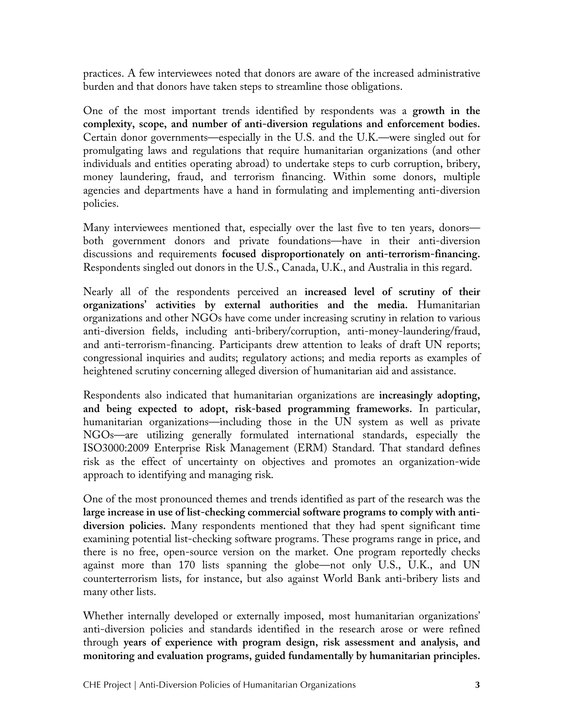practices. A few interviewees noted that donors are aware of the increased administrative burden and that donors have taken steps to streamline those obligations.

One of the most important trends identified by respondents was a **growth in the complexity, scope, and number of anti-diversion regulations and enforcement bodies.** Certain donor governments—especially in the U.S. and the U.K.—were singled out for promulgating laws and regulations that require humanitarian organizations (and other individuals and entities operating abroad) to undertake steps to curb corruption, bribery, money laundering, fraud, and terrorism financing. Within some donors, multiple agencies and departments have a hand in formulating and implementing anti-diversion policies.

Many interviewees mentioned that, especially over the last five to ten years, donors—both government donors and private foundations—have in their anti-diversion discussions and requirements **focused disproportionately on anti-terrorism-financing.** Respondents singled out donors in the U.S., Canada, U.K., and Australia in this regard.

Nearly all of the respondents perceived an **increased level of scrutiny of their organizations' activities by external authorities and the media.** Humanitarian organizations and other NGOs have come under increasing scrutiny in relation to various anti-diversion fields, including anti-bribery/corruption, anti-money-laundering/fraud, and anti-terrorism-financing. Participants drew attention to leaks of draft UN reports; congressional inquiries and audits; regulatory actions; and media reports as examples of heightened scrutiny concerning alleged diversion of humanitarian aid and assistance.

Respondents also indicated that humanitarian organizations are **increasingly adopting, and being expected to adopt, risk-based programming frameworks.** In particular, humanitarian organizations—including those in the UN system as well as private NGOs—are utilizing generally formulated international standards, especially the ISO3000:2009 Enterprise Risk Management (ERM) Standard. That standard defines risk as the effect of uncertainty on objectives and promotes an organization-wide approach to identifying and managing risk.

One of the most pronounced themes and trends identified as part of the research was the **large increase in use of list-checking commercial software programs to comply with anti-diversion policies.** Many respondents mentioned that they had spent significant time examining potential list-checking software programs. These programs range in price, and there is no free, open-source version on the market. One program reportedly checks against more than 170 lists spanning the globe—not only U.S., U.K., and UN counterterrorism lists, for instance, but also against World Bank anti-bribery lists and many other lists.

Whether internally developed or externally imposed, most humanitarian organizations' anti-diversion policies and standards identified in the research arose or were refined through **years of experience with program design, risk assessment and analysis, and monitoring and evaluation programs, guided fundamentally by humanitarian principles.**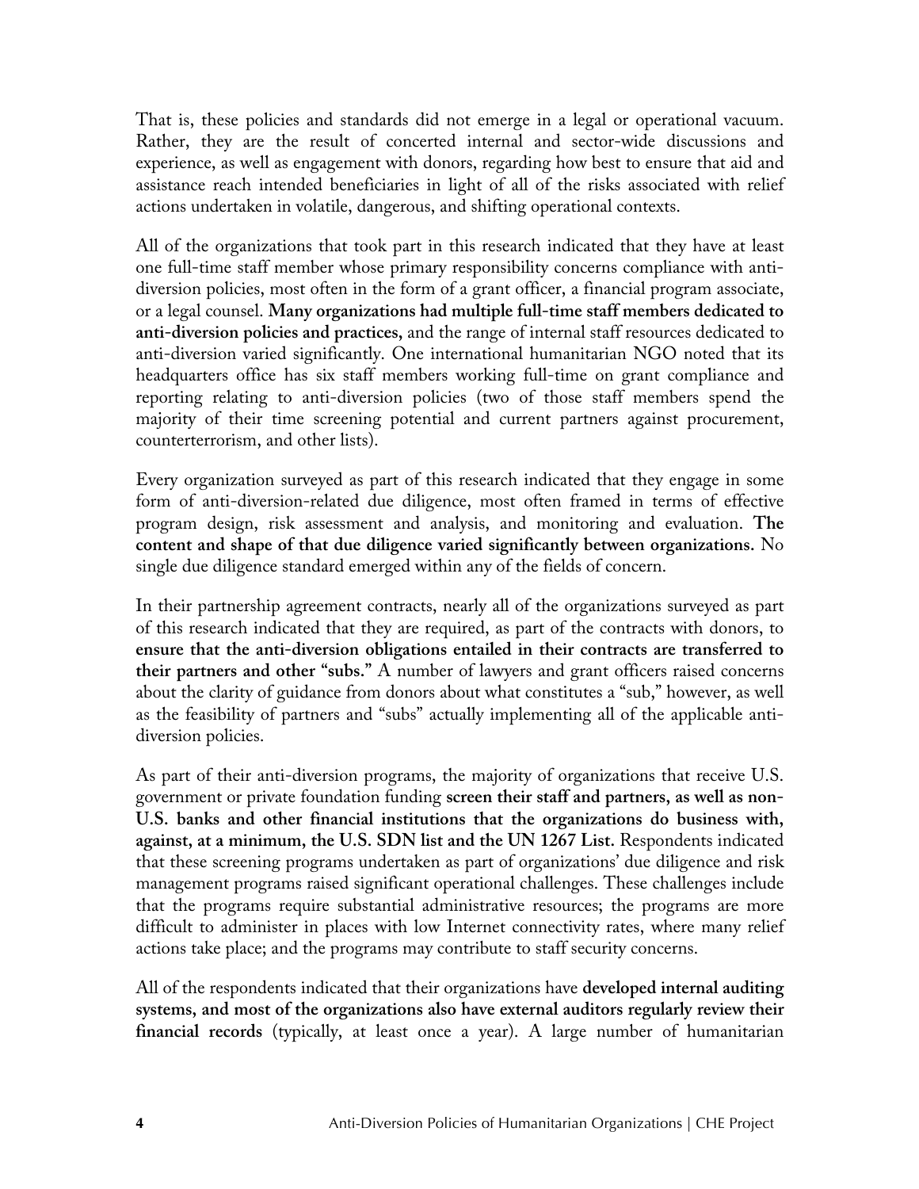That is, these policies and standards did not emerge in a legal or operational vacuum. Rather, they are the result of concerted internal and sector-wide discussions and experience, as well as engagement with donors, regarding how best to ensure that aid and assistance reach intended beneficiaries in light of all of the risks associated with relief actions undertaken in volatile, dangerous, and shifting operational contexts.

All of the organizations that took part in this research indicated that they have at least one full-time staff member whose primary responsibility concerns compliance with anti-diversion policies, most often in the form of a grant officer, a financial program associate, or a legal counsel. **Many organizations had multiple full-time staff members dedicated to anti-diversion policies and practices,** and the range of internal staff resources dedicated to anti-diversion varied significantly. One international humanitarian NGO noted that its headquarters office has six staff members working full-time on grant compliance and reporting relating to anti-diversion policies (two of those staff members spend the majority of their time screening potential and current partners against procurement, counterterrorism, and other lists).

Every organization surveyed as part of this research indicated that they engage in some form of anti-diversion-related due diligence, most often framed in terms of effective program design, risk assessment and analysis, and monitoring and evaluation. **The content and shape of that due diligence varied significantly between organizations.** No single due diligence standard emerged within any of the fields of concern.

In their partnership agreement contracts, nearly all of the organizations surveyed as part of this research indicated that they are required, as part of the contracts with donors, to **ensure that the anti-diversion obligations entailed in their contracts are transferred to their partners and other "subs."** A number of lawyers and grant officers raised concerns about the clarity of guidance from donors about what constitutes a "sub," however, as well as the feasibility of partners and "subs" actually implementing all of the applicable anti-diversion policies.

As part of their anti-diversion programs, the majority of organizations that receive U.S. government or private foundation funding **screen their staff and partners, as well as non-U.S. banks and other financial institutions that the organizations do business with, against, at a minimum, the U.S. SDN list and the UN 1267 List.** Respondents indicated that these screening programs undertaken as part of organizations' due diligence and risk management programs raised significant operational challenges. These challenges include that the programs require substantial administrative resources; the programs are more difficult to administer in places with low Internet connectivity rates, where many relief actions take place; and the programs may contribute to staff security concerns.

All of the respondents indicated that their organizations have **developed internal auditing systems, and most of the organizations also have external auditors regularly review their financial records** (typically, at least once a year). A large number of humanitarian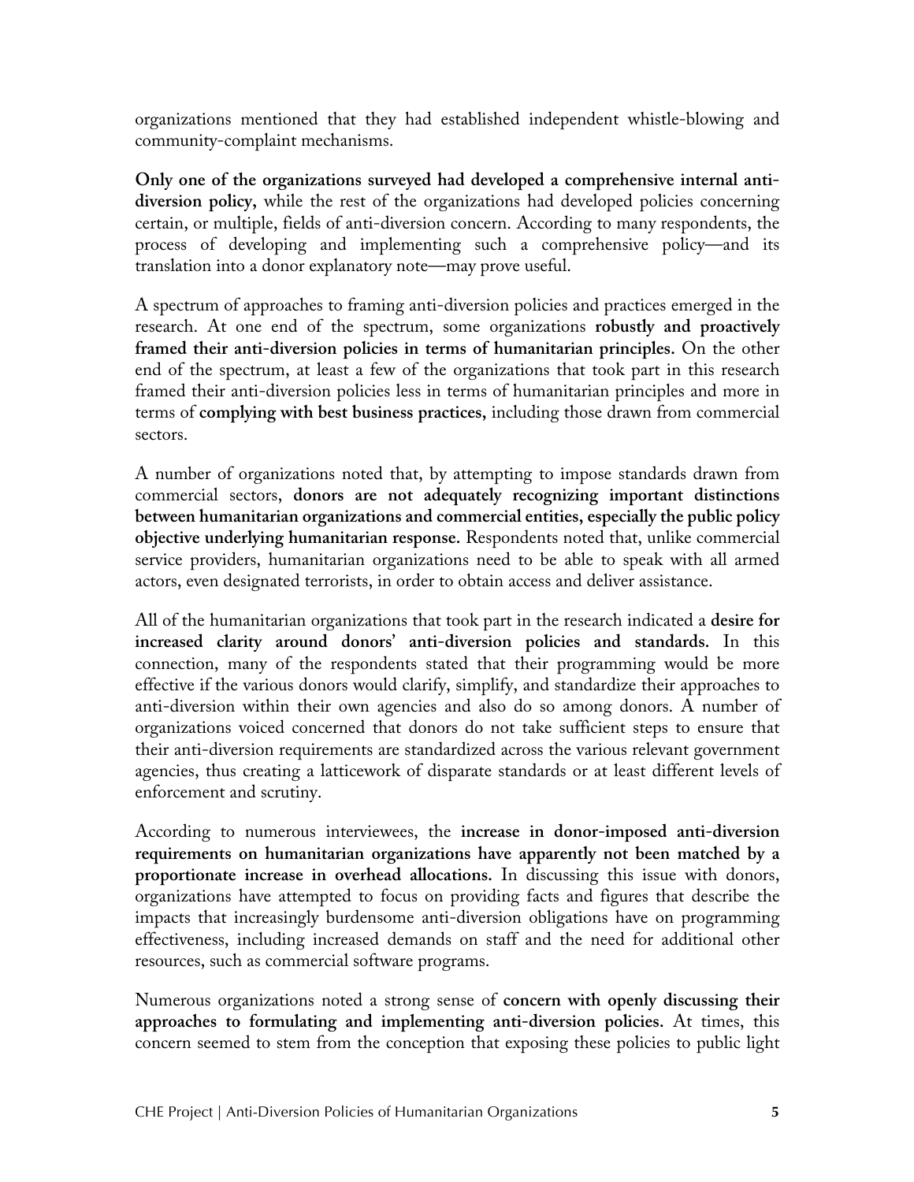organizations mentioned that they had established independent whistle-blowing and community-complaint mechanisms.

**Only one of the organizations surveyed had developed a comprehensive internal anti-diversion policy,** while the rest of the organizations had developed policies concerning certain, or multiple, fields of anti-diversion concern. According to many respondents, the process of developing and implementing such a comprehensive policy—and its translation into a donor explanatory note—may prove useful.

A spectrum of approaches to framing anti-diversion policies and practices emerged in the research. At one end of the spectrum, some organizations **robustly and proactively framed their anti-diversion policies in terms of humanitarian principles.** On the other end of the spectrum, at least a few of the organizations that took part in this research framed their anti-diversion policies less in terms of humanitarian principles and more in terms of **complying with best business practices,** including those drawn from commercial sectors.

A number of organizations noted that, by attempting to impose standards drawn from commercial sectors, **donors are not adequately recognizing important distinctions between humanitarian organizations and commercial entities, especially the public policy objective underlying humanitarian response.** Respondents noted that, unlike commercial service providers, humanitarian organizations need to be able to speak with all armed actors, even designated terrorists, in order to obtain access and deliver assistance.

All of the humanitarian organizations that took part in the research indicated a **desire for increased clarity around donors' anti-diversion policies and standards.** In this connection, many of the respondents stated that their programming would be more effective if the various donors would clarify, simplify, and standardize their approaches to anti-diversion within their own agencies and also do so among donors. A number of organizations voiced concerned that donors do not take sufficient steps to ensure that their anti-diversion requirements are standardized across the various relevant government agencies, thus creating a latticework of disparate standards or at least different levels of enforcement and scrutiny.

According to numerous interviewees, the **increase in donor-imposed anti-diversion requirements on humanitarian organizations have apparently not been matched by a proportionate increase in overhead allocations.** In discussing this issue with donors, organizations have attempted to focus on providing facts and figures that describe the impacts that increasingly burdensome anti-diversion obligations have on programming effectiveness, including increased demands on staff and the need for additional other resources, such as commercial software programs.

Numerous organizations noted a strong sense of **concern with openly discussing their approaches to formulating and implementing anti-diversion policies.** At times, this concern seemed to stem from the conception that exposing these policies to public light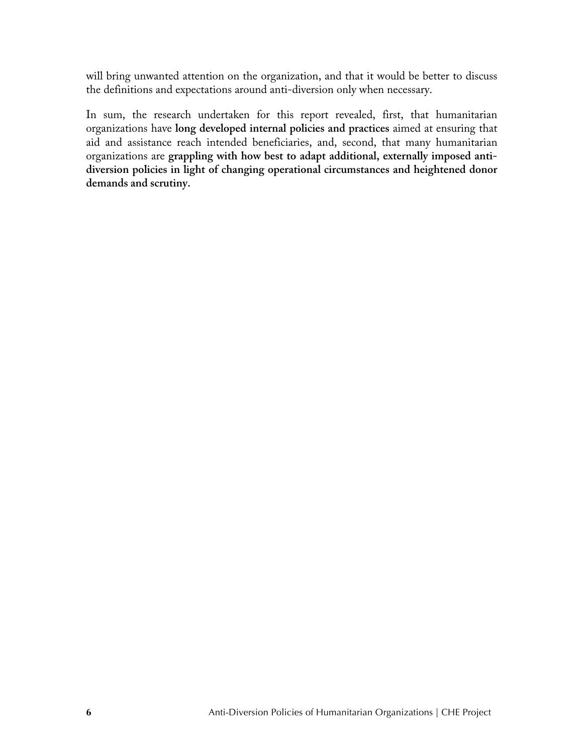will bring unwanted attention on the organization, and that it would be better to discuss the definitions and expectations around anti-diversion only when necessary.

In sum, the research undertaken for this report revealed, first, that humanitarian organizations have **long developed internal policies and practices** aimed at ensuring that aid and assistance reach intended beneficiaries, and, second, that many humanitarian organizations are **grappling with how best to adapt additional, externally imposed anti-diversion policies in light of changing operational circumstances and heightened donor demands and scrutiny.**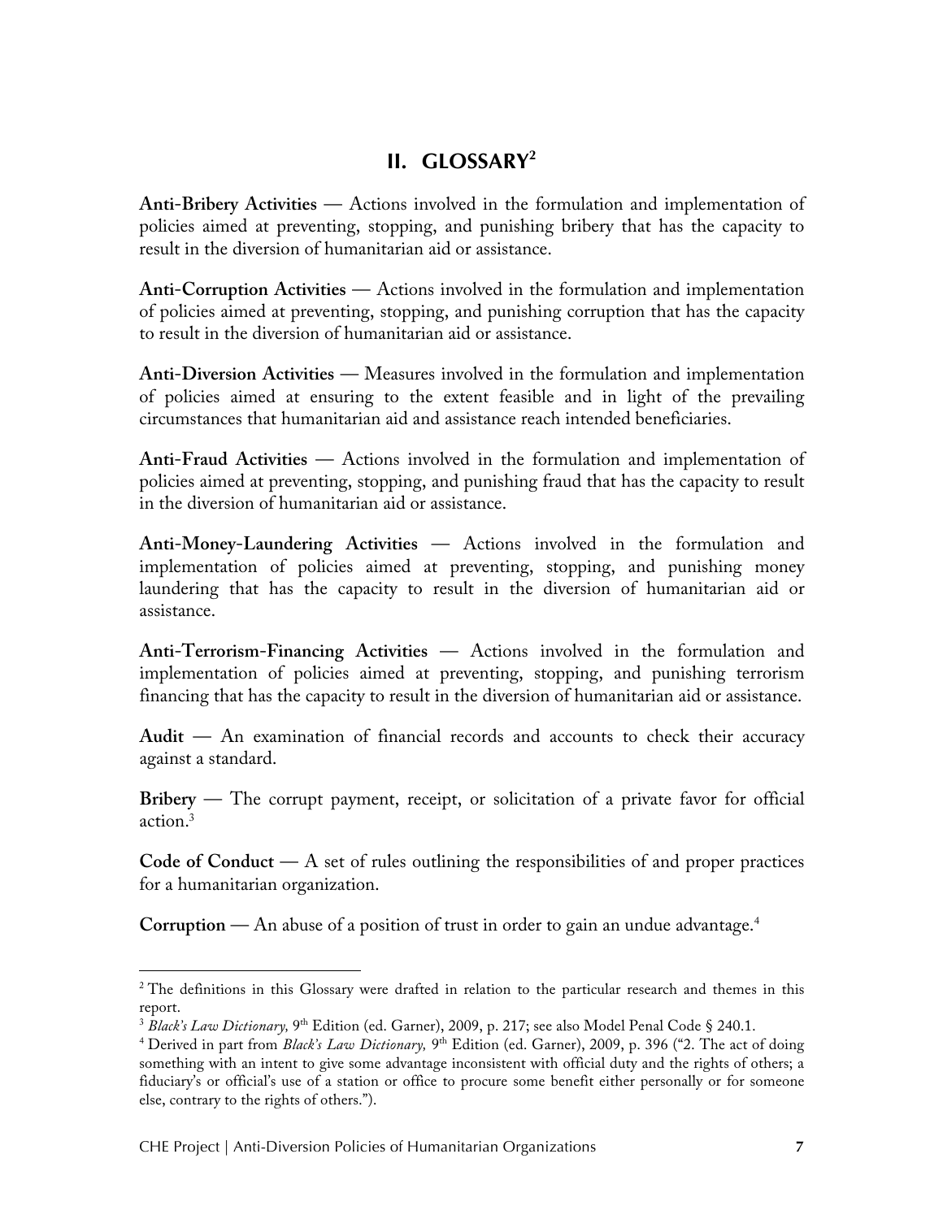## II. GLOSSARY[2]

**Anti-Bribery Activities** — Actions involved in the formulation and implementation of policies aimed at preventing, stopping, and punishing bribery that has the capacity to result in the diversion of humanitarian aid or assistance.

**Anti-Corruption Activities** — Actions involved in the formulation and implementation of policies aimed at preventing, stopping, and punishing corruption that has the capacity to result in the diversion of humanitarian aid or assistance.

**Anti-Diversion Activities** — Measures involved in the formulation and implementation of policies aimed at ensuring to the extent feasible and in light of the prevailing circumstances that humanitarian aid and assistance reach intended beneficiaries.

**Anti-Fraud Activities** — Actions involved in the formulation and implementation of policies aimed at preventing, stopping, and punishing fraud that has the capacity to result in the diversion of humanitarian aid or assistance.

**Anti-Money-Laundering Activities** — Actions involved in the formulation and implementation of policies aimed at preventing, stopping, and punishing money laundering that has the capacity to result in the diversion of humanitarian aid or assistance.

**Anti-Terrorism-Financing Activities** — Actions involved in the formulation and implementation of policies aimed at preventing, stopping, and punishing terrorism financing that has the capacity to result in the diversion of humanitarian aid or assistance.

**Audit** — An examination of financial records and accounts to check their accuracy against a standard.

**Bribery** — The corrupt payment, receipt, or solicitation of a private favor for official action.[3]

**Code of Conduct** — A set of rules outlining the responsibilities of and proper practices for a humanitarian organization.

**Corruption** — An abuse of a position of trust in order to gain an undue advantage.[4]

---

[2] The definitions in this Glossary were drafted in relation to the particular research and themes in this report.

[3] *Black's Law Dictionary,* 9th Edition (ed. Garner), 2009, p. 217; see also Model Penal Code § 240.1.

[4] Derived in part from *Black's Law Dictionary,* 9th Edition (ed. Garner), 2009, p. 396 ("2. The act of doing something with an intent to give some advantage inconsistent with official duty and the rights of others; a fiduciary's or official's use of a station or office to procure some benefit either personally or for someone else, contrary to the rights of others.").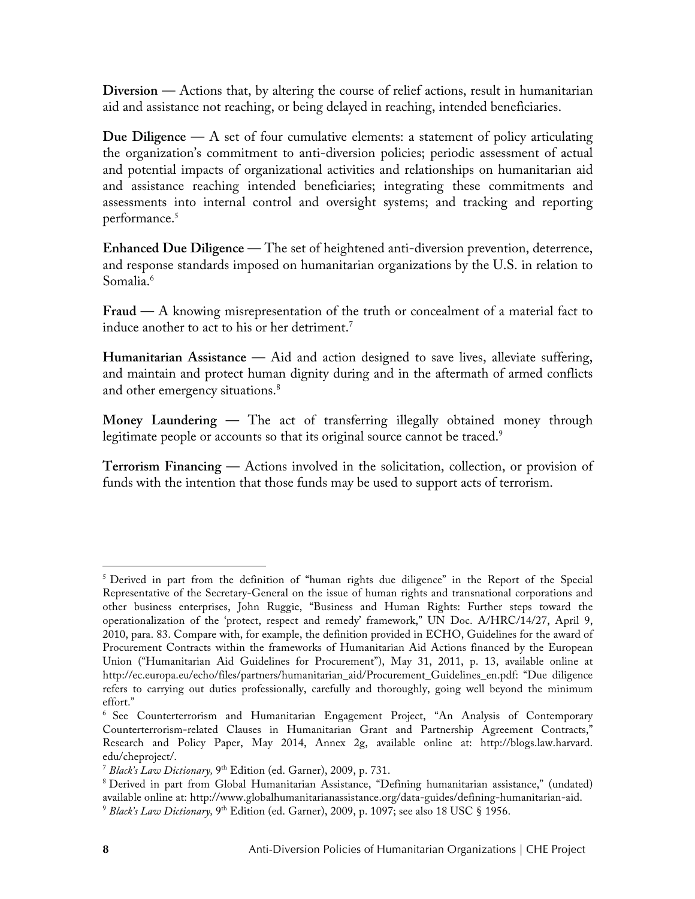**Diversion —** Actions that, by altering the course of relief actions, result in humanitarian aid and assistance not reaching, or being delayed in reaching, intended beneficiaries.

**Due Diligence —** A set of four cumulative elements: a statement of policy articulating the organization's commitment to anti-diversion policies; periodic assessment of actual and potential impacts of organizational activities and relationships on humanitarian aid and assistance reaching intended beneficiaries; integrating these commitments and assessments into internal control and oversight systems; and tracking and reporting performance.[5]

**Enhanced Due Diligence —** The set of heightened anti-diversion prevention, deterrence, and response standards imposed on humanitarian organizations by the U.S. in relation to Somalia.[6]

**Fraud —** A knowing misrepresentation of the truth or concealment of a material fact to induce another to act to his or her detriment.[7]

**Humanitarian Assistance —** Aid and action designed to save lives, alleviate suffering, and maintain and protect human dignity during and in the aftermath of armed conflicts and other emergency situations.[8]

**Money Laundering —** The act of transferring illegally obtained money through legitimate people or accounts so that its original source cannot be traced.[9]

**Terrorism Financing —** Actions involved in the solicitation, collection, or provision of funds with the intention that those funds may be used to support acts of terrorism.

---

[5] Derived in part from the definition of "human rights due diligence" in the Report of the Special Representative of the Secretary-General on the issue of human rights and transnational corporations and other business enterprises, John Ruggie, "Business and Human Rights: Further steps toward the operationalization of the 'protect, respect and remedy' framework," UN Doc. A/HRC/14/27, April 9, 2010, para. 83. Compare with, for example, the definition provided in ECHO, Guidelines for the award of Procurement Contracts within the frameworks of Humanitarian Aid Actions financed by the European Union ("Humanitarian Aid Guidelines for Procurement"), May 31, 2011, p. 13, available online at http://ec.europa.eu/echo/files/partners/humanitarian_aid/Procurement_Guidelines_en.pdf: "Due diligence refers to carrying out duties professionally, carefully and thoroughly, going well beyond the minimum effort."

[6] See Counterterrorism and Humanitarian Engagement Project, "An Analysis of Contemporary Counterterrorism-related Clauses in Humanitarian Grant and Partnership Agreement Contracts," Research and Policy Paper, May 2014, Annex 2g, available online at: http://blogs.law.harvard.edu/cheproject/.

[7] *Black's Law Dictionary,* 9th Edition (ed. Garner), 2009, p. 731.

[8] Derived in part from Global Humanitarian Assistance, "Defining humanitarian assistance," (undated) available online at: http://www.globalhumanitarianassistance.org/data-guides/defining-humanitarian-aid.

[9] *Black's Law Dictionary,* 9th Edition (ed. Garner), 2009, p. 1097; see also 18 USC § 1956.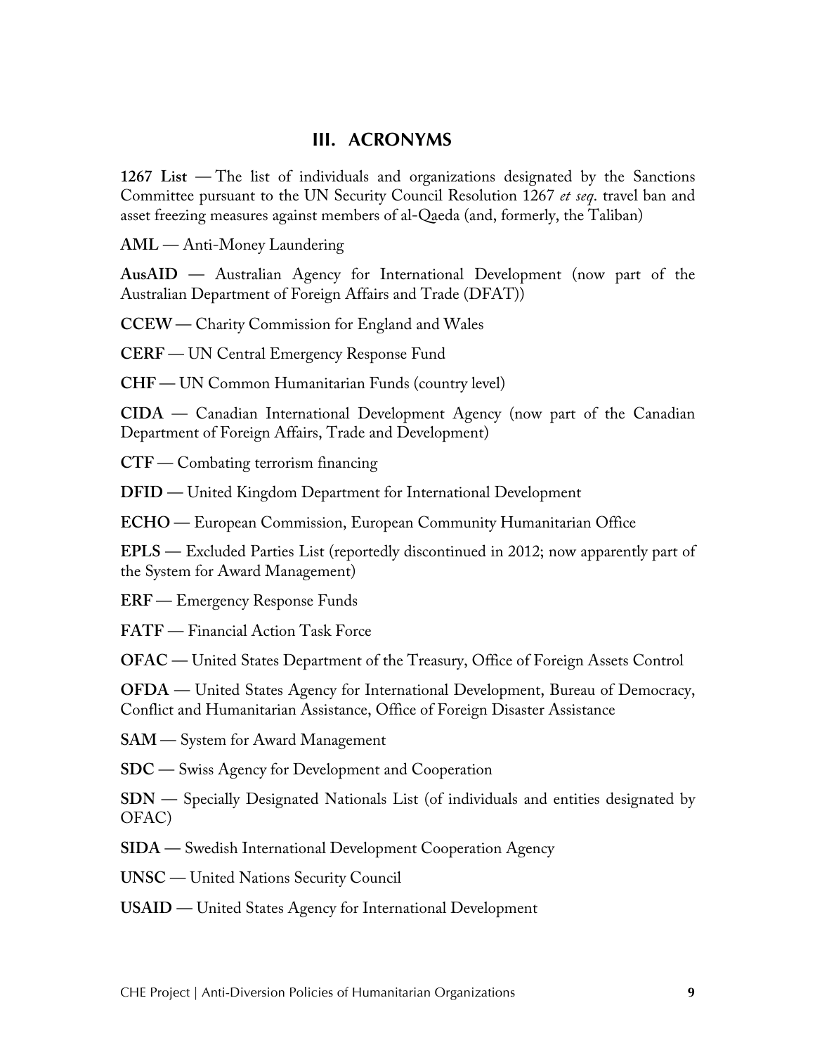## III. ACRONYMS

**1267 List** — The list of individuals and organizations designated by the Sanctions Committee pursuant to the UN Security Council Resolution 1267 *et seq*. travel ban and asset freezing measures against members of al-Qaeda (and, formerly, the Taliban)

**AML** — Anti-Money Laundering

**AusAID** — Australian Agency for International Development (now part of the Australian Department of Foreign Affairs and Trade (DFAT))

**CCEW** — Charity Commission for England and Wales

**CERF** — UN Central Emergency Response Fund

**CHF** — UN Common Humanitarian Funds (country level)

**CIDA** — Canadian International Development Agency (now part of the Canadian Department of Foreign Affairs, Trade and Development)

**CTF** — Combating terrorism financing

**DFID** — United Kingdom Department for International Development

**ECHO** — European Commission, European Community Humanitarian Office

**EPLS** — Excluded Parties List (reportedly discontinued in 2012; now apparently part of the System for Award Management)

**ERF** — Emergency Response Funds

**FATF** — Financial Action Task Force

**OFAC** — United States Department of the Treasury, Office of Foreign Assets Control

**OFDA** — United States Agency for International Development, Bureau of Democracy, Conflict and Humanitarian Assistance, Office of Foreign Disaster Assistance

**SAM** — System for Award Management

**SDC** — Swiss Agency for Development and Cooperation

**SDN** — Specially Designated Nationals List (of individuals and entities designated by OFAC)

**SIDA** — Swedish International Development Cooperation Agency

**UNSC** — United Nations Security Council

**USAID** — United States Agency for International Development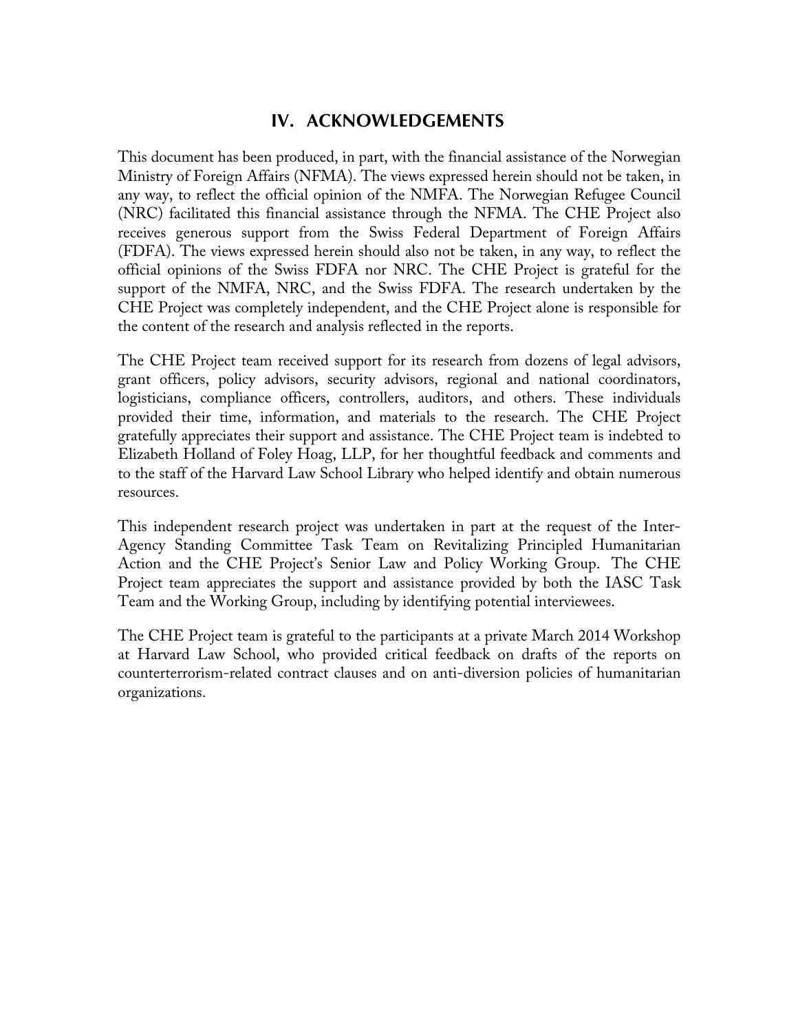## IV. ACKNOWLEDGEMENTS

This document has been produced, in part, with the financial assistance of the Norwegian Ministry of Foreign Affairs (NFMA). The views expressed herein should not be taken, in any way, to reflect the official opinion of the NMFA. The Norwegian Refugee Council (NRC) facilitated this financial assistance through the NFMA. The CHE Project also receives generous support from the Swiss Federal Department of Foreign Affairs (FDFA). The views expressed herein should also not be taken, in any way, to reflect the official opinions of the Swiss FDFA nor NRC. The CHE Project is grateful for the support of the NMFA, NRC, and the Swiss FDFA. The research undertaken by the CHE Project was completely independent, and the CHE Project alone is responsible for the content of the research and analysis reflected in the reports.

The CHE Project team received support for its research from dozens of legal advisors, grant officers, policy advisors, security advisors, regional and national coordinators, logisticians, compliance officers, controllers, auditors, and others. These individuals provided their time, information, and materials to the research. The CHE Project gratefully appreciates their support and assistance. The CHE Project team is indebted to Elizabeth Holland of Foley Hoag, LLP, for her thoughtful feedback and comments and to the staff of the Harvard Law School Library who helped identify and obtain numerous resources.

This independent research project was undertaken in part at the request of the Inter-Agency Standing Committee Task Team on Revitalizing Principled Humanitarian Action and the CHE Project's Senior Law and Policy Working Group. The CHE Project team appreciates the support and assistance provided by both the IASC Task Team and the Working Group, including by identifying potential interviewees.

The CHE Project team is grateful to the participants at a private March 2014 Workshop at Harvard Law School, who provided critical feedback on drafts of the reports on counterterrorism-related contract clauses and on anti-diversion policies of humanitarian organizations.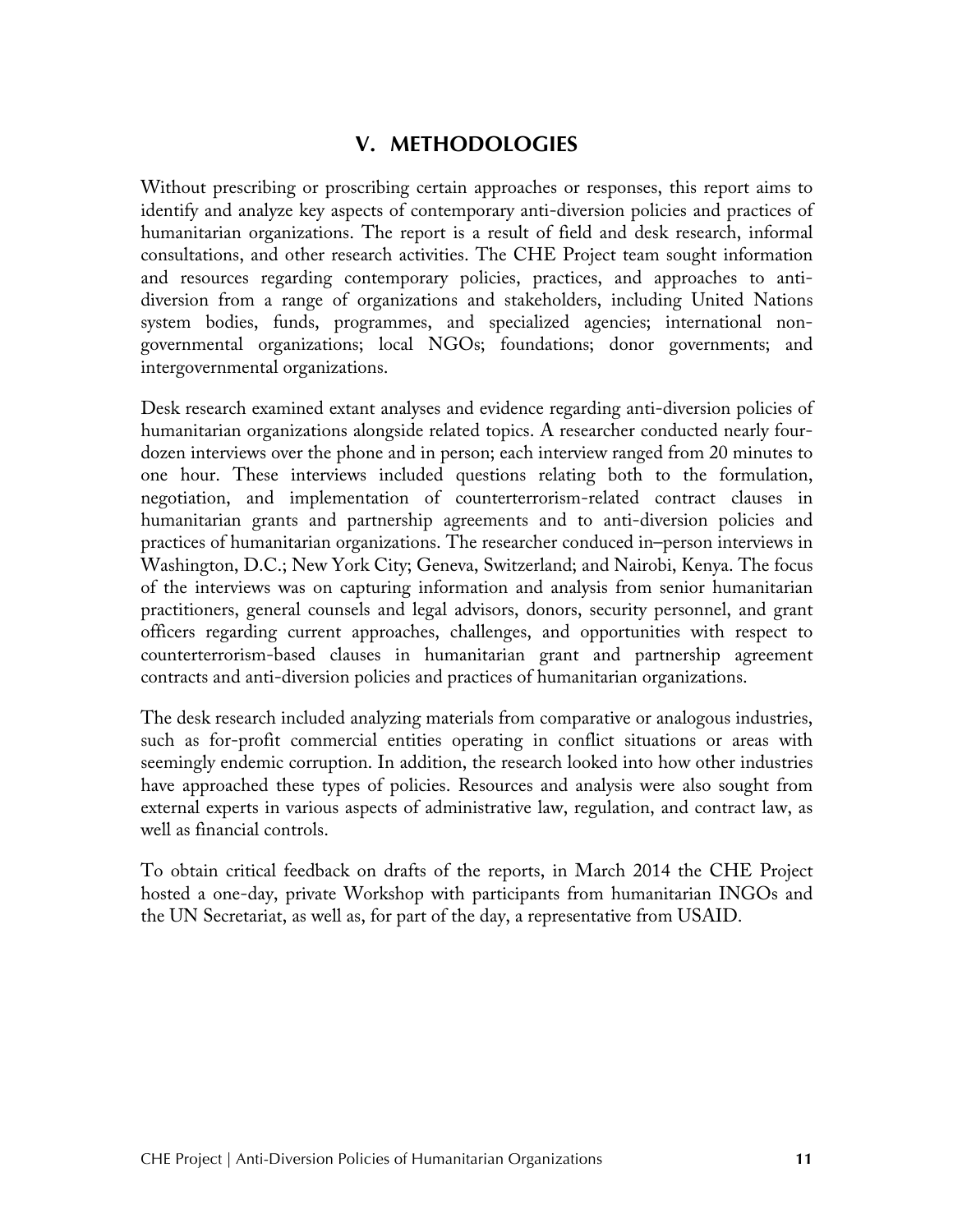## V. METHODOLOGIES

Without prescribing or proscribing certain approaches or responses, this report aims to identify and analyze key aspects of contemporary anti-diversion policies and practices of humanitarian organizations. The report is a result of field and desk research, informal consultations, and other research activities. The CHE Project team sought information and resources regarding contemporary policies, practices, and approaches to anti-diversion from a range of organizations and stakeholders, including United Nations system bodies, funds, programmes, and specialized agencies; international non-governmental organizations; local NGOs; foundations; donor governments; and intergovernmental organizations.

Desk research examined extant analyses and evidence regarding anti-diversion policies of humanitarian organizations alongside related topics. A researcher conducted nearly four-dozen interviews over the phone and in person; each interview ranged from 20 minutes to one hour. These interviews included questions relating both to the formulation, negotiation, and implementation of counterterrorism-related contract clauses in humanitarian grants and partnership agreements and to anti-diversion policies and practices of humanitarian organizations. The researcher conduced in–person interviews in Washington, D.C.; New York City; Geneva, Switzerland; and Nairobi, Kenya. The focus of the interviews was on capturing information and analysis from senior humanitarian practitioners, general counsels and legal advisors, donors, security personnel, and grant officers regarding current approaches, challenges, and opportunities with respect to counterterrorism-based clauses in humanitarian grant and partnership agreement contracts and anti-diversion policies and practices of humanitarian organizations.

The desk research included analyzing materials from comparative or analogous industries, such as for-profit commercial entities operating in conflict situations or areas with seemingly endemic corruption. In addition, the research looked into how other industries have approached these types of policies. Resources and analysis were also sought from external experts in various aspects of administrative law, regulation, and contract law, as well as financial controls.

To obtain critical feedback on drafts of the reports, in March 2014 the CHE Project hosted a one-day, private Workshop with participants from humanitarian INGOs and the UN Secretariat, as well as, for part of the day, a representative from USAID.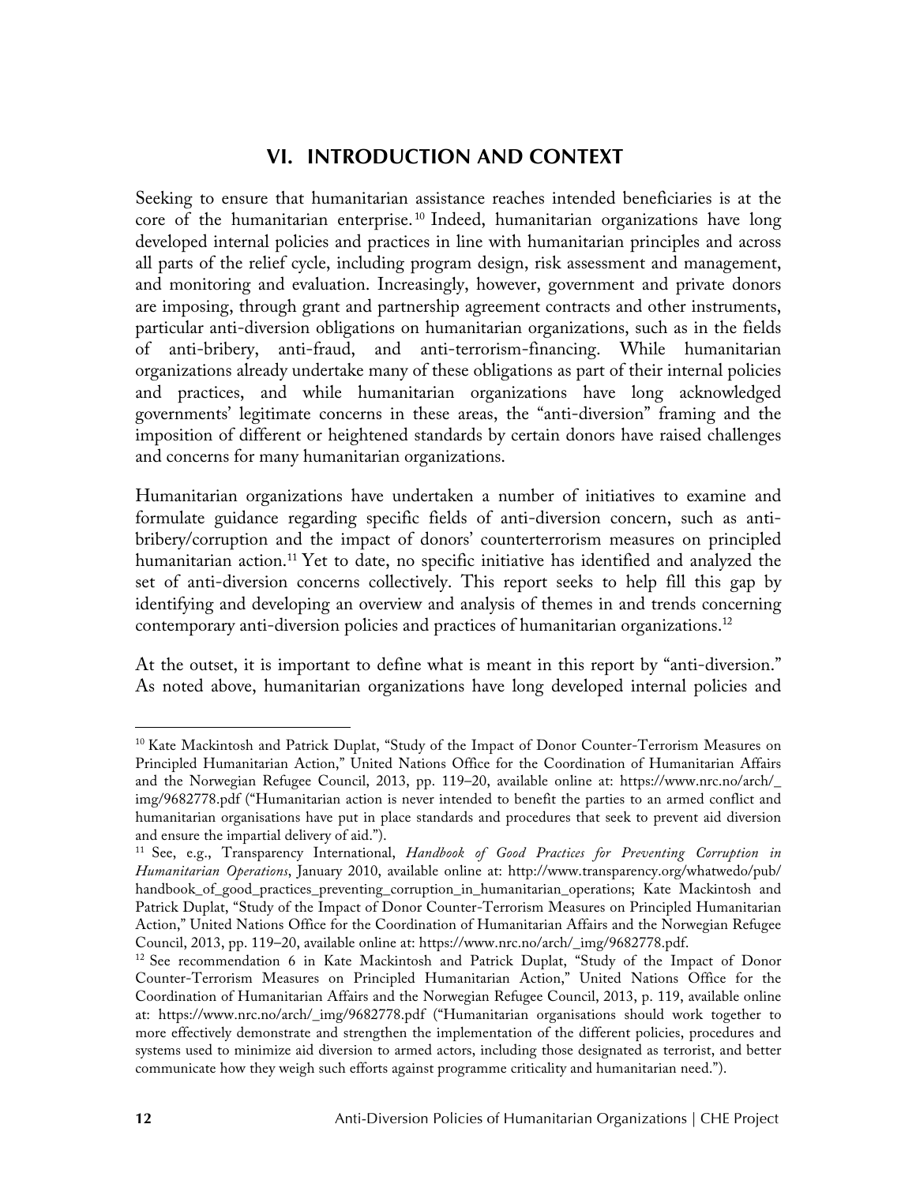## VI. INTRODUCTION AND CONTEXT

Seeking to ensure that humanitarian assistance reaches intended beneficiaries is at the core of the humanitarian enterprise.[10] Indeed, humanitarian organizations have long developed internal policies and practices in line with humanitarian principles and across all parts of the relief cycle, including program design, risk assessment and management, and monitoring and evaluation. Increasingly, however, government and private donors are imposing, through grant and partnership agreement contracts and other instruments, particular anti-diversion obligations on humanitarian organizations, such as in the fields of anti-bribery, anti-fraud, and anti-terrorism-financing. While humanitarian organizations already undertake many of these obligations as part of their internal policies and practices, and while humanitarian organizations have long acknowledged governments' legitimate concerns in these areas, the "anti-diversion" framing and the imposition of different or heightened standards by certain donors have raised challenges and concerns for many humanitarian organizations.

Humanitarian organizations have undertaken a number of initiatives to examine and formulate guidance regarding specific fields of anti-diversion concern, such as anti-bribery/corruption and the impact of donors' counterterrorism measures on principled humanitarian action.[11] Yet to date, no specific initiative has identified and analyzed the set of anti-diversion concerns collectively. This report seeks to help fill this gap by identifying and developing an overview and analysis of themes in and trends concerning contemporary anti-diversion policies and practices of humanitarian organizations.[12]

At the outset, it is important to define what is meant in this report by "anti-diversion." As noted above, humanitarian organizations have long developed internal policies and

---

[10] Kate Mackintosh and Patrick Duplat, "Study of the Impact of Donor Counter-Terrorism Measures on Principled Humanitarian Action," United Nations Office for the Coordination of Humanitarian Affairs and the Norwegian Refugee Council, 2013, pp. 119–20, available online at: https://www.nrc.no/arch/_img/9682778.pdf ("Humanitarian action is never intended to benefit the parties to an armed conflict and humanitarian organisations have put in place standards and procedures that seek to prevent aid diversion and ensure the impartial delivery of aid.").

[11] See, e.g., Transparency International, *Handbook of Good Practices for Preventing Corruption in Humanitarian Operations*, January 2010, available online at: http://www.transparency.org/whatwedo/pub/handbook_of_good_practices_preventing_corruption_in_humanitarian_operations; Kate Mackintosh and Patrick Duplat, "Study of the Impact of Donor Counter-Terrorism Measures on Principled Humanitarian Action," United Nations Office for the Coordination of Humanitarian Affairs and the Norwegian Refugee Council, 2013, pp. 119–20, available online at: https://www.nrc.no/arch/_img/9682778.pdf.

[12] See recommendation 6 in Kate Mackintosh and Patrick Duplat, "Study of the Impact of Donor Counter-Terrorism Measures on Principled Humanitarian Action," United Nations Office for the Coordination of Humanitarian Affairs and the Norwegian Refugee Council, 2013, p. 119, available online at: https://www.nrc.no/arch/_img/9682778.pdf ("Humanitarian organisations should work together to more effectively demonstrate and strengthen the implementation of the different policies, procedures and systems used to minimize aid diversion to armed actors, including those designated as terrorist, and better communicate how they weigh such efforts against programme criticality and humanitarian need.").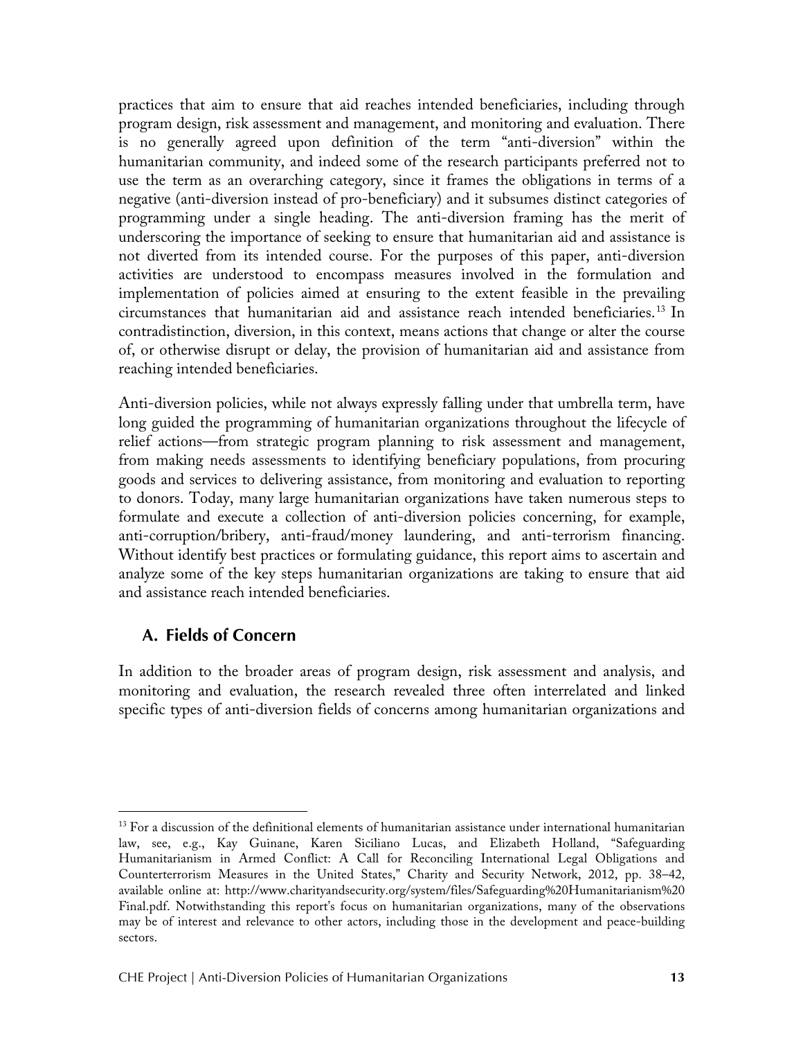practices that aim to ensure that aid reaches intended beneficiaries, including through program design, risk assessment and management, and monitoring and evaluation. There is no generally agreed upon definition of the term "anti-diversion" within the humanitarian community, and indeed some of the research participants preferred not to use the term as an overarching category, since it frames the obligations in terms of a negative (anti-diversion instead of pro-beneficiary) and it subsumes distinct categories of programming under a single heading. The anti-diversion framing has the merit of underscoring the importance of seeking to ensure that humanitarian aid and assistance is not diverted from its intended course. For the purposes of this paper, anti-diversion activities are understood to encompass measures involved in the formulation and implementation of policies aimed at ensuring to the extent feasible in the prevailing circumstances that humanitarian aid and assistance reach intended beneficiaries.[13] In contradistinction, diversion, in this context, means actions that change or alter the course of, or otherwise disrupt or delay, the provision of humanitarian aid and assistance from reaching intended beneficiaries.

Anti-diversion policies, while not always expressly falling under that umbrella term, have long guided the programming of humanitarian organizations throughout the lifecycle of relief actions—from strategic program planning to risk assessment and management, from making needs assessments to identifying beneficiary populations, from procuring goods and services to delivering assistance, from monitoring and evaluation to reporting to donors. Today, many large humanitarian organizations have taken numerous steps to formulate and execute a collection of anti-diversion policies concerning, for example, anti-corruption/bribery, anti-fraud/money laundering, and anti-terrorism financing. Without identify best practices or formulating guidance, this report aims to ascertain and analyze some of the key steps humanitarian organizations are taking to ensure that aid and assistance reach intended beneficiaries.

## A. Fields of Concern

In addition to the broader areas of program design, risk assessment and analysis, and monitoring and evaluation, the research revealed three often interrelated and linked specific types of anti-diversion fields of concerns among humanitarian organizations and

[13] For a discussion of the definitional elements of humanitarian assistance under international humanitarian law, see, e.g., Kay Guinane, Karen Siciliano Lucas, and Elizabeth Holland, "Safeguarding Humanitarianism in Armed Conflict: A Call for Reconciling International Legal Obligations and Counterterrorism Measures in the United States," Charity and Security Network, 2012, pp. 38–42, available online at: http://www.charityandsecurity.org/system/files/Safeguarding%20Humanitarianism%20Final.pdf. Notwithstanding this report's focus on humanitarian organizations, many of the observations may be of interest and relevance to other actors, including those in the development and peace-building sectors.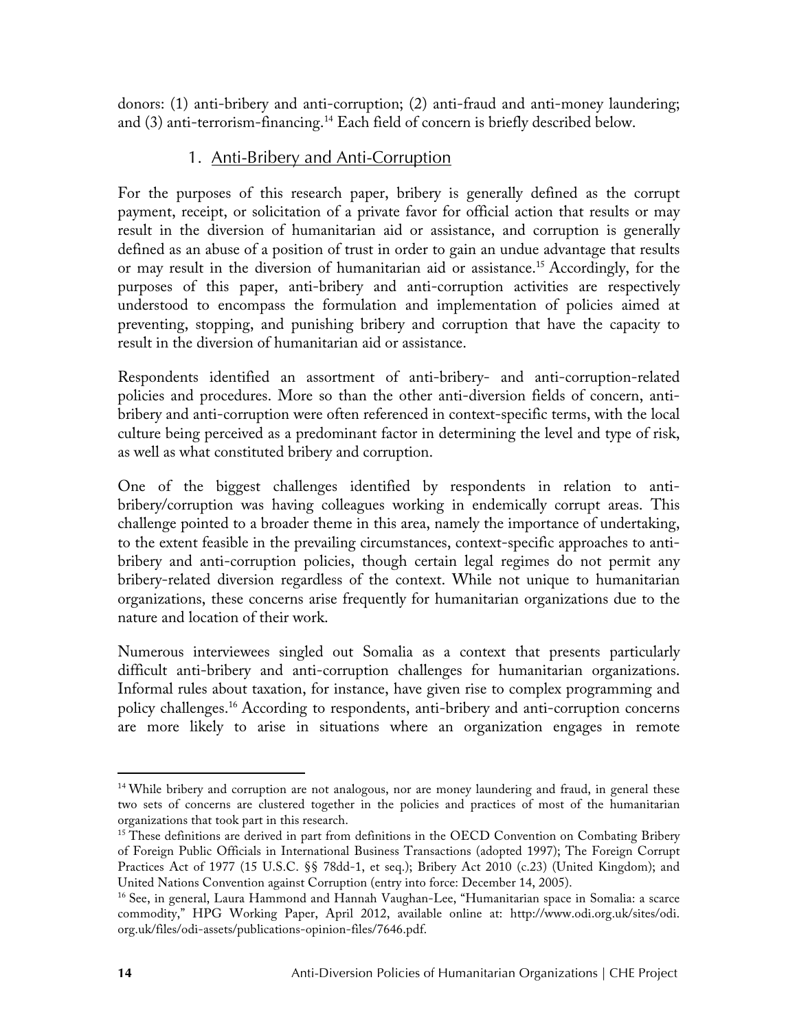donors: (1) anti-bribery and anti-corruption; (2) anti-fraud and anti-money laundering; and (3) anti-terrorism-financing.[14] Each field of concern is briefly described below.

### 1. Anti-Bribery and Anti-Corruption

For the purposes of this research paper, bribery is generally defined as the corrupt payment, receipt, or solicitation of a private favor for official action that results or may result in the diversion of humanitarian aid or assistance, and corruption is generally defined as an abuse of a position of trust in order to gain an undue advantage that results or may result in the diversion of humanitarian aid or assistance.[15] Accordingly, for the purposes of this paper, anti-bribery and anti-corruption activities are respectively understood to encompass the formulation and implementation of policies aimed at preventing, stopping, and punishing bribery and corruption that have the capacity to result in the diversion of humanitarian aid or assistance.

Respondents identified an assortment of anti-bribery- and anti-corruption-related policies and procedures. More so than the other anti-diversion fields of concern, anti-bribery and anti-corruption were often referenced in context-specific terms, with the local culture being perceived as a predominant factor in determining the level and type of risk, as well as what constituted bribery and corruption.

One of the biggest challenges identified by respondents in relation to anti-bribery/corruption was having colleagues working in endemically corrupt areas. This challenge pointed to a broader theme in this area, namely the importance of undertaking, to the extent feasible in the prevailing circumstances, context-specific approaches to anti-bribery and anti-corruption policies, though certain legal regimes do not permit any bribery-related diversion regardless of the context. While not unique to humanitarian organizations, these concerns arise frequently for humanitarian organizations due to the nature and location of their work.

Numerous interviewees singled out Somalia as a context that presents particularly difficult anti-bribery and anti-corruption challenges for humanitarian organizations. Informal rules about taxation, for instance, have given rise to complex programming and policy challenges.[16] According to respondents, anti-bribery and anti-corruption concerns are more likely to arise in situations where an organization engages in remote

---

[14] While bribery and corruption are not analogous, nor are money laundering and fraud, in general these two sets of concerns are clustered together in the policies and practices of most of the humanitarian organizations that took part in this research.

[15] These definitions are derived in part from definitions in the OECD Convention on Combating Bribery of Foreign Public Officials in International Business Transactions (adopted 1997); The Foreign Corrupt Practices Act of 1977 (15 U.S.C. §§ 78dd-1, et seq.); Bribery Act 2010 (c.23) (United Kingdom); and United Nations Convention against Corruption (entry into force: December 14, 2005).

[16] See, in general, Laura Hammond and Hannah Vaughan-Lee, "Humanitarian space in Somalia: a scarce commodity," HPG Working Paper, April 2012, available online at: http://www.odi.org.uk/sites/odi.org.uk/files/odi-assets/publications-opinion-files/7646.pdf.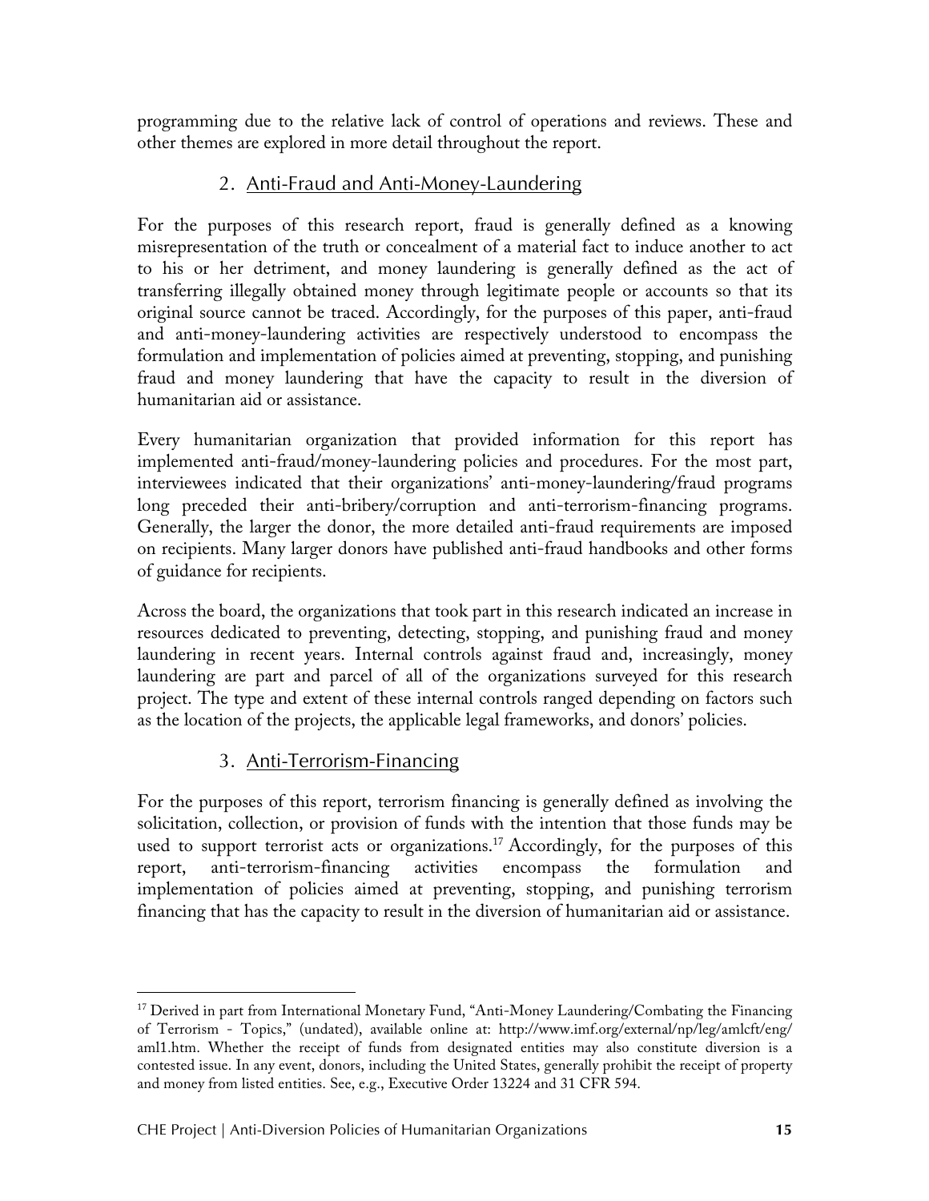programming due to the relative lack of control of operations and reviews. These and other themes are explored in more detail throughout the report.

### 2. Anti-Fraud and Anti-Money-Laundering

For the purposes of this research report, fraud is generally defined as a knowing misrepresentation of the truth or concealment of a material fact to induce another to act to his or her detriment, and money laundering is generally defined as the act of transferring illegally obtained money through legitimate people or accounts so that its original source cannot be traced. Accordingly, for the purposes of this paper, anti-fraud and anti-money-laundering activities are respectively understood to encompass the formulation and implementation of policies aimed at preventing, stopping, and punishing fraud and money laundering that have the capacity to result in the diversion of humanitarian aid or assistance.

Every humanitarian organization that provided information for this report has implemented anti-fraud/money-laundering policies and procedures. For the most part, interviewees indicated that their organizations' anti-money-laundering/fraud programs long preceded their anti-bribery/corruption and anti-terrorism-financing programs. Generally, the larger the donor, the more detailed anti-fraud requirements are imposed on recipients. Many larger donors have published anti-fraud handbooks and other forms of guidance for recipients.

Across the board, the organizations that took part in this research indicated an increase in resources dedicated to preventing, detecting, stopping, and punishing fraud and money laundering in recent years. Internal controls against fraud and, increasingly, money laundering are part and parcel of all of the organizations surveyed for this research project. The type and extent of these internal controls ranged depending on factors such as the location of the projects, the applicable legal frameworks, and donors' policies.

### 3. Anti-Terrorism-Financing

For the purposes of this report, terrorism financing is generally defined as involving the solicitation, collection, or provision of funds with the intention that those funds may be used to support terrorist acts or organizations.[17] Accordingly, for the purposes of this report, anti-terrorism-financing activities encompass the formulation and implementation of policies aimed at preventing, stopping, and punishing terrorism financing that has the capacity to result in the diversion of humanitarian aid or assistance.

---

[17] Derived in part from International Monetary Fund, "Anti-Money Laundering/Combating the Financing of Terrorism - Topics," (undated), available online at: http://www.imf.org/external/np/leg/amlcft/eng/aml1.htm. Whether the receipt of funds from designated entities may also constitute diversion is a contested issue. In any event, donors, including the United States, generally prohibit the receipt of property and money from listed entities. See, e.g., Executive Order 13224 and 31 CFR 594.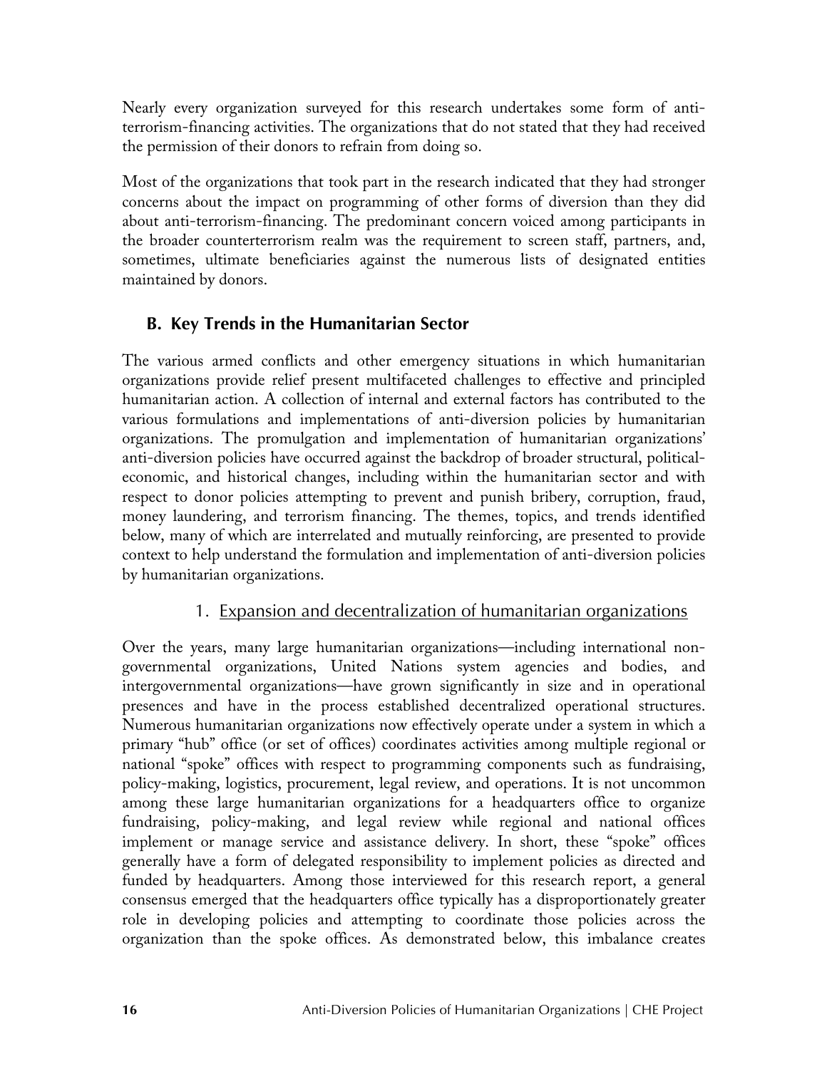Nearly every organization surveyed for this research undertakes some form of anti-terrorism-financing activities. The organizations that do not stated that they had received the permission of their donors to refrain from doing so.

Most of the organizations that took part in the research indicated that they had stronger concerns about the impact on programming of other forms of diversion than they did about anti-terrorism-financing. The predominant concern voiced among participants in the broader counterterrorism realm was the requirement to screen staff, partners, and, sometimes, ultimate beneficiaries against the numerous lists of designated entities maintained by donors.

## B. Key Trends in the Humanitarian Sector

The various armed conflicts and other emergency situations in which humanitarian organizations provide relief present multifaceted challenges to effective and principled humanitarian action. A collection of internal and external factors has contributed to the various formulations and implementations of anti-diversion policies by humanitarian organizations. The promulgation and implementation of humanitarian organizations' anti-diversion policies have occurred against the backdrop of broader structural, political-economic, and historical changes, including within the humanitarian sector and with respect to donor policies attempting to prevent and punish bribery, corruption, fraud, money laundering, and terrorism financing. The themes, topics, and trends identified below, many of which are interrelated and mutually reinforcing, are presented to provide context to help understand the formulation and implementation of anti-diversion policies by humanitarian organizations.

### 1. Expansion and decentralization of humanitarian organizations

Over the years, many large humanitarian organizations—including international non-governmental organizations, United Nations system agencies and bodies, and intergovernmental organizations—have grown significantly in size and in operational presences and have in the process established decentralized operational structures. Numerous humanitarian organizations now effectively operate under a system in which a primary "hub" office (or set of offices) coordinates activities among multiple regional or national "spoke" offices with respect to programming components such as fundraising, policy-making, logistics, procurement, legal review, and operations. It is not uncommon among these large humanitarian organizations for a headquarters office to organize fundraising, policy-making, and legal review while regional and national offices implement or manage service and assistance delivery. In short, these "spoke" offices generally have a form of delegated responsibility to implement policies as directed and funded by headquarters. Among those interviewed for this research report, a general consensus emerged that the headquarters office typically has a disproportionately greater role in developing policies and attempting to coordinate those policies across the organization than the spoke offices. As demonstrated below, this imbalance creates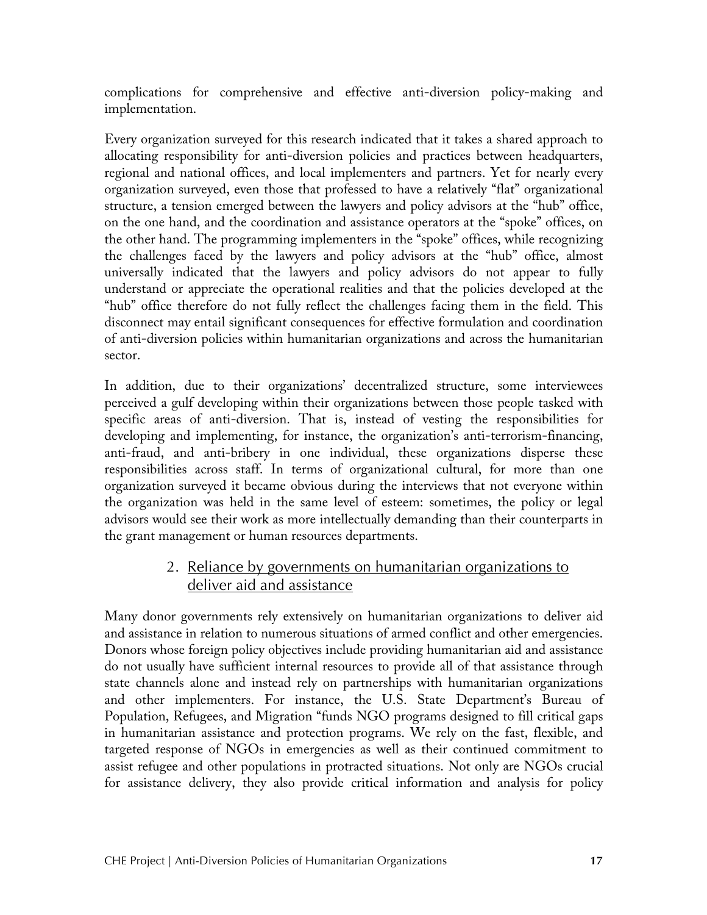complications for comprehensive and effective anti-diversion policy-making and implementation.

Every organization surveyed for this research indicated that it takes a shared approach to allocating responsibility for anti-diversion policies and practices between headquarters, regional and national offices, and local implementers and partners. Yet for nearly every organization surveyed, even those that professed to have a relatively "flat" organizational structure, a tension emerged between the lawyers and policy advisors at the "hub" office, on the one hand, and the coordination and assistance operators at the "spoke" offices, on the other hand. The programming implementers in the "spoke" offices, while recognizing the challenges faced by the lawyers and policy advisors at the "hub" office, almost universally indicated that the lawyers and policy advisors do not appear to fully understand or appreciate the operational realities and that the policies developed at the "hub" office therefore do not fully reflect the challenges facing them in the field. This disconnect may entail significant consequences for effective formulation and coordination of anti-diversion policies within humanitarian organizations and across the humanitarian sector.

In addition, due to their organizations' decentralized structure, some interviewees perceived a gulf developing within their organizations between those people tasked with specific areas of anti-diversion. That is, instead of vesting the responsibilities for developing and implementing, for instance, the organization's anti-terrorism-financing, anti-fraud, and anti-bribery in one individual, these organizations disperse these responsibilities across staff. In terms of organizational cultural, for more than one organization surveyed it became obvious during the interviews that not everyone within the organization was held in the same level of esteem: sometimes, the policy or legal advisors would see their work as more intellectually demanding than their counterparts in the grant management or human resources departments.

### 2. Reliance by governments on humanitarian organizations to deliver aid and assistance

Many donor governments rely extensively on humanitarian organizations to deliver aid and assistance in relation to numerous situations of armed conflict and other emergencies. Donors whose foreign policy objectives include providing humanitarian aid and assistance do not usually have sufficient internal resources to provide all of that assistance through state channels alone and instead rely on partnerships with humanitarian organizations and other implementers. For instance, the U.S. State Department's Bureau of Population, Refugees, and Migration "funds NGO programs designed to fill critical gaps in humanitarian assistance and protection programs. We rely on the fast, flexible, and targeted response of NGOs in emergencies as well as their continued commitment to assist refugee and other populations in protracted situations. Not only are NGOs crucial for assistance delivery, they also provide critical information and analysis for policy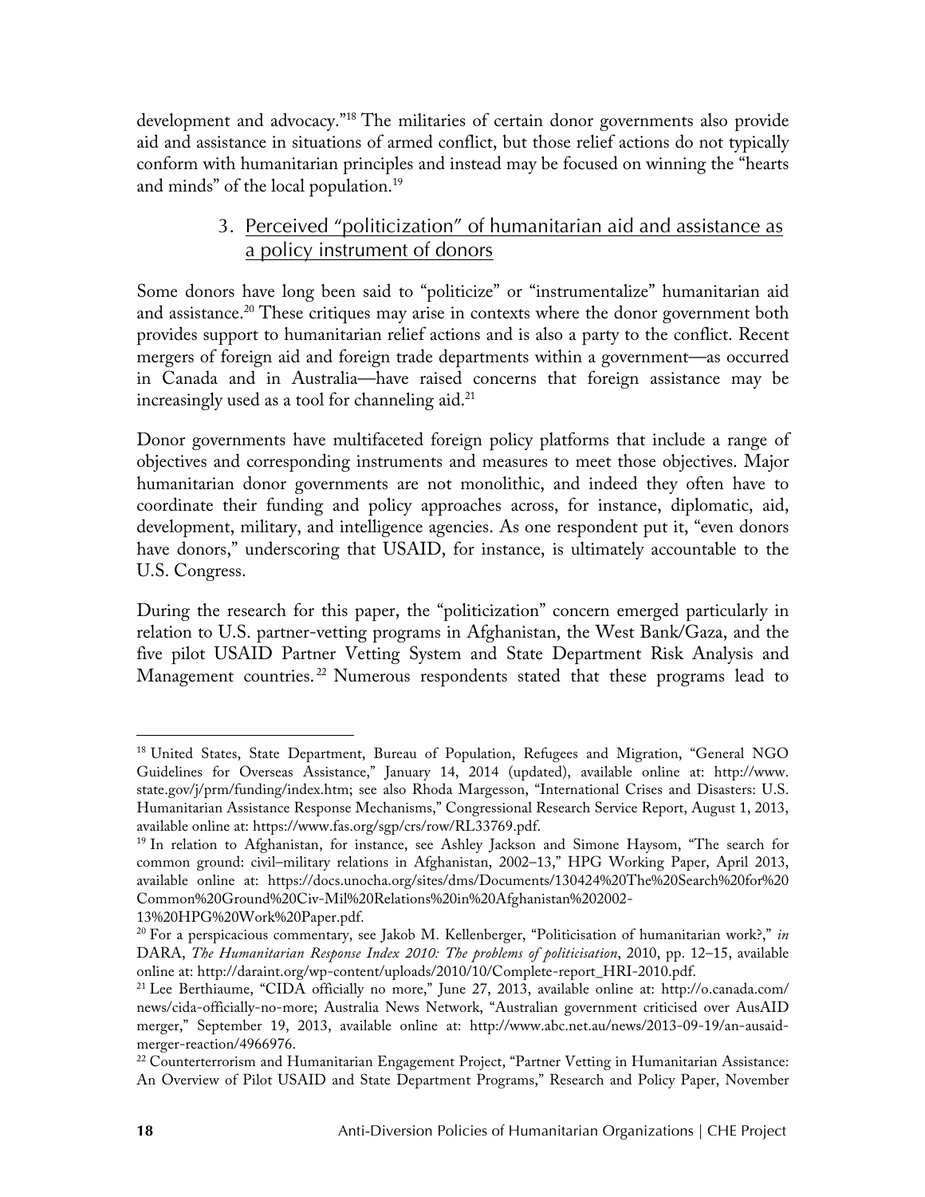development and advocacy."[18] The militaries of certain donor governments also provide aid and assistance in situations of armed conflict, but those relief actions do not typically conform with humanitarian principles and instead may be focused on winning the "hearts and minds" of the local population.[19]

### 3. Perceived "politicization" of humanitarian aid and assistance as a policy instrument of donors

Some donors have long been said to "politicize" or "instrumentalize" humanitarian aid and assistance.[20] These critiques may arise in contexts where the donor government both provides support to humanitarian relief actions and is also a party to the conflict. Recent mergers of foreign aid and foreign trade departments within a government—as occurred in Canada and in Australia—have raised concerns that foreign assistance may be increasingly used as a tool for channeling aid.[21]

Donor governments have multifaceted foreign policy platforms that include a range of objectives and corresponding instruments and measures to meet those objectives. Major humanitarian donor governments are not monolithic, and indeed they often have to coordinate their funding and policy approaches across, for instance, diplomatic, aid, development, military, and intelligence agencies. As one respondent put it, "even donors have donors," underscoring that USAID, for instance, is ultimately accountable to the U.S. Congress.

During the research for this paper, the "politicization" concern emerged particularly in relation to U.S. partner-vetting programs in Afghanistan, the West Bank/Gaza, and the five pilot USAID Partner Vetting System and State Department Risk Analysis and Management countries.[22] Numerous respondents stated that these programs lead to

---

[18] United States, State Department, Bureau of Population, Refugees and Migration, "General NGO Guidelines for Overseas Assistance," January 14, 2014 (updated), available online at: http://www.state.gov/j/prm/funding/index.htm; see also Rhoda Margesson, "International Crises and Disasters: U.S. Humanitarian Assistance Response Mechanisms," Congressional Research Service Report, August 1, 2013, available online at: https://www.fas.org/sgp/crs/row/RL33769.pdf.

[19] In relation to Afghanistan, for instance, see Ashley Jackson and Simone Haysom, "The search for common ground: civil–military relations in Afghanistan, 2002–13," HPG Working Paper, April 2013, available online at: https://docs.unocha.org/sites/dms/Documents/130424%20The%20Search%20for%20Common%20Ground%20Civ-Mil%20Relations%20in%20Afghanistan%202002-13%20HPG%20Work%20Paper.pdf.

[20] For a perspicacious commentary, see Jakob M. Kellenberger, "Politicisation of humanitarian work?," *in* DARA, *The Humanitarian Response Index 2010: The problems of politicisation*, 2010, pp. 12–15, available online at: http://daraint.org/wp-content/uploads/2010/10/Complete-report_HRI-2010.pdf.

[21] Lee Berthiaume, "CIDA officially no more," June 27, 2013, available online at: http://o.canada.com/news/cida-officially-no-more; Australia News Network, "Australian government criticised over AusAID merger," September 19, 2013, available online at: http://www.abc.net.au/news/2013-09-19/an-ausaid-merger-reaction/4966976.

[22] Counterterrorism and Humanitarian Engagement Project, "Partner Vetting in Humanitarian Assistance: An Overview of Pilot USAID and State Department Programs," Research and Policy Paper, November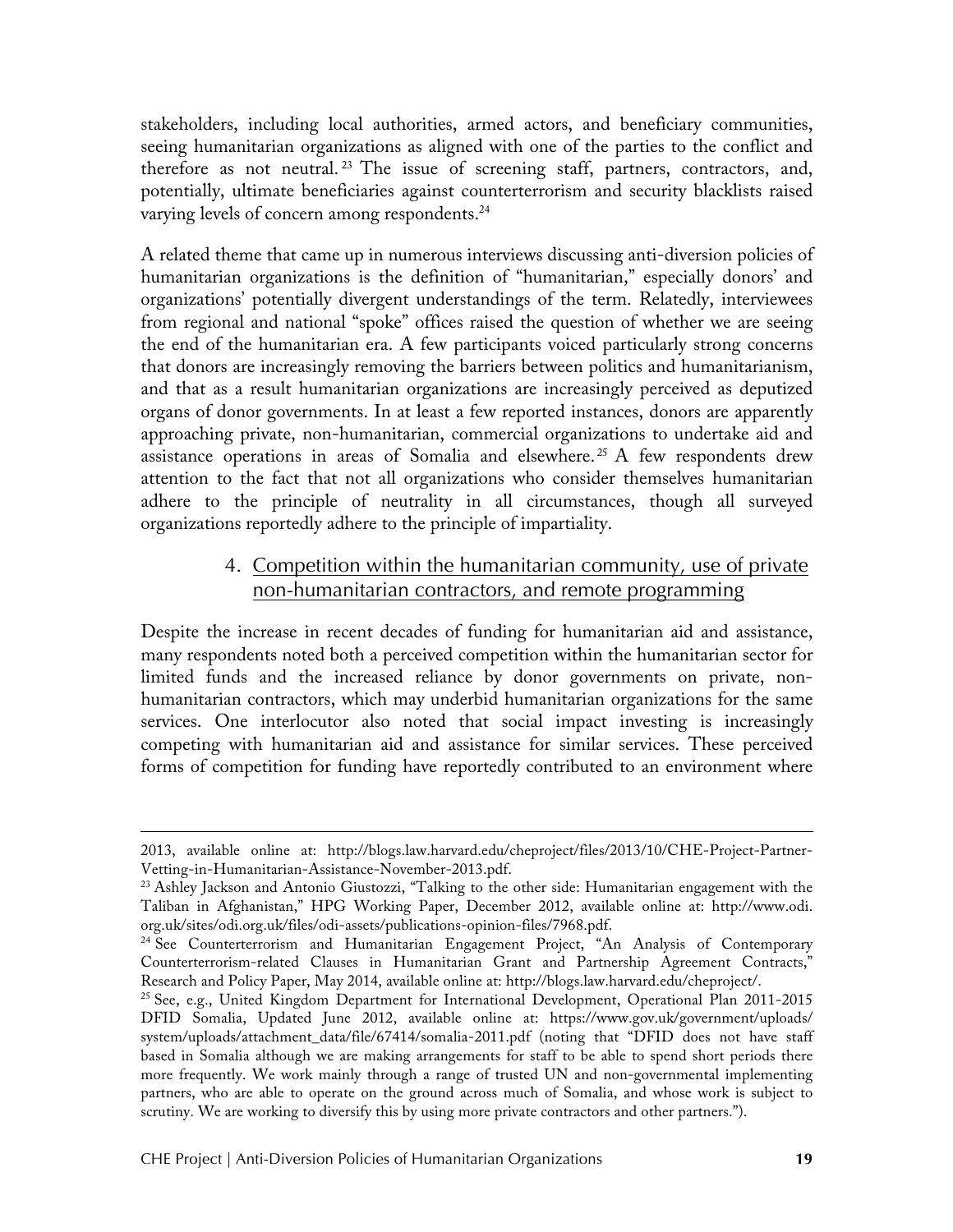stakeholders, including local authorities, armed actors, and beneficiary communities, seeing humanitarian organizations as aligned with one of the parties to the conflict and therefore as not neutral.[23] The issue of screening staff, partners, contractors, and, potentially, ultimate beneficiaries against counterterrorism and security blacklists raised varying levels of concern among respondents.[24]

A related theme that came up in numerous interviews discussing anti-diversion policies of humanitarian organizations is the definition of "humanitarian," especially donors' and organizations' potentially divergent understandings of the term. Relatedly, interviewees from regional and national "spoke" offices raised the question of whether we are seeing the end of the humanitarian era. A few participants voiced particularly strong concerns that donors are increasingly removing the barriers between politics and humanitarianism, and that as a result humanitarian organizations are increasingly perceived as deputized organs of donor governments. In at least a few reported instances, donors are apparently approaching private, non-humanitarian, commercial organizations to undertake aid and assistance operations in areas of Somalia and elsewhere.[25] A few respondents drew attention to the fact that not all organizations who consider themselves humanitarian adhere to the principle of neutrality in all circumstances, though all surveyed organizations reportedly adhere to the principle of impartiality.

### 4. Competition within the humanitarian community, use of private non-humanitarian contractors, and remote programming

Despite the increase in recent decades of funding for humanitarian aid and assistance, many respondents noted both a perceived competition within the humanitarian sector for limited funds and the increased reliance by donor governments on private, non-humanitarian contractors, which may underbid humanitarian organizations for the same services. One interlocutor also noted that social impact investing is increasingly competing with humanitarian aid and assistance for similar services. These perceived forms of competition for funding have reportedly contributed to an environment where

---

2013, available online at: http://blogs.law.harvard.edu/cheproject/files/2013/10/CHE-Project-Partner-Vetting-in-Humanitarian-Assistance-November-2013.pdf.

[23] Ashley Jackson and Antonio Giustozzi, "Talking to the other side: Humanitarian engagement with the Taliban in Afghanistan," HPG Working Paper, December 2012, available online at: http://www.odi.org.uk/sites/odi.org.uk/files/odi-assets/publications-opinion-files/7968.pdf.

[24] See Counterterrorism and Humanitarian Engagement Project, "An Analysis of Contemporary Counterterrorism-related Clauses in Humanitarian Grant and Partnership Agreement Contracts," Research and Policy Paper, May 2014, available online at: http://blogs.law.harvard.edu/cheproject/.

[25] See, e.g., United Kingdom Department for International Development, Operational Plan 2011-2015 DFID Somalia, Updated June 2012, available online at: https://www.gov.uk/government/uploads/system/uploads/attachment_data/file/67414/somalia-2011.pdf (noting that "DFID does not have staff based in Somalia although we are making arrangements for staff to be able to spend short periods there more frequently. We work mainly through a range of trusted UN and non-governmental implementing partners, who are able to operate on the ground across much of Somalia, and whose work is subject to scrutiny. We are working to diversify this by using more private contractors and other partners.").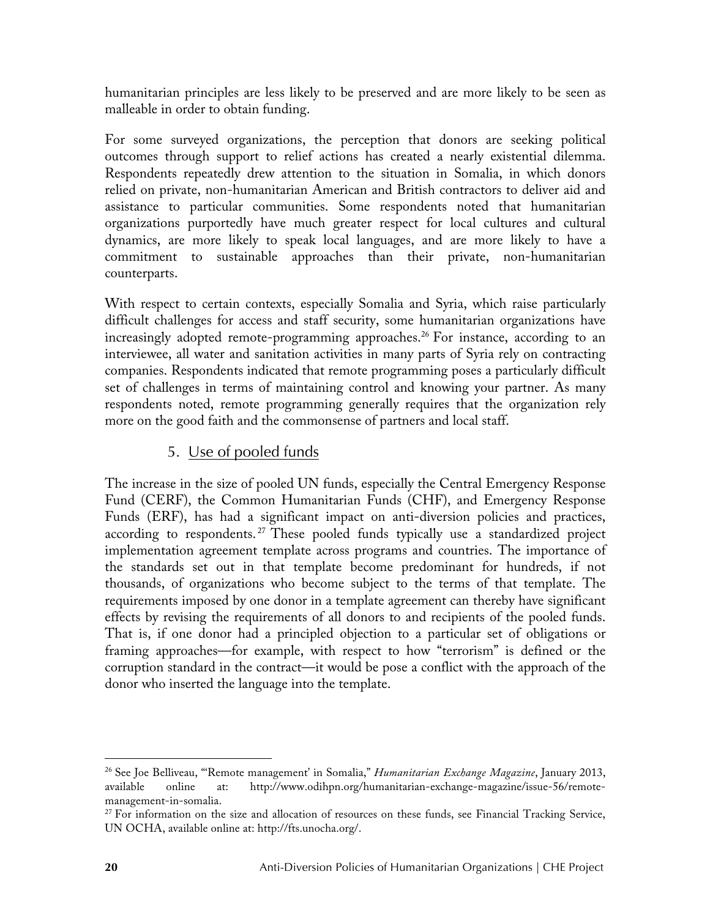humanitarian principles are less likely to be preserved and are more likely to be seen as malleable in order to obtain funding.

For some surveyed organizations, the perception that donors are seeking political outcomes through support to relief actions has created a nearly existential dilemma. Respondents repeatedly drew attention to the situation in Somalia, in which donors relied on private, non-humanitarian American and British contractors to deliver aid and assistance to particular communities. Some respondents noted that humanitarian organizations purportedly have much greater respect for local cultures and cultural dynamics, are more likely to speak local languages, and are more likely to have a commitment to sustainable approaches than their private, non-humanitarian counterparts.

With respect to certain contexts, especially Somalia and Syria, which raise particularly difficult challenges for access and staff security, some humanitarian organizations have increasingly adopted remote-programming approaches.[26] For instance, according to an interviewee, all water and sanitation activities in many parts of Syria rely on contracting companies. Respondents indicated that remote programming poses a particularly difficult set of challenges in terms of maintaining control and knowing your partner. As many respondents noted, remote programming generally requires that the organization rely more on the good faith and the commonsense of partners and local staff.

### 5. Use of pooled funds

The increase in the size of pooled UN funds, especially the Central Emergency Response Fund (CERF), the Common Humanitarian Funds (CHF), and Emergency Response Funds (ERF), has had a significant impact on anti-diversion policies and practices, according to respondents.[27] These pooled funds typically use a standardized project implementation agreement template across programs and countries. The importance of the standards set out in that template become predominant for hundreds, if not thousands, of organizations who become subject to the terms of that template. The requirements imposed by one donor in a template agreement can thereby have significant effects by revising the requirements of all donors to and recipients of the pooled funds. That is, if one donor had a principled objection to a particular set of obligations or framing approaches—for example, with respect to how "terrorism" is defined or the corruption standard in the contract—it would be pose a conflict with the approach of the donor who inserted the language into the template.

---

[26] See Joe Belliveau, "'Remote management' in Somalia," *Humanitarian Exchange Magazine*, January 2013, available online at: http://www.odihpn.org/humanitarian-exchange-magazine/issue-56/remote-management-in-somalia.

[27] For information on the size and allocation of resources on these funds, see Financial Tracking Service, UN OCHA, available online at: http://fts.unocha.org/.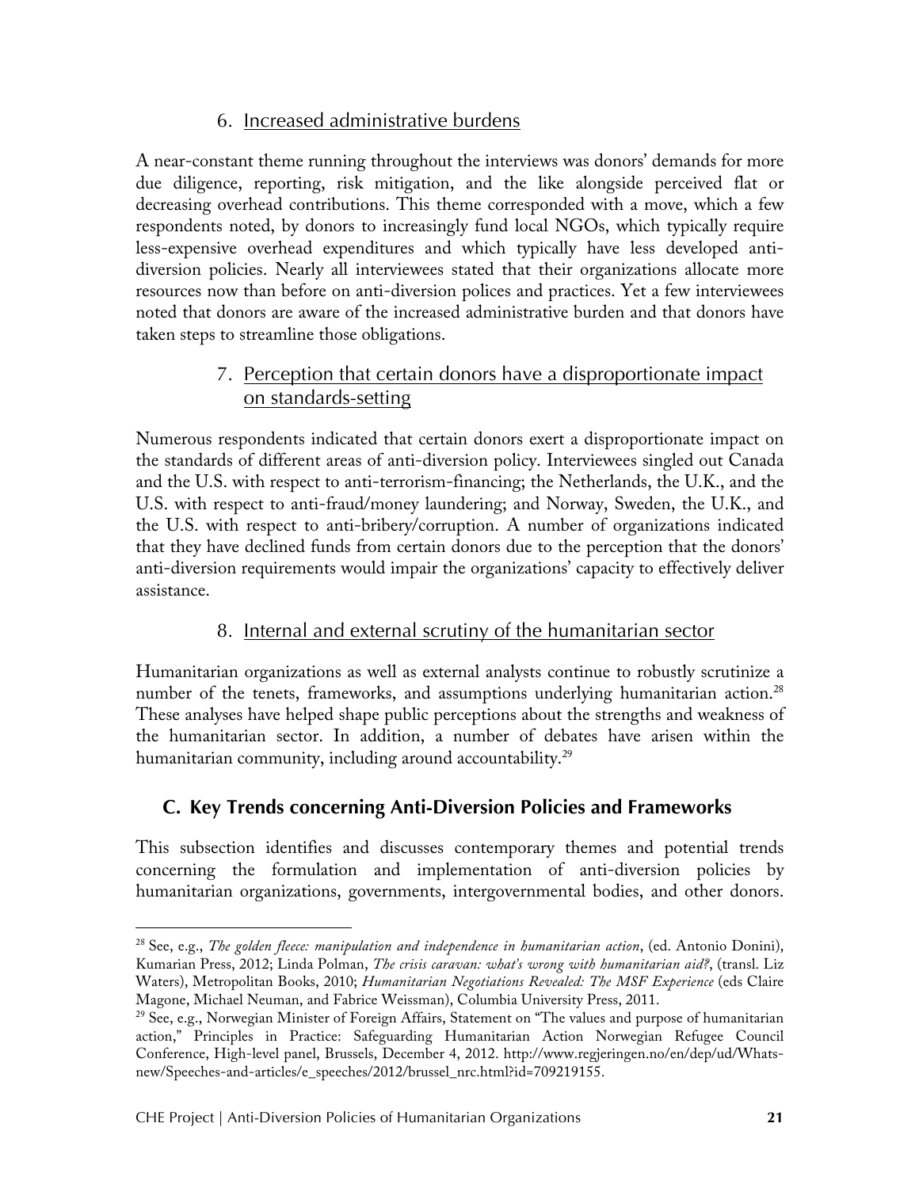### 6. Increased administrative burdens

A near-constant theme running throughout the interviews was donors' demands for more due diligence, reporting, risk mitigation, and the like alongside perceived flat or decreasing overhead contributions. This theme corresponded with a move, which a few respondents noted, by donors to increasingly fund local NGOs, which typically require less-expensive overhead expenditures and which typically have less developed anti-diversion policies. Nearly all interviewees stated that their organizations allocate more resources now than before on anti-diversion polices and practices. Yet a few interviewees noted that donors are aware of the increased administrative burden and that donors have taken steps to streamline those obligations.

### 7. Perception that certain donors have a disproportionate impact on standards-setting

Numerous respondents indicated that certain donors exert a disproportionate impact on the standards of different areas of anti-diversion policy. Interviewees singled out Canada and the U.S. with respect to anti-terrorism-financing; the Netherlands, the U.K., and the U.S. with respect to anti-fraud/money laundering; and Norway, Sweden, the U.K., and the U.S. with respect to anti-bribery/corruption. A number of organizations indicated that they have declined funds from certain donors due to the perception that the donors' anti-diversion requirements would impair the organizations' capacity to effectively deliver assistance.

### 8. Internal and external scrutiny of the humanitarian sector

Humanitarian organizations as well as external analysts continue to robustly scrutinize a number of the tenets, frameworks, and assumptions underlying humanitarian action.[28] These analyses have helped shape public perceptions about the strengths and weakness of the humanitarian sector. In addition, a number of debates have arisen within the humanitarian community, including around accountability.[29]

## C. Key Trends concerning Anti-Diversion Policies and Frameworks

This subsection identifies and discusses contemporary themes and potential trends concerning the formulation and implementation of anti-diversion policies by humanitarian organizations, governments, intergovernmental bodies, and other donors.

---

[28] See, e.g., *The golden fleece: manipulation and independence in humanitarian action*, (ed. Antonio Donini), Kumarian Press, 2012; Linda Polman, *The crisis caravan: what's wrong with humanitarian aid?*, (transl. Liz Waters), Metropolitan Books, 2010; *Humanitarian Negotiations Revealed: The MSF Experience* (eds Claire Magone, Michael Neuman, and Fabrice Weissman), Columbia University Press, 2011.

[29] See, e.g., Norwegian Minister of Foreign Affairs, Statement on "The values and purpose of humanitarian action," Principles in Practice: Safeguarding Humanitarian Action Norwegian Refugee Council Conference, High-level panel, Brussels, December 4, 2012. http://www.regjeringen.no/en/dep/ud/Whats-new/Speeches-and-articles/e_speeches/2012/brussel_nrc.html?id=709219155.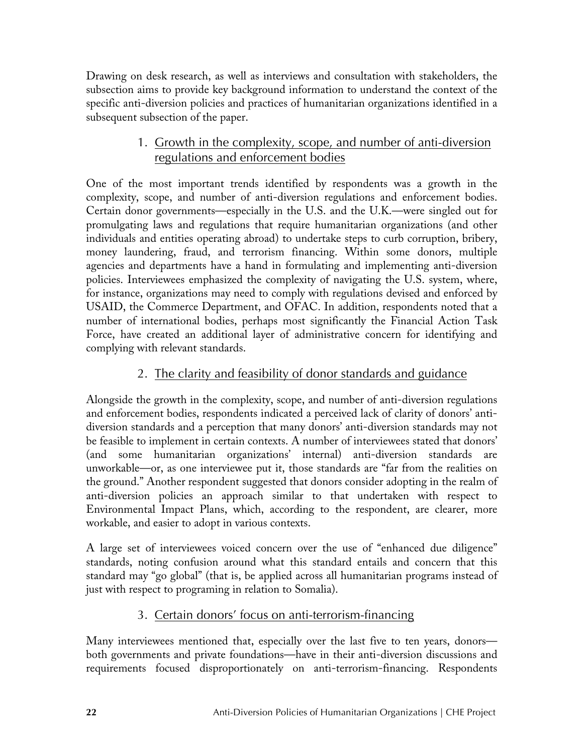Drawing on desk research, as well as interviews and consultation with stakeholders, the subsection aims to provide key background information to understand the context of the specific anti-diversion policies and practices of humanitarian organizations identified in a subsequent subsection of the paper.

### 1. Growth in the complexity, scope, and number of anti-diversion regulations and enforcement bodies

One of the most important trends identified by respondents was a growth in the complexity, scope, and number of anti-diversion regulations and enforcement bodies. Certain donor governments—especially in the U.S. and the U.K.—were singled out for promulgating laws and regulations that require humanitarian organizations (and other individuals and entities operating abroad) to undertake steps to curb corruption, bribery, money laundering, fraud, and terrorism financing. Within some donors, multiple agencies and departments have a hand in formulating and implementing anti-diversion policies. Interviewees emphasized the complexity of navigating the U.S. system, where, for instance, organizations may need to comply with regulations devised and enforced by USAID, the Commerce Department, and OFAC. In addition, respondents noted that a number of international bodies, perhaps most significantly the Financial Action Task Force, have created an additional layer of administrative concern for identifying and complying with relevant standards.

### 2. The clarity and feasibility of donor standards and guidance

Alongside the growth in the complexity, scope, and number of anti-diversion regulations and enforcement bodies, respondents indicated a perceived lack of clarity of donors' anti-diversion standards and a perception that many donors' anti-diversion standards may not be feasible to implement in certain contexts. A number of interviewees stated that donors' (and some humanitarian organizations' internal) anti-diversion standards are unworkable—or, as one interviewee put it, those standards are "far from the realities on the ground." Another respondent suggested that donors consider adopting in the realm of anti-diversion policies an approach similar to that undertaken with respect to Environmental Impact Plans, which, according to the respondent, are clearer, more workable, and easier to adopt in various contexts.

A large set of interviewees voiced concern over the use of "enhanced due diligence" standards, noting confusion around what this standard entails and concern that this standard may "go global" (that is, be applied across all humanitarian programs instead of just with respect to programing in relation to Somalia).

### 3. Certain donors' focus on anti-terrorism-financing

Many interviewees mentioned that, especially over the last five to ten years, donors—both governments and private foundations—have in their anti-diversion discussions and requirements focused disproportionately on anti-terrorism-financing. Respondents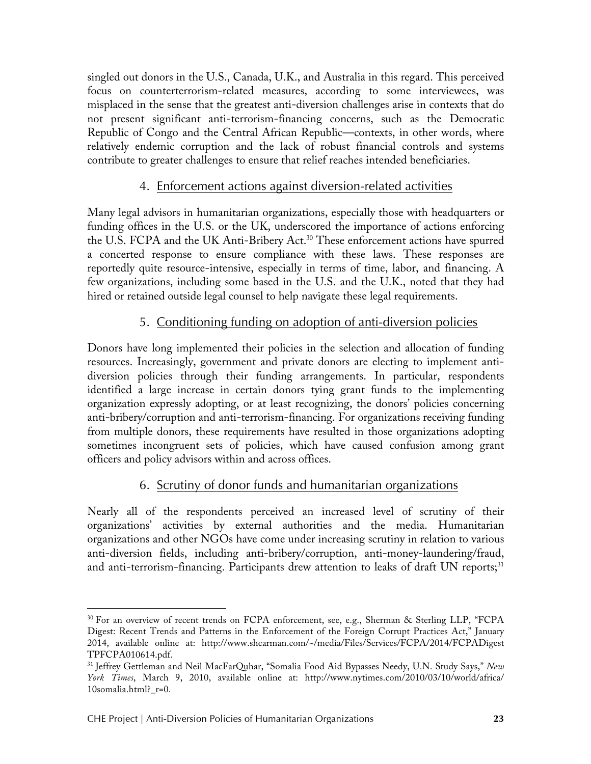singled out donors in the U.S., Canada, U.K., and Australia in this regard. This perceived focus on counterterrorism-related measures, according to some interviewees, was misplaced in the sense that the greatest anti-diversion challenges arise in contexts that do not present significant anti-terrorism-financing concerns, such as the Democratic Republic of Congo and the Central African Republic—contexts, in other words, where relatively endemic corruption and the lack of robust financial controls and systems contribute to greater challenges to ensure that relief reaches intended beneficiaries.

### 4. Enforcement actions against diversion-related activities

Many legal advisors in humanitarian organizations, especially those with headquarters or funding offices in the U.S. or the UK, underscored the importance of actions enforcing the U.S. FCPA and the UK Anti-Bribery Act.[30] These enforcement actions have spurred a concerted response to ensure compliance with these laws. These responses are reportedly quite resource-intensive, especially in terms of time, labor, and financing. A few organizations, including some based in the U.S. and the U.K., noted that they had hired or retained outside legal counsel to help navigate these legal requirements.

### 5. Conditioning funding on adoption of anti-diversion policies

Donors have long implemented their policies in the selection and allocation of funding resources. Increasingly, government and private donors are electing to implement anti-diversion policies through their funding arrangements. In particular, respondents identified a large increase in certain donors tying grant funds to the implementing organization expressly adopting, or at least recognizing, the donors' policies concerning anti-bribery/corruption and anti-terrorism-financing. For organizations receiving funding from multiple donors, these requirements have resulted in those organizations adopting sometimes incongruent sets of policies, which have caused confusion among grant officers and policy advisors within and across offices.

### 6. Scrutiny of donor funds and humanitarian organizations

Nearly all of the respondents perceived an increased level of scrutiny of their organizations' activities by external authorities and the media. Humanitarian organizations and other NGOs have come under increasing scrutiny in relation to various anti-diversion fields, including anti-bribery/corruption, anti-money-laundering/fraud, and anti-terrorism-financing. Participants drew attention to leaks of draft UN reports;[31]

---

[30] For an overview of recent trends on FCPA enforcement, see, e.g., Sherman & Sterling LLP, "FCPA Digest: Recent Trends and Patterns in the Enforcement of the Foreign Corrupt Practices Act," January 2014, available online at: http://www.shearman.com/~/media/Files/Services/FCPA/2014/FCPADigestTPFCPA010614.pdf.

[31] Jeffrey Gettleman and Neil MacFarQuhar, "Somalia Food Aid Bypasses Needy, U.N. Study Says," *New York Times*, March 9, 2010, available online at: http://www.nytimes.com/2010/03/10/world/africa/10somalia.html?_r=0.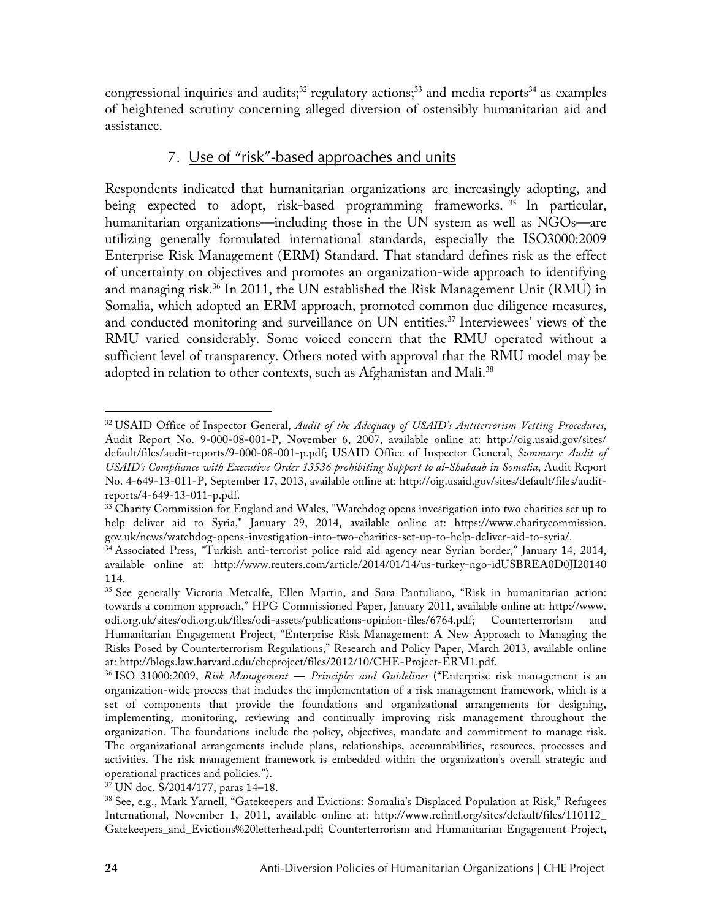congressional inquiries and audits;[32] regulatory actions;[33] and media reports[34] as examples of heightened scrutiny concerning alleged diversion of ostensibly humanitarian aid and assistance.

### 7. Use of "risk"-based approaches and units

Respondents indicated that humanitarian organizations are increasingly adopting, and being expected to adopt, risk-based programming frameworks.[35] In particular, humanitarian organizations—including those in the UN system as well as NGOs—are utilizing generally formulated international standards, especially the ISO3000:2009 Enterprise Risk Management (ERM) Standard. That standard defines risk as the effect of uncertainty on objectives and promotes an organization-wide approach to identifying and managing risk.[36] In 2011, the UN established the Risk Management Unit (RMU) in Somalia, which adopted an ERM approach, promoted common due diligence measures, and conducted monitoring and surveillance on UN entities.[37] Interviewees' views of the RMU varied considerably. Some voiced concern that the RMU operated without a sufficient level of transparency. Others noted with approval that the RMU model may be adopted in relation to other contexts, such as Afghanistan and Mali.[38]

---

[32] USAID Office of Inspector General, *Audit of the Adequacy of USAID's Antiterrorism Vetting Procedures*, Audit Report No. 9-000-08-001-P, November 6, 2007, available online at: http://oig.usaid.gov/sites/default/files/audit-reports/9-000-08-001-p.pdf; USAID Office of Inspector General, *Summary: Audit of USAID's Compliance with Executive Order 13536 prohibiting Support to al-Shabaab in Somalia*, Audit Report No. 4-649-13-011-P, September 17, 2013, available online at: http://oig.usaid.gov/sites/default/files/audit-reports/4-649-13-011-p.pdf.

[33] Charity Commission for England and Wales, "Watchdog opens investigation into two charities set up to help deliver aid to Syria," January 29, 2014, available online at: https://www.charitycommission.gov.uk/news/watchdog-opens-investigation-into-two-charities-set-up-to-help-deliver-aid-to-syria/.

[34] Associated Press, "Turkish anti-terrorist police raid aid agency near Syrian border," January 14, 2014, available online at: http://www.reuters.com/article/2014/01/14/us-turkey-ngo-idUSBREA0D0JI20140114.

[35] See generally Victoria Metcalfe, Ellen Martin, and Sara Pantuliano, "Risk in humanitarian action: towards a common approach," HPG Commissioned Paper, January 2011, available online at: http://www.odi.org.uk/sites/odi.org.uk/files/odi-assets/publications-opinion-files/6764.pdf; Counterterrorism and Humanitarian Engagement Project, "Enterprise Risk Management: A New Approach to Managing the Risks Posed by Counterterrorism Regulations," Research and Policy Paper, March 2013, available online at: http://blogs.law.harvard.edu/cheproject/files/2012/10/CHE-Project-ERM1.pdf.

[36] ISO 31000:2009, *Risk Management — Principles and Guidelines* ("Enterprise risk management is an organization-wide process that includes the implementation of a risk management framework, which is a set of components that provide the foundations and organizational arrangements for designing, implementing, monitoring, reviewing and continually improving risk management throughout the organization. The foundations include the policy, objectives, mandate and commitment to manage risk. The organizational arrangements include plans, relationships, accountabilities, resources, processes and activities. The risk management framework is embedded within the organization's overall strategic and operational practices and policies.").

[37] UN doc. S/2014/177, paras 14–18.

[38] See, e.g., Mark Yarnell, "Gatekeepers and Evictions: Somalia's Displaced Population at Risk," Refugees International, November 1, 2011, available online at: http://www.refintl.org/sites/default/files/110112_Gatekeepers_and_Evictions%20letterhead.pdf; Counterterrorism and Humanitarian Engagement Project,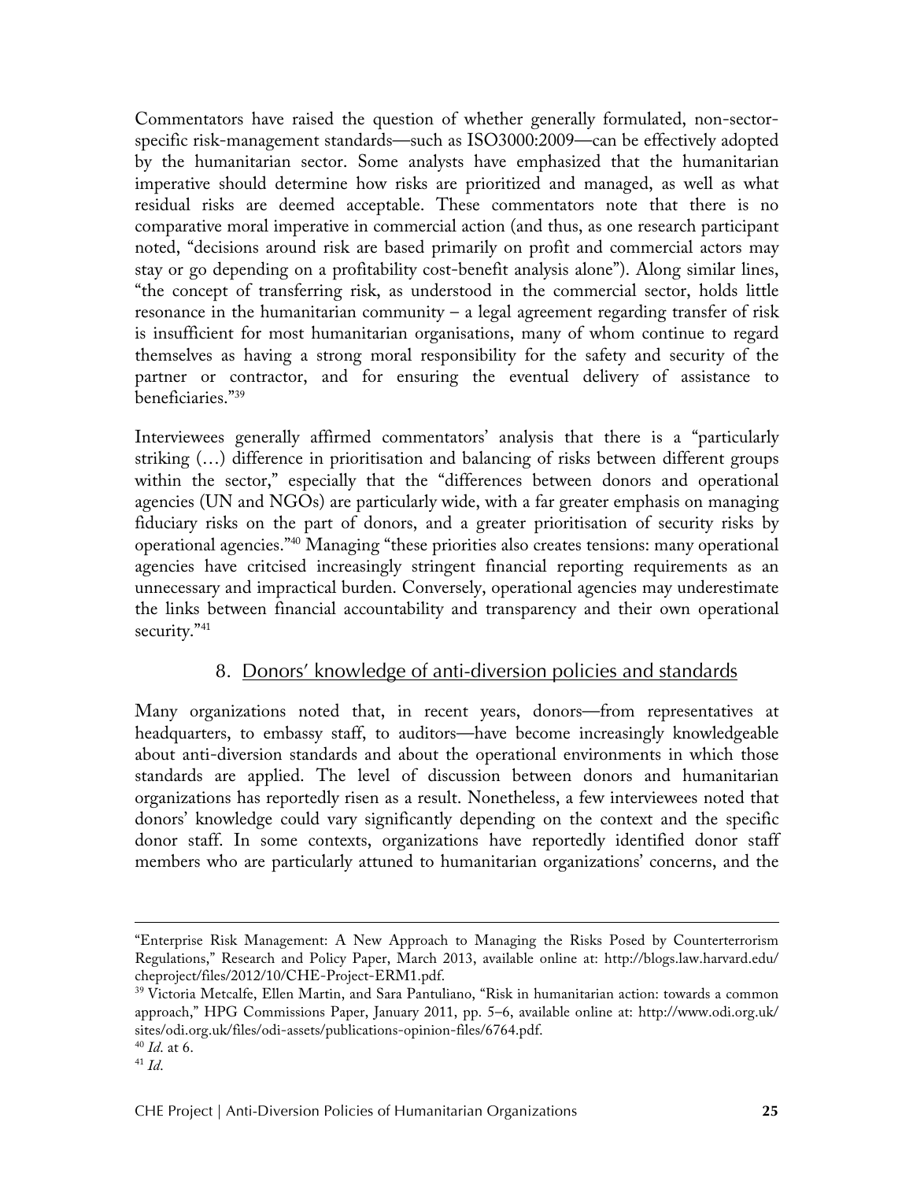Commentators have raised the question of whether generally formulated, non-sector-specific risk-management standards—such as ISO3000:2009—can be effectively adopted by the humanitarian sector. Some analysts have emphasized that the humanitarian imperative should determine how risks are prioritized and managed, as well as what residual risks are deemed acceptable. These commentators note that there is no comparative moral imperative in commercial action (and thus, as one research participant noted, "decisions around risk are based primarily on profit and commercial actors may stay or go depending on a profitability cost-benefit analysis alone"). Along similar lines, "the concept of transferring risk, as understood in the commercial sector, holds little resonance in the humanitarian community – a legal agreement regarding transfer of risk is insufficient for most humanitarian organisations, many of whom continue to regard themselves as having a strong moral responsibility for the safety and security of the partner or contractor, and for ensuring the eventual delivery of assistance to beneficiaries."[39]

Interviewees generally affirmed commentators' analysis that there is a "particularly striking (…) difference in prioritisation and balancing of risks between different groups within the sector," especially that the "differences between donors and operational agencies (UN and NGOs) are particularly wide, with a far greater emphasis on managing fiduciary risks on the part of donors, and a greater prioritisation of security risks by operational agencies."[40] Managing "these priorities also creates tensions: many operational agencies have critcised increasingly stringent financial reporting requirements as an unnecessary and impractical burden. Conversely, operational agencies may underestimate the links between financial accountability and transparency and their own operational security."[41]

## 8. Donors' knowledge of anti-diversion policies and standards

Many organizations noted that, in recent years, donors—from representatives at headquarters, to embassy staff, to auditors—have become increasingly knowledgeable about anti-diversion standards and about the operational environments in which those standards are applied. The level of discussion between donors and humanitarian organizations has reportedly risen as a result. Nonetheless, a few interviewees noted that donors' knowledge could vary significantly depending on the context and the specific donor staff. In some contexts, organizations have reportedly identified donor staff members who are particularly attuned to humanitarian organizations' concerns, and the

---

"Enterprise Risk Management: A New Approach to Managing the Risks Posed by Counterterrorism Regulations," Research and Policy Paper, March 2013, available online at: http://blogs.law.harvard.edu/cheproject/files/2012/10/CHE-Project-ERM1.pdf.

[39] Victoria Metcalfe, Ellen Martin, and Sara Pantuliano, "Risk in humanitarian action: towards a common approach," HPG Commissions Paper, January 2011, pp. 5–6, available online at: http://www.odi.org.uk/sites/odi.org.uk/files/odi-assets/publications-opinion-files/6764.pdf.

[40] *Id*. at 6.

[41] *Id*.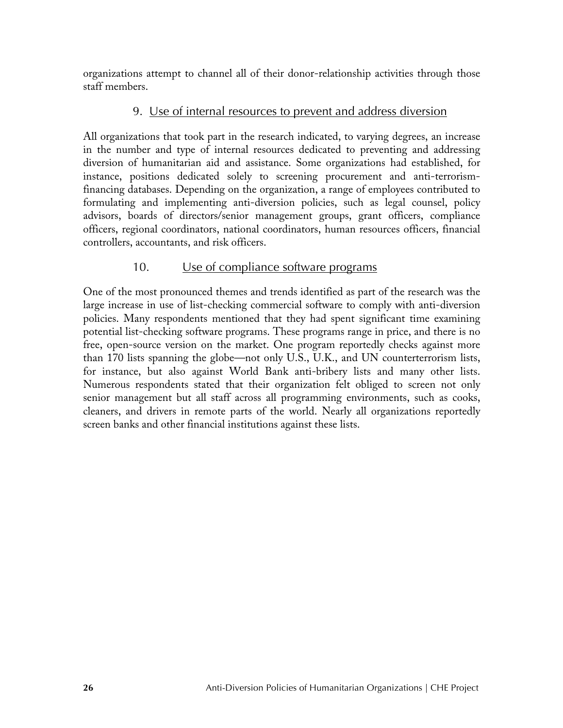organizations attempt to channel all of their donor-relationship activities through those staff members.

### 9. Use of internal resources to prevent and address diversion

All organizations that took part in the research indicated, to varying degrees, an increase in the number and type of internal resources dedicated to preventing and addressing diversion of humanitarian aid and assistance. Some organizations had established, for instance, positions dedicated solely to screening procurement and anti-terrorism-financing databases. Depending on the organization, a range of employees contributed to formulating and implementing anti-diversion policies, such as legal counsel, policy advisors, boards of directors/senior management groups, grant officers, compliance officers, regional coordinators, national coordinators, human resources officers, financial controllers, accountants, and risk officers.

### 10. Use of compliance software programs

One of the most pronounced themes and trends identified as part of the research was the large increase in use of list-checking commercial software to comply with anti-diversion policies. Many respondents mentioned that they had spent significant time examining potential list-checking software programs. These programs range in price, and there is no free, open-source version on the market. One program reportedly checks against more than 170 lists spanning the globe—not only U.S., U.K., and UN counterterrorism lists, for instance, but also against World Bank anti-bribery lists and many other lists. Numerous respondents stated that their organization felt obliged to screen not only senior management but all staff across all programming environments, such as cooks, cleaners, and drivers in remote parts of the world. Nearly all organizations reportedly screen banks and other financial institutions against these lists.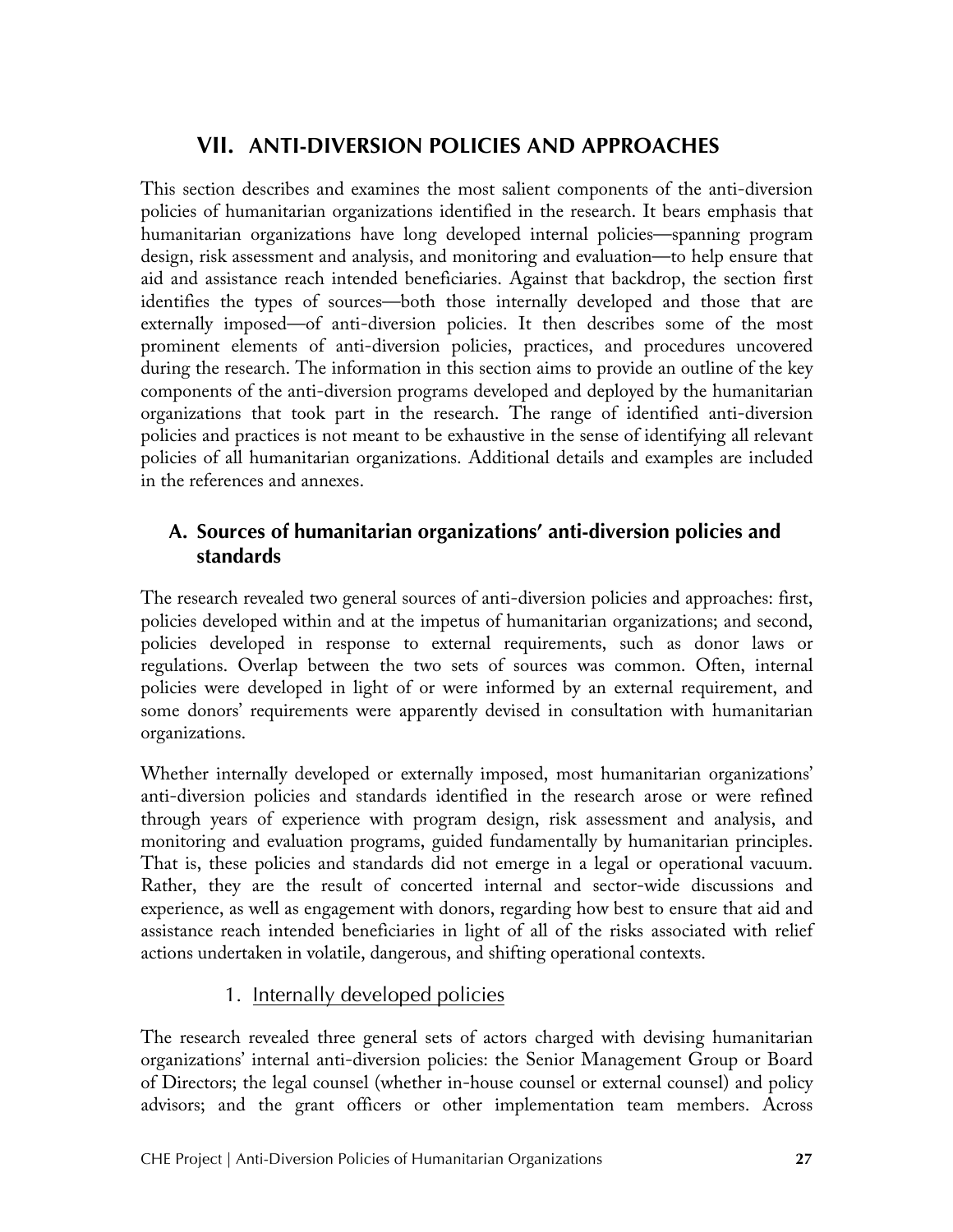## VII. ANTI-DIVERSION POLICIES AND APPROACHES

This section describes and examines the most salient components of the anti-diversion policies of humanitarian organizations identified in the research. It bears emphasis that humanitarian organizations have long developed internal policies—spanning program design, risk assessment and analysis, and monitoring and evaluation—to help ensure that aid and assistance reach intended beneficiaries. Against that backdrop, the section first identifies the types of sources—both those internally developed and those that are externally imposed—of anti-diversion policies. It then describes some of the most prominent elements of anti-diversion policies, practices, and procedures uncovered during the research. The information in this section aims to provide an outline of the key components of the anti-diversion programs developed and deployed by the humanitarian organizations that took part in the research. The range of identified anti-diversion policies and practices is not meant to be exhaustive in the sense of identifying all relevant policies of all humanitarian organizations. Additional details and examples are included in the references and annexes.

### A. Sources of humanitarian organizations' anti-diversion policies and standards

The research revealed two general sources of anti-diversion policies and approaches: first, policies developed within and at the impetus of humanitarian organizations; and second, policies developed in response to external requirements, such as donor laws or regulations. Overlap between the two sets of sources was common. Often, internal policies were developed in light of or were informed by an external requirement, and some donors' requirements were apparently devised in consultation with humanitarian organizations.

Whether internally developed or externally imposed, most humanitarian organizations' anti-diversion policies and standards identified in the research arose or were refined through years of experience with program design, risk assessment and analysis, and monitoring and evaluation programs, guided fundamentally by humanitarian principles. That is, these policies and standards did not emerge in a legal or operational vacuum. Rather, they are the result of concerted internal and sector-wide discussions and experience, as well as engagement with donors, regarding how best to ensure that aid and assistance reach intended beneficiaries in light of all of the risks associated with relief actions undertaken in volatile, dangerous, and shifting operational contexts.

#### 1. Internally developed policies

The research revealed three general sets of actors charged with devising humanitarian organizations' internal anti-diversion policies: the Senior Management Group or Board of Directors; the legal counsel (whether in-house counsel or external counsel) and policy advisors; and the grant officers or other implementation team members. Across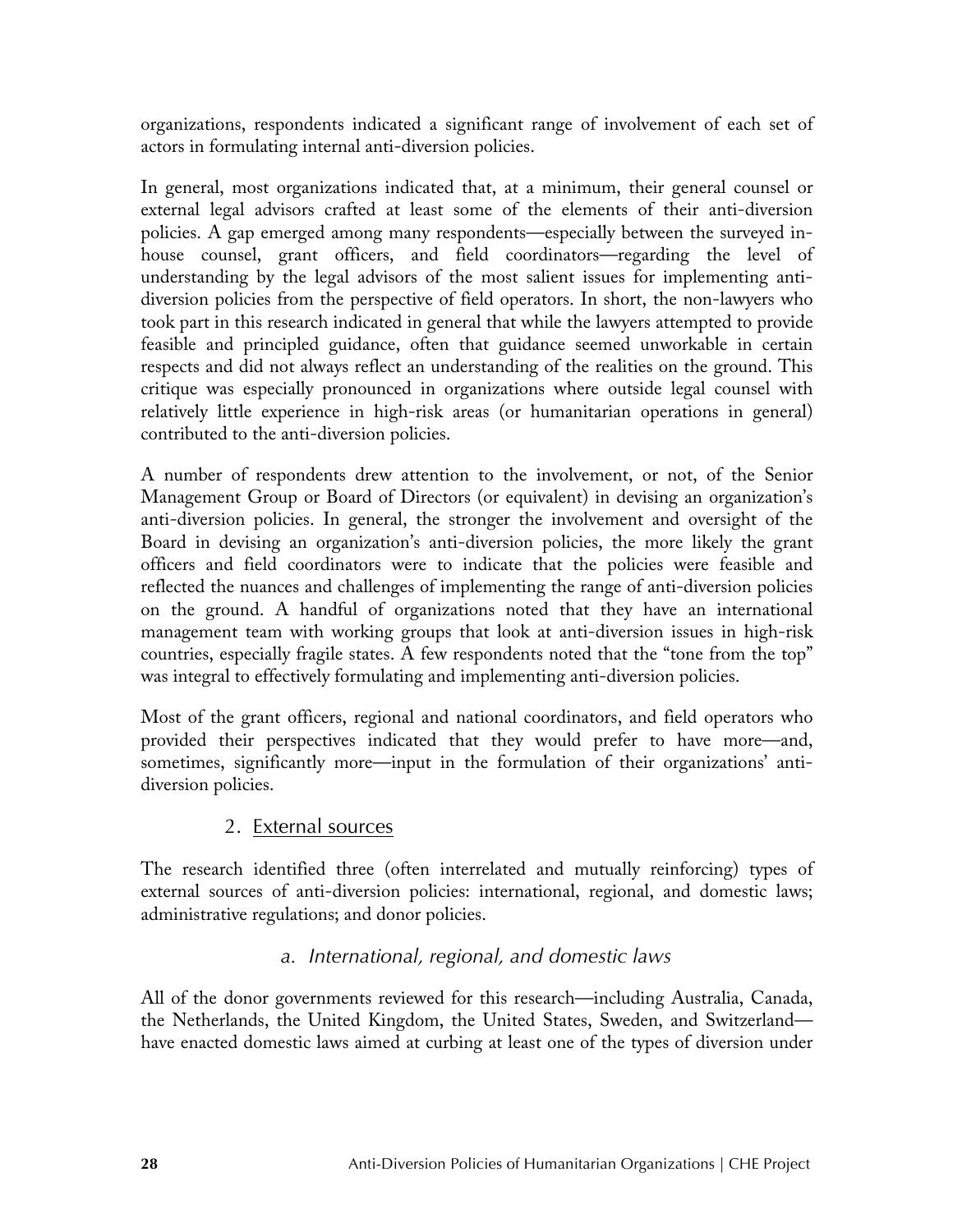organizations, respondents indicated a significant range of involvement of each set of actors in formulating internal anti-diversion policies.

In general, most organizations indicated that, at a minimum, their general counsel or external legal advisors crafted at least some of the elements of their anti-diversion policies. A gap emerged among many respondents—especially between the surveyed in-house counsel, grant officers, and field coordinators—regarding the level of understanding by the legal advisors of the most salient issues for implementing anti-diversion policies from the perspective of field operators. In short, the non-lawyers who took part in this research indicated in general that while the lawyers attempted to provide feasible and principled guidance, often that guidance seemed unworkable in certain respects and did not always reflect an understanding of the realities on the ground. This critique was especially pronounced in organizations where outside legal counsel with relatively little experience in high-risk areas (or humanitarian operations in general) contributed to the anti-diversion policies.

A number of respondents drew attention to the involvement, or not, of the Senior Management Group or Board of Directors (or equivalent) in devising an organization's anti-diversion policies. In general, the stronger the involvement and oversight of the Board in devising an organization's anti-diversion policies, the more likely the grant officers and field coordinators were to indicate that the policies were feasible and reflected the nuances and challenges of implementing the range of anti-diversion policies on the ground. A handful of organizations noted that they have an international management team with working groups that look at anti-diversion issues in high-risk countries, especially fragile states. A few respondents noted that the "tone from the top" was integral to effectively formulating and implementing anti-diversion policies.

Most of the grant officers, regional and national coordinators, and field operators who provided their perspectives indicated that they would prefer to have more—and, sometimes, significantly more—input in the formulation of their organizations' anti-diversion policies.

### 2. External sources

The research identified three (often interrelated and mutually reinforcing) types of external sources of anti-diversion policies: international, regional, and domestic laws; administrative regulations; and donor policies.

#### *a. International, regional, and domestic laws*

All of the donor governments reviewed for this research—including Australia, Canada, the Netherlands, the United Kingdom, the United States, Sweden, and Switzerland—have enacted domestic laws aimed at curbing at least one of the types of diversion under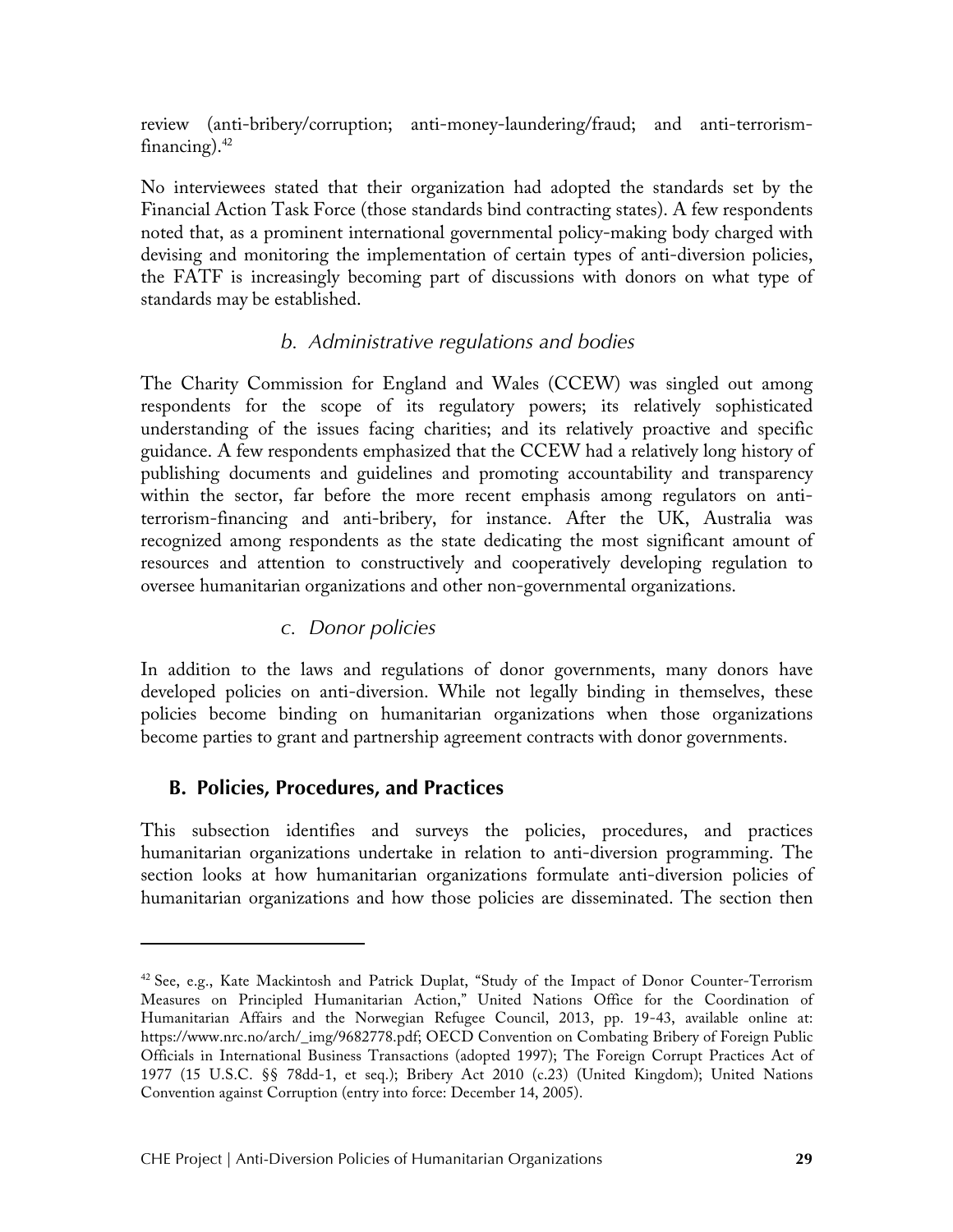review (anti-bribery/corruption; anti-money-laundering/fraud; and anti-terrorism-financing).[42]

No interviewees stated that their organization had adopted the standards set by the Financial Action Task Force (those standards bind contracting states). A few respondents noted that, as a prominent international governmental policy-making body charged with devising and monitoring the implementation of certain types of anti-diversion policies, the FATF is increasingly becoming part of discussions with donors on what type of standards may be established.

### *b. Administrative regulations and bodies*

The Charity Commission for England and Wales (CCEW) was singled out among respondents for the scope of its regulatory powers; its relatively sophisticated understanding of the issues facing charities; and its relatively proactive and specific guidance. A few respondents emphasized that the CCEW had a relatively long history of publishing documents and guidelines and promoting accountability and transparency within the sector, far before the more recent emphasis among regulators on anti-terrorism-financing and anti-bribery, for instance. After the UK, Australia was recognized among respondents as the state dedicating the most significant amount of resources and attention to constructively and cooperatively developing regulation to oversee humanitarian organizations and other non-governmental organizations.

### *c. Donor policies*

In addition to the laws and regulations of donor governments, many donors have developed policies on anti-diversion. While not legally binding in themselves, these policies become binding on humanitarian organizations when those organizations become parties to grant and partnership agreement contracts with donor governments.

## B. Policies, Procedures, and Practices

This subsection identifies and surveys the policies, procedures, and practices humanitarian organizations undertake in relation to anti-diversion programming. The section looks at how humanitarian organizations formulate anti-diversion policies of humanitarian organizations and how those policies are disseminated. The section then

---

[42] See, e.g., Kate Mackintosh and Patrick Duplat, "Study of the Impact of Donor Counter-Terrorism Measures on Principled Humanitarian Action," United Nations Office for the Coordination of Humanitarian Affairs and the Norwegian Refugee Council, 2013, pp. 19-43, available online at: https://www.nrc.no/arch/_img/9682778.pdf; OECD Convention on Combating Bribery of Foreign Public Officials in International Business Transactions (adopted 1997); The Foreign Corrupt Practices Act of 1977 (15 U.S.C. §§ 78dd-1, et seq.); Bribery Act 2010 (c.23) (United Kingdom); United Nations Convention against Corruption (entry into force: December 14, 2005).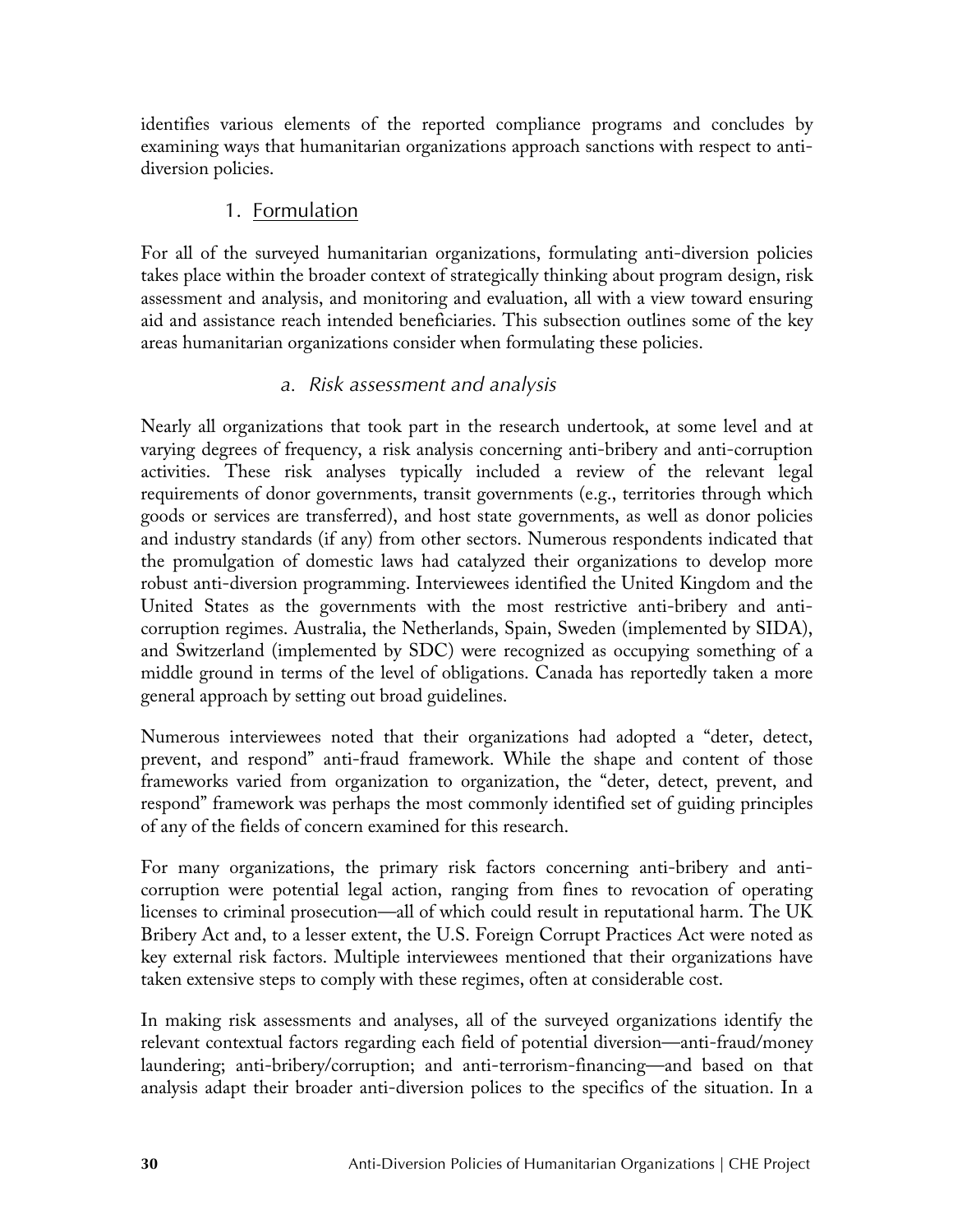identifies various elements of the reported compliance programs and concludes by examining ways that humanitarian organizations approach sanctions with respect to anti-diversion policies.

### 1. Formulation

For all of the surveyed humanitarian organizations, formulating anti-diversion policies takes place within the broader context of strategically thinking about program design, risk assessment and analysis, and monitoring and evaluation, all with a view toward ensuring aid and assistance reach intended beneficiaries. This subsection outlines some of the key areas humanitarian organizations consider when formulating these policies.

#### *a. Risk assessment and analysis*

Nearly all organizations that took part in the research undertook, at some level and at varying degrees of frequency, a risk analysis concerning anti-bribery and anti-corruption activities. These risk analyses typically included a review of the relevant legal requirements of donor governments, transit governments (e.g., territories through which goods or services are transferred), and host state governments, as well as donor policies and industry standards (if any) from other sectors. Numerous respondents indicated that the promulgation of domestic laws had catalyzed their organizations to develop more robust anti-diversion programming. Interviewees identified the United Kingdom and the United States as the governments with the most restrictive anti-bribery and anti-corruption regimes. Australia, the Netherlands, Spain, Sweden (implemented by SIDA), and Switzerland (implemented by SDC) were recognized as occupying something of a middle ground in terms of the level of obligations. Canada has reportedly taken a more general approach by setting out broad guidelines.

Numerous interviewees noted that their organizations had adopted a "deter, detect, prevent, and respond" anti-fraud framework. While the shape and content of those frameworks varied from organization to organization, the "deter, detect, prevent, and respond" framework was perhaps the most commonly identified set of guiding principles of any of the fields of concern examined for this research.

For many organizations, the primary risk factors concerning anti-bribery and anti-corruption were potential legal action, ranging from fines to revocation of operating licenses to criminal prosecution—all of which could result in reputational harm. The UK Bribery Act and, to a lesser extent, the U.S. Foreign Corrupt Practices Act were noted as key external risk factors. Multiple interviewees mentioned that their organizations have taken extensive steps to comply with these regimes, often at considerable cost.

In making risk assessments and analyses, all of the surveyed organizations identify the relevant contextual factors regarding each field of potential diversion—anti-fraud/money laundering; anti-bribery/corruption; and anti-terrorism-financing—and based on that analysis adapt their broader anti-diversion polices to the specifics of the situation. In a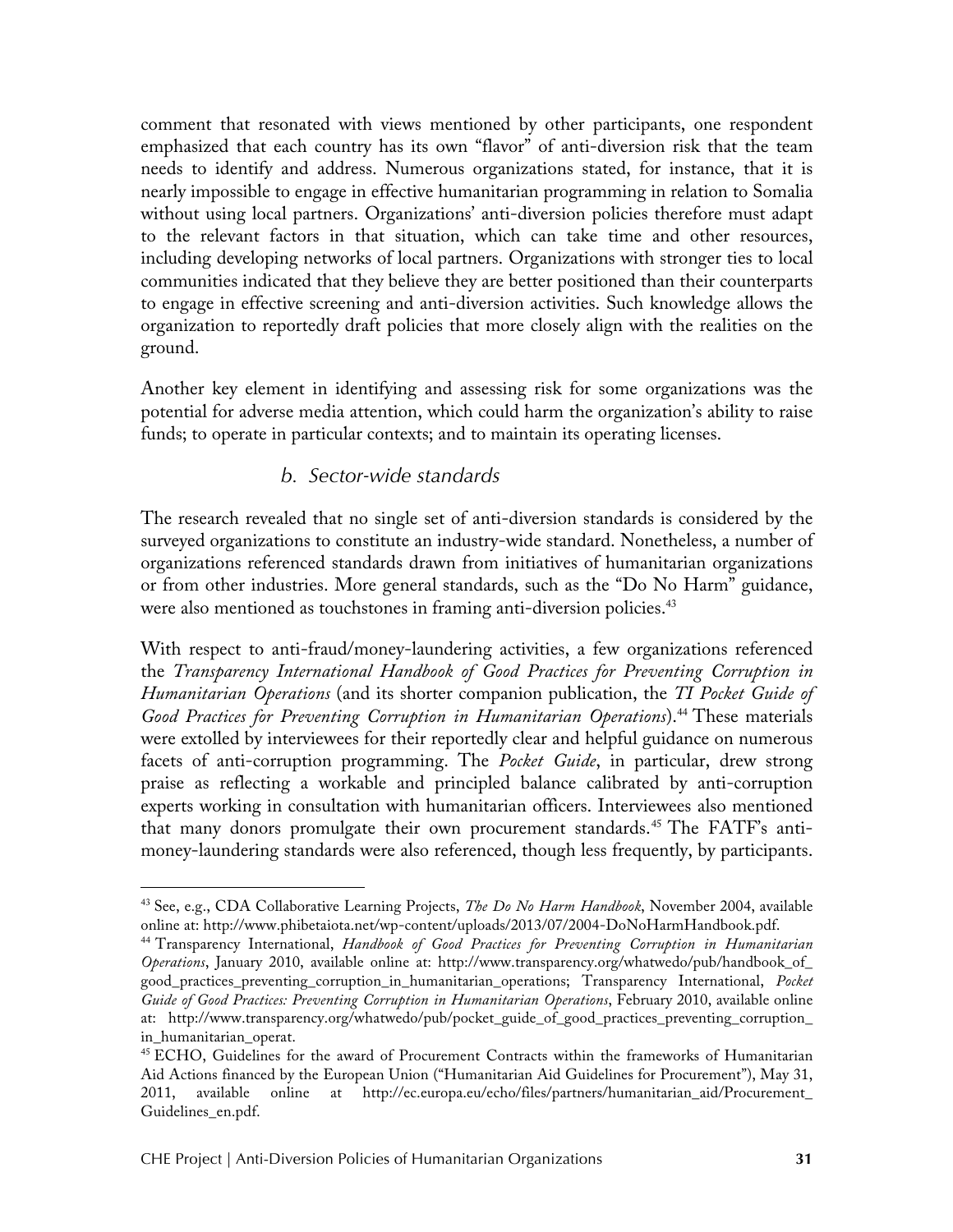comment that resonated with views mentioned by other participants, one respondent emphasized that each country has its own "flavor" of anti-diversion risk that the team needs to identify and address. Numerous organizations stated, for instance, that it is nearly impossible to engage in effective humanitarian programming in relation to Somalia without using local partners. Organizations' anti-diversion policies therefore must adapt to the relevant factors in that situation, which can take time and other resources, including developing networks of local partners. Organizations with stronger ties to local communities indicated that they believe they are better positioned than their counterparts to engage in effective screening and anti-diversion activities. Such knowledge allows the organization to reportedly draft policies that more closely align with the realities on the ground.

Another key element in identifying and assessing risk for some organizations was the potential for adverse media attention, which could harm the organization's ability to raise funds; to operate in particular contexts; and to maintain its operating licenses.

### b. Sector-wide standards

The research revealed that no single set of anti-diversion standards is considered by the surveyed organizations to constitute an industry-wide standard. Nonetheless, a number of organizations referenced standards drawn from initiatives of humanitarian organizations or from other industries. More general standards, such as the "Do No Harm" guidance, were also mentioned as touchstones in framing anti-diversion policies.[43]

With respect to anti-fraud/money-laundering activities, a few organizations referenced the *Transparency International Handbook of Good Practices for Preventing Corruption in Humanitarian Operations* (and its shorter companion publication, the *TI Pocket Guide of Good Practices for Preventing Corruption in Humanitarian Operations*).[44] These materials were extolled by interviewees for their reportedly clear and helpful guidance on numerous facets of anti-corruption programming. The *Pocket Guide*, in particular, drew strong praise as reflecting a workable and principled balance calibrated by anti-corruption experts working in consultation with humanitarian officers. Interviewees also mentioned that many donors promulgate their own procurement standards.[45] The FATF's anti-money-laundering standards were also referenced, though less frequently, by participants.

---

[43] See, e.g., CDA Collaborative Learning Projects, *The Do No Harm Handbook*, November 2004, available online at: http://www.phibetaiota.net/wp-content/uploads/2013/07/2004-DoNoHarmHandbook.pdf.

[44] Transparency International, *Handbook of Good Practices for Preventing Corruption in Humanitarian Operations*, January 2010, available online at: http://www.transparency.org/whatwedo/pub/handbook_of_good_practices_preventing_corruption_in_humanitarian_operations; Transparency International, *Pocket Guide of Good Practices: Preventing Corruption in Humanitarian Operations*, February 2010, available online at: http://www.transparency.org/whatwedo/pub/pocket_guide_of_good_practices_preventing_corruption_in_humanitarian_operat.

[45] ECHO, Guidelines for the award of Procurement Contracts within the frameworks of Humanitarian Aid Actions financed by the European Union ("Humanitarian Aid Guidelines for Procurement"), May 31, 2011, available online at http://ec.europa.eu/echo/files/partners/humanitarian_aid/Procurement_Guidelines_en.pdf.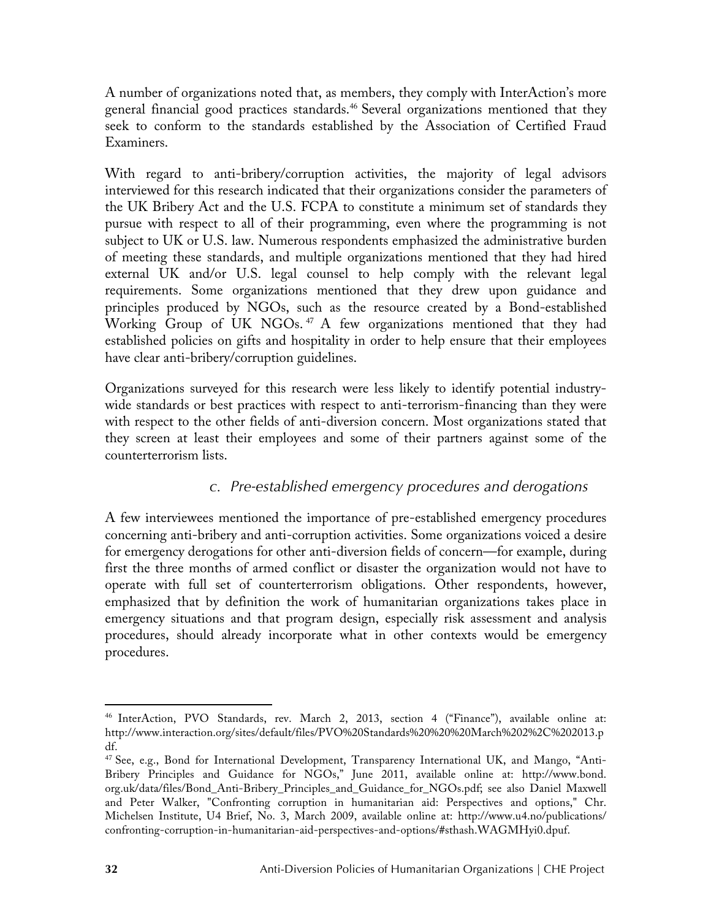A number of organizations noted that, as members, they comply with InterAction's more general financial good practices standards.[46] Several organizations mentioned that they seek to conform to the standards established by the Association of Certified Fraud Examiners.

With regard to anti-bribery/corruption activities, the majority of legal advisors interviewed for this research indicated that their organizations consider the parameters of the UK Bribery Act and the U.S. FCPA to constitute a minimum set of standards they pursue with respect to all of their programming, even where the programming is not subject to UK or U.S. law. Numerous respondents emphasized the administrative burden of meeting these standards, and multiple organizations mentioned that they had hired external UK and/or U.S. legal counsel to help comply with the relevant legal requirements. Some organizations mentioned that they drew upon guidance and principles produced by NGOs, such as the resource created by a Bond-established Working Group of UK NGOs.[47] A few organizations mentioned that they had established policies on gifts and hospitality in order to help ensure that their employees have clear anti-bribery/corruption guidelines.

Organizations surveyed for this research were less likely to identify potential industry-wide standards or best practices with respect to anti-terrorism-financing than they were with respect to the other fields of anti-diversion concern. Most organizations stated that they screen at least their employees and some of their partners against some of the counterterrorism lists.

### *c. Pre-established emergency procedures and derogations*

A few interviewees mentioned the importance of pre-established emergency procedures concerning anti-bribery and anti-corruption activities. Some organizations voiced a desire for emergency derogations for other anti-diversion fields of concern—for example, during first the three months of armed conflict or disaster the organization would not have to operate with full set of counterterrorism obligations. Other respondents, however, emphasized that by definition the work of humanitarian organizations takes place in emergency situations and that program design, especially risk assessment and analysis procedures, should already incorporate what in other contexts would be emergency procedures.

---

[46] InterAction, PVO Standards, rev. March 2, 2013, section 4 ("Finance"), available online at: http://www.interaction.org/sites/default/files/PVO%20Standards%20%20%20March%202%2C%202013.pdf.

[47] See, e.g., Bond for International Development, Transparency International UK, and Mango, "Anti-Bribery Principles and Guidance for NGOs," June 2011, available online at: http://www.bond.org.uk/data/files/Bond_Anti-Bribery_Principles_and_Guidance_for_NGOs.pdf; see also Daniel Maxwell and Peter Walker, "Confronting corruption in humanitarian aid: Perspectives and options," Chr. Michelsen Institute, U4 Brief, No. 3, March 2009, available online at: http://www.u4.no/publications/confronting-corruption-in-humanitarian-aid-perspectives-and-options/#sthash.WAGMHyi0.dpuf.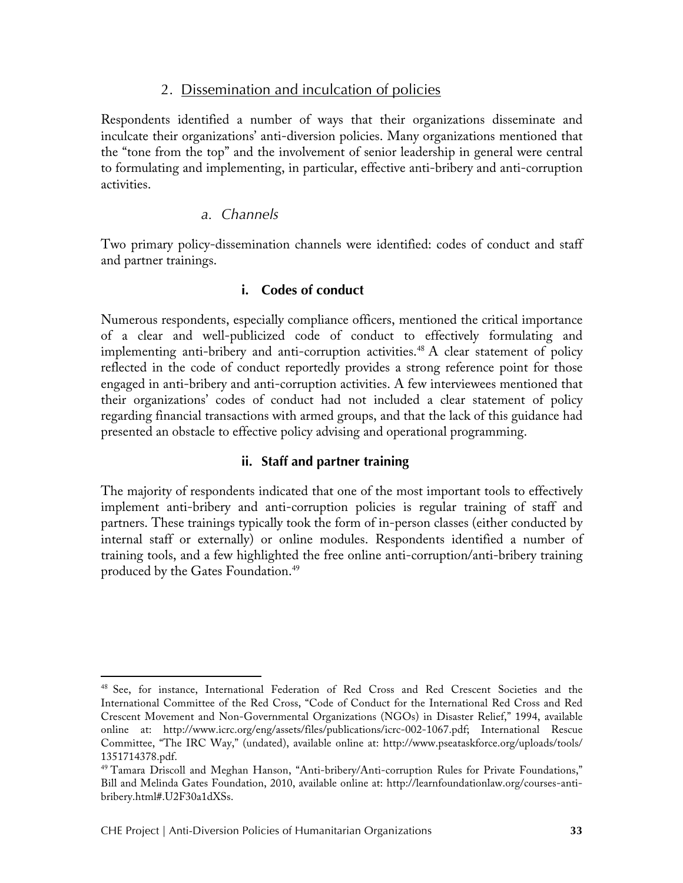## 2. Dissemination and inculcation of policies

Respondents identified a number of ways that their organizations disseminate and inculcate their organizations' anti-diversion policies. Many organizations mentioned that the "tone from the top" and the involvement of senior leadership in general were central to formulating and implementing, in particular, effective anti-bribery and anti-corruption activities.

### a. Channels

Two primary policy-dissemination channels were identified: codes of conduct and staff and partner trainings.

#### i. Codes of conduct

Numerous respondents, especially compliance officers, mentioned the critical importance of a clear and well-publicized code of conduct to effectively formulating and implementing anti-bribery and anti-corruption activities.[48] A clear statement of policy reflected in the code of conduct reportedly provides a strong reference point for those engaged in anti-bribery and anti-corruption activities. A few interviewees mentioned that their organizations' codes of conduct had not included a clear statement of policy regarding financial transactions with armed groups, and that the lack of this guidance had presented an obstacle to effective policy advising and operational programming.

#### ii. Staff and partner training

The majority of respondents indicated that one of the most important tools to effectively implement anti-bribery and anti-corruption policies is regular training of staff and partners. These trainings typically took the form of in-person classes (either conducted by internal staff or externally) or online modules. Respondents identified a number of training tools, and a few highlighted the free online anti-corruption/anti-bribery training produced by the Gates Foundation.[49]

---

[48] See, for instance, International Federation of Red Cross and Red Crescent Societies and the International Committee of the Red Cross, "Code of Conduct for the International Red Cross and Red Crescent Movement and Non-Governmental Organizations (NGOs) in Disaster Relief," 1994, available online at: http://www.icrc.org/eng/assets/files/publications/icrc-002-1067.pdf; International Rescue Committee, "The IRC Way," (undated), available online at: http://www.pseataskforce.org/uploads/tools/1351714378.pdf.

[49] Tamara Driscoll and Meghan Hanson, "Anti-bribery/Anti-corruption Rules for Private Foundations," Bill and Melinda Gates Foundation, 2010, available online at: http://learnfoundationlaw.org/courses-anti-bribery.html#.U2F30a1dXSs.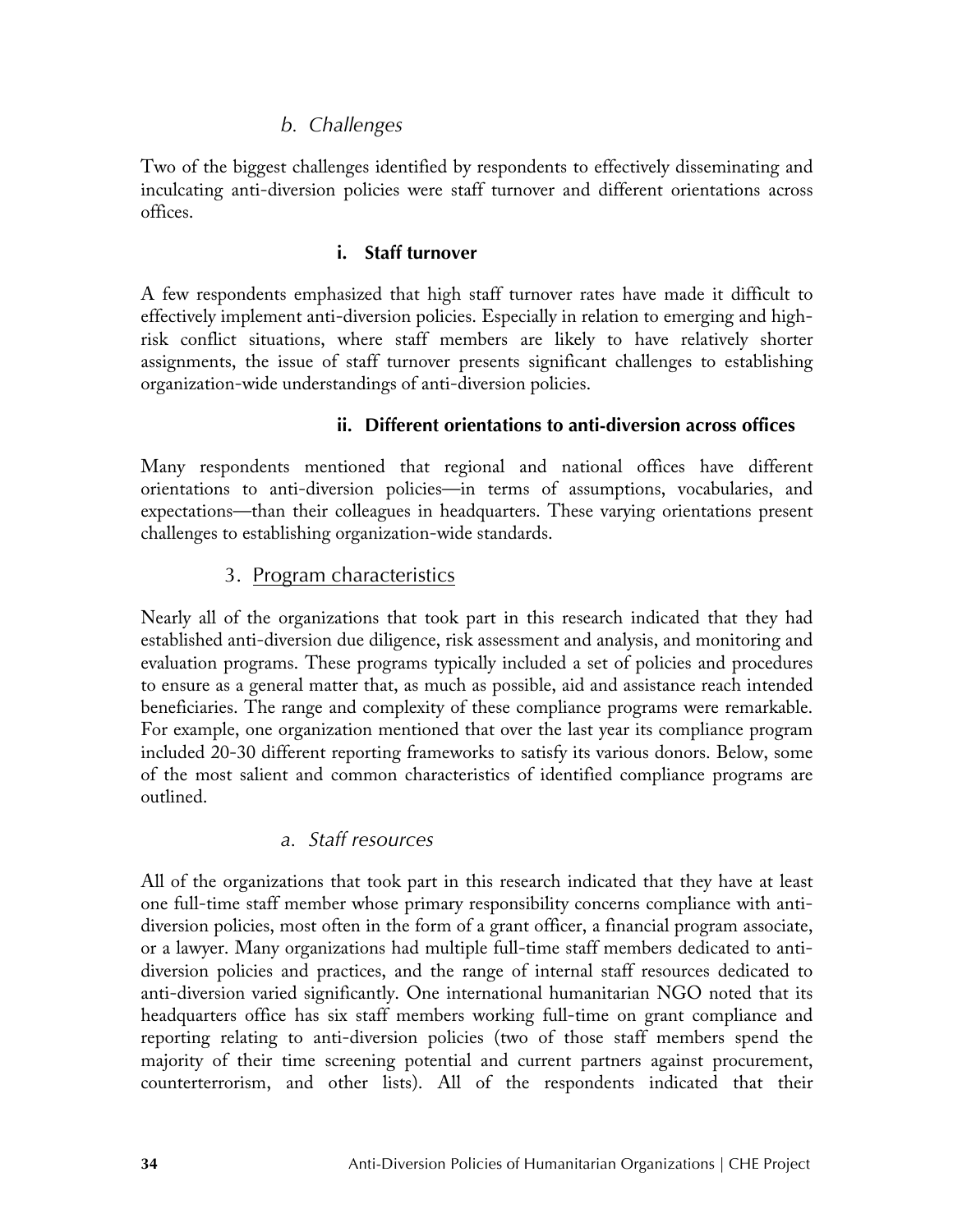#### *b. Challenges*

Two of the biggest challenges identified by respondents to effectively disseminating and inculcating anti-diversion policies were staff turnover and different orientations across offices.

##### **i. Staff turnover**

A few respondents emphasized that high staff turnover rates have made it difficult to effectively implement anti-diversion policies. Especially in relation to emerging and high-risk conflict situations, where staff members are likely to have relatively shorter assignments, the issue of staff turnover presents significant challenges to establishing organization-wide understandings of anti-diversion policies.

##### **ii. Different orientations to anti-diversion across offices**

Many respondents mentioned that regional and national offices have different orientations to anti-diversion policies—in terms of assumptions, vocabularies, and expectations—than their colleagues in headquarters. These varying orientations present challenges to establishing organization-wide standards.

### 3. Program characteristics

Nearly all of the organizations that took part in this research indicated that they had established anti-diversion due diligence, risk assessment and analysis, and monitoring and evaluation programs. These programs typically included a set of policies and procedures to ensure as a general matter that, as much as possible, aid and assistance reach intended beneficiaries. The range and complexity of these compliance programs were remarkable. For example, one organization mentioned that over the last year its compliance program included 20-30 different reporting frameworks to satisfy its various donors. Below, some of the most salient and common characteristics of identified compliance programs are outlined.

#### *a. Staff resources*

All of the organizations that took part in this research indicated that they have at least one full-time staff member whose primary responsibility concerns compliance with anti-diversion policies, most often in the form of a grant officer, a financial program associate, or a lawyer. Many organizations had multiple full-time staff members dedicated to anti-diversion policies and practices, and the range of internal staff resources dedicated to anti-diversion varied significantly. One international humanitarian NGO noted that its headquarters office has six staff members working full-time on grant compliance and reporting relating to anti-diversion policies (two of those staff members spend the majority of their time screening potential and current partners against procurement, counterterrorism, and other lists). All of the respondents indicated that their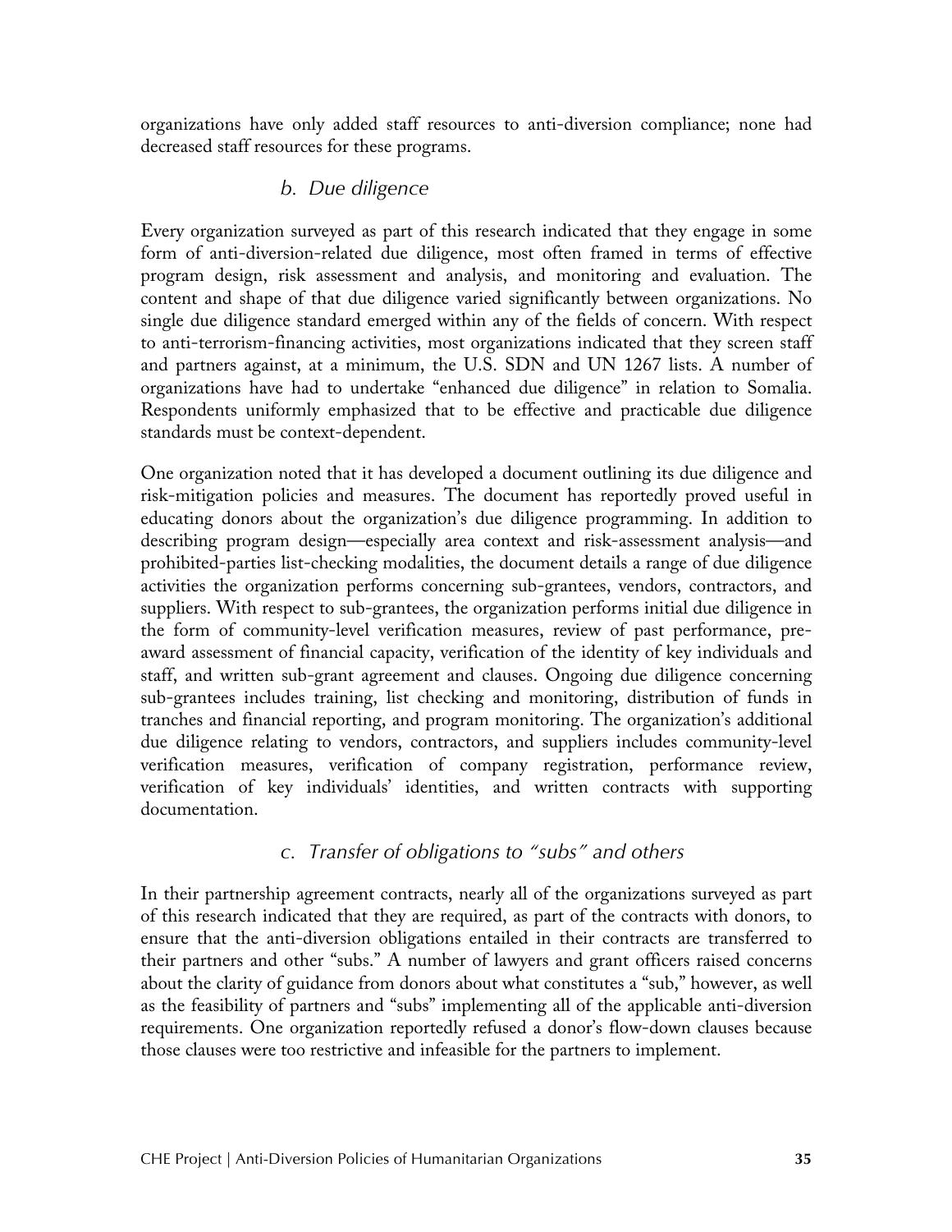organizations have only added staff resources to anti-diversion compliance; none had decreased staff resources for these programs.

### b. Due diligence

Every organization surveyed as part of this research indicated that they engage in some form of anti-diversion-related due diligence, most often framed in terms of effective program design, risk assessment and analysis, and monitoring and evaluation. The content and shape of that due diligence varied significantly between organizations. No single due diligence standard emerged within any of the fields of concern. With respect to anti-terrorism-financing activities, most organizations indicated that they screen staff and partners against, at a minimum, the U.S. SDN and UN 1267 lists. A number of organizations have had to undertake "enhanced due diligence" in relation to Somalia. Respondents uniformly emphasized that to be effective and practicable due diligence standards must be context-dependent.

One organization noted that it has developed a document outlining its due diligence and risk-mitigation policies and measures. The document has reportedly proved useful in educating donors about the organization's due diligence programming. In addition to describing program design—especially area context and risk-assessment analysis—and prohibited-parties list-checking modalities, the document details a range of due diligence activities the organization performs concerning sub-grantees, vendors, contractors, and suppliers. With respect to sub-grantees, the organization performs initial due diligence in the form of community-level verification measures, review of past performance, pre-award assessment of financial capacity, verification of the identity of key individuals and staff, and written sub-grant agreement and clauses. Ongoing due diligence concerning sub-grantees includes training, list checking and monitoring, distribution of funds in tranches and financial reporting, and program monitoring. The organization's additional due diligence relating to vendors, contractors, and suppliers includes community-level verification measures, verification of company registration, performance review, verification of key individuals' identities, and written contracts with supporting documentation.

### c. Transfer of obligations to "subs" and others

In their partnership agreement contracts, nearly all of the organizations surveyed as part of this research indicated that they are required, as part of the contracts with donors, to ensure that the anti-diversion obligations entailed in their contracts are transferred to their partners and other "subs." A number of lawyers and grant officers raised concerns about the clarity of guidance from donors about what constitutes a "sub," however, as well as the feasibility of partners and "subs" implementing all of the applicable anti-diversion requirements. One organization reportedly refused a donor's flow-down clauses because those clauses were too restrictive and infeasible for the partners to implement.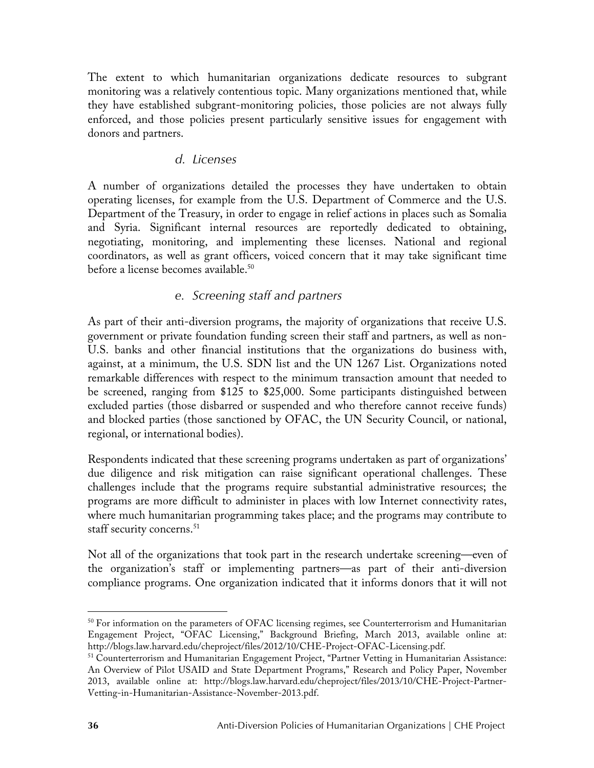The extent to which humanitarian organizations dedicate resources to subgrant monitoring was a relatively contentious topic. Many organizations mentioned that, while they have established subgrant-monitoring policies, those policies are not always fully enforced, and those policies present particularly sensitive issues for engagement with donors and partners.

#### *d. Licenses*

A number of organizations detailed the processes they have undertaken to obtain operating licenses, for example from the U.S. Department of Commerce and the U.S. Department of the Treasury, in order to engage in relief actions in places such as Somalia and Syria. Significant internal resources are reportedly dedicated to obtaining, negotiating, monitoring, and implementing these licenses. National and regional coordinators, as well as grant officers, voiced concern that it may take significant time before a license becomes available.[50]

#### *e. Screening staff and partners*

As part of their anti-diversion programs, the majority of organizations that receive U.S. government or private foundation funding screen their staff and partners, as well as non-U.S. banks and other financial institutions that the organizations do business with, against, at a minimum, the U.S. SDN list and the UN 1267 List. Organizations noted remarkable differences with respect to the minimum transaction amount that needed to be screened, ranging from $125 to $25,000. Some participants distinguished between excluded parties (those disbarred or suspended and who therefore cannot receive funds) and blocked parties (those sanctioned by OFAC, the UN Security Council, or national, regional, or international bodies).

Respondents indicated that these screening programs undertaken as part of organizations' due diligence and risk mitigation can raise significant operational challenges. These challenges include that the programs require substantial administrative resources; the programs are more difficult to administer in places with low Internet connectivity rates, where much humanitarian programming takes place; and the programs may contribute to staff security concerns.[51]

Not all of the organizations that took part in the research undertake screening—even of the organization's staff or implementing partners—as part of their anti-diversion compliance programs. One organization indicated that it informs donors that it will not

---

[50] For information on the parameters of OFAC licensing regimes, see Counterterrorism and Humanitarian Engagement Project, "OFAC Licensing," Background Briefing, March 2013, available online at: http://blogs.law.harvard.edu/cheproject/files/2012/10/CHE-Project-OFAC-Licensing.pdf.

[51] Counterterrorism and Humanitarian Engagement Project, "Partner Vetting in Humanitarian Assistance: An Overview of Pilot USAID and State Department Programs," Research and Policy Paper, November 2013, available online at: http://blogs.law.harvard.edu/cheproject/files/2013/10/CHE-Project-Partner-Vetting-in-Humanitarian-Assistance-November-2013.pdf.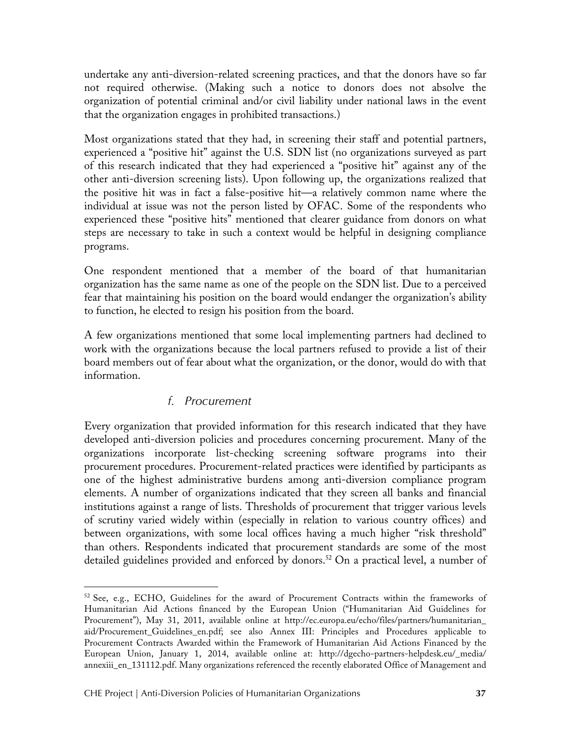undertake any anti-diversion-related screening practices, and that the donors have so far not required otherwise. (Making such a notice to donors does not absolve the organization of potential criminal and/or civil liability under national laws in the event that the organization engages in prohibited transactions.)

Most organizations stated that they had, in screening their staff and potential partners, experienced a "positive hit" against the U.S. SDN list (no organizations surveyed as part of this research indicated that they had experienced a "positive hit" against any of the other anti-diversion screening lists). Upon following up, the organizations realized that the positive hit was in fact a false-positive hit—a relatively common name where the individual at issue was not the person listed by OFAC. Some of the respondents who experienced these "positive hits" mentioned that clearer guidance from donors on what steps are necessary to take in such a context would be helpful in designing compliance programs.

One respondent mentioned that a member of the board of that humanitarian organization has the same name as one of the people on the SDN list. Due to a perceived fear that maintaining his position on the board would endanger the organization's ability to function, he elected to resign his position from the board.

A few organizations mentioned that some local implementing partners had declined to work with the organizations because the local partners refused to provide a list of their board members out of fear about what the organization, or the donor, would do with that information.

#### *f. Procurement*

Every organization that provided information for this research indicated that they have developed anti-diversion policies and procedures concerning procurement. Many of the organizations incorporate list-checking screening software programs into their procurement procedures. Procurement-related practices were identified by participants as one of the highest administrative burdens among anti-diversion compliance program elements. A number of organizations indicated that they screen all banks and financial institutions against a range of lists. Thresholds of procurement that trigger various levels of scrutiny varied widely within (especially in relation to various country offices) and between organizations, with some local offices having a much higher "risk threshold" than others. Respondents indicated that procurement standards are some of the most detailed guidelines provided and enforced by donors.[52] On a practical level, a number of

---

[52] See, e.g., ECHO, Guidelines for the award of Procurement Contracts within the frameworks of Humanitarian Aid Actions financed by the European Union ("Humanitarian Aid Guidelines for Procurement"), May 31, 2011, available online at http://ec.europa.eu/echo/files/partners/humanitarian_aid/Procurement_Guidelines_en.pdf; see also Annex III: Principles and Procedures applicable to Procurement Contracts Awarded within the Framework of Humanitarian Aid Actions Financed by the European Union, January 1, 2014, available online at: http://dgecho-partners-helpdesk.eu/_media/annexiii_en_131112.pdf. Many organizations referenced the recently elaborated Office of Management and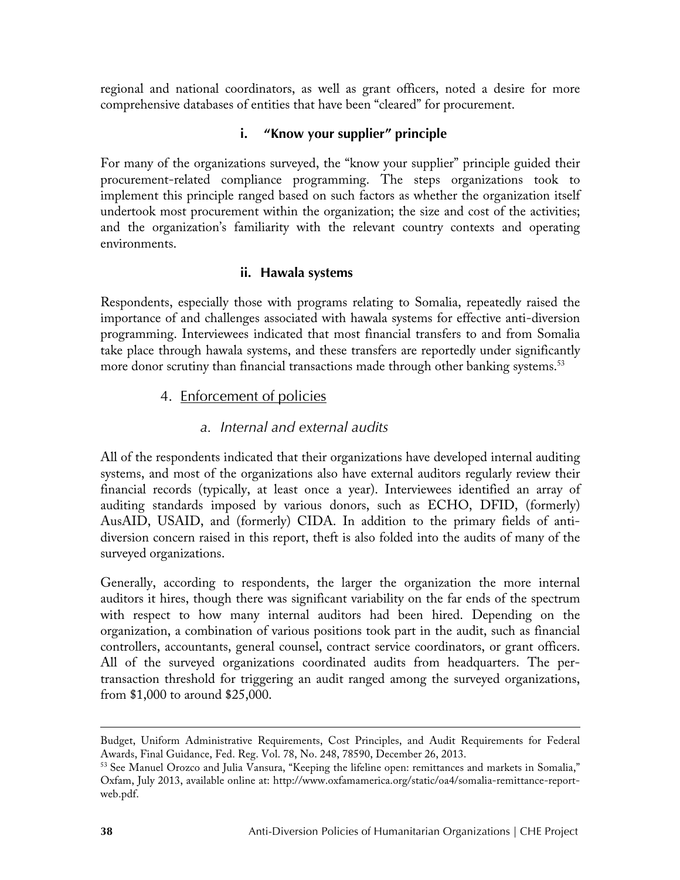regional and national coordinators, as well as grant officers, noted a desire for more comprehensive databases of entities that have been "cleared" for procurement.

#### i. "Know your supplier" principle

For many of the organizations surveyed, the "know your supplier" principle guided their procurement-related compliance programming. The steps organizations took to implement this principle ranged based on such factors as whether the organization itself undertook most procurement within the organization; the size and cost of the activities; and the organization's familiarity with the relevant country contexts and operating environments.

#### ii. Hawala systems

Respondents, especially those with programs relating to Somalia, repeatedly raised the importance of and challenges associated with hawala systems for effective anti-diversion programming. Interviewees indicated that most financial transfers to and from Somalia take place through hawala systems, and these transfers are reportedly under significantly more donor scrutiny than financial transactions made through other banking systems.[53]

## 4. Enforcement of policies

### *a. Internal and external audits*

All of the respondents indicated that their organizations have developed internal auditing systems, and most of the organizations also have external auditors regularly review their financial records (typically, at least once a year). Interviewees identified an array of auditing standards imposed by various donors, such as ECHO, DFID, (formerly) AusAID, USAID, and (formerly) CIDA. In addition to the primary fields of anti-diversion concern raised in this report, theft is also folded into the audits of many of the surveyed organizations.

Generally, according to respondents, the larger the organization the more internal auditors it hires, though there was significant variability on the far ends of the spectrum with respect to how many internal auditors had been hired. Depending on the organization, a combination of various positions took part in the audit, such as financial controllers, accountants, general counsel, contract service coordinators, or grant officers. All of the surveyed organizations coordinated audits from headquarters. The per-transaction threshold for triggering an audit ranged among the surveyed organizations, from $1,000 to around $25,000.

---

Budget, Uniform Administrative Requirements, Cost Principles, and Audit Requirements for Federal Awards, Final Guidance, Fed. Reg. Vol. 78, No. 248, 78590, December 26, 2013.

[53] See Manuel Orozco and Julia Vansura, "Keeping the lifeline open: remittances and markets in Somalia," Oxfam, July 2013, available online at: http://www.oxfamamerica.org/static/oa4/somalia-remittance-report-web.pdf.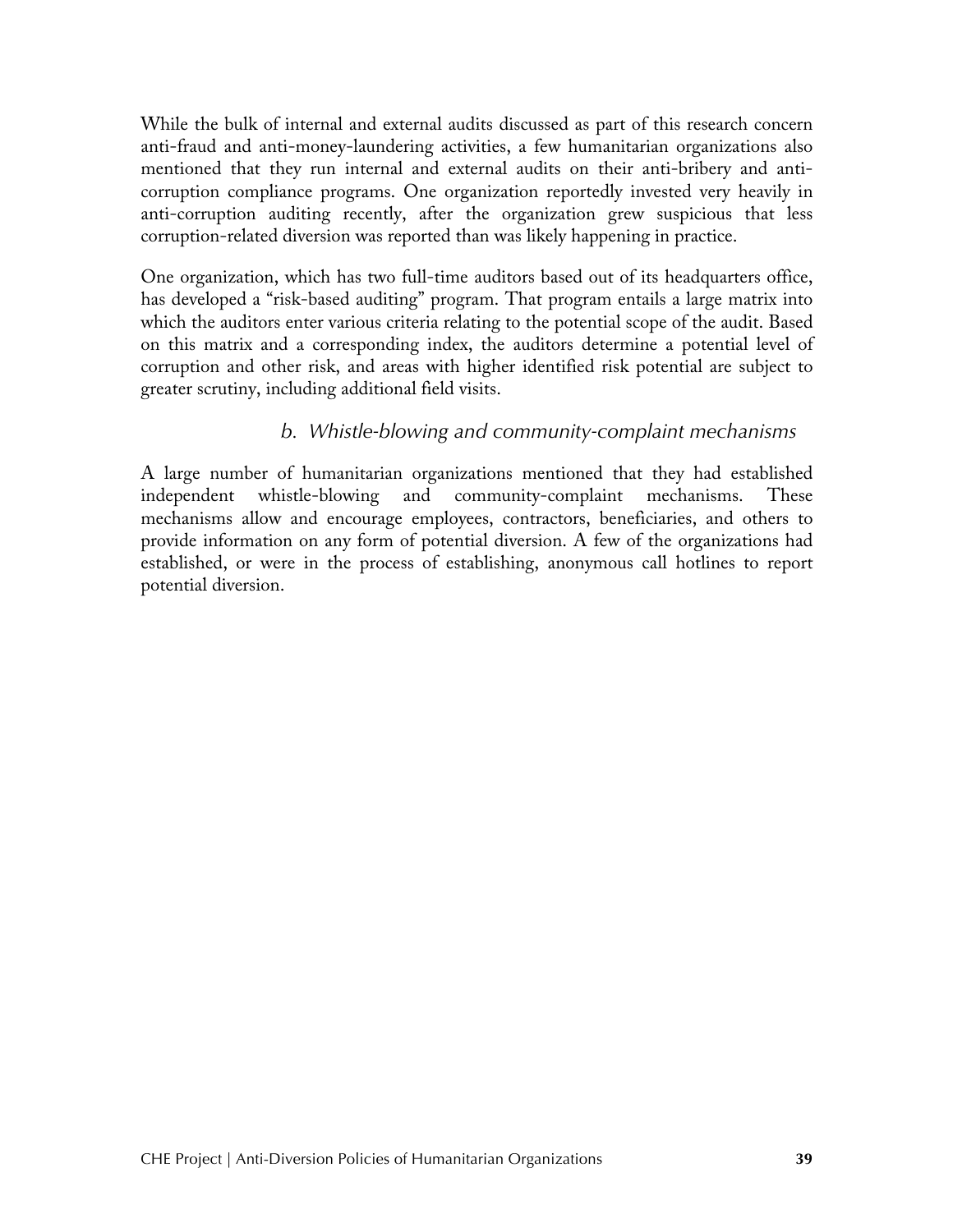While the bulk of internal and external audits discussed as part of this research concern anti-fraud and anti-money-laundering activities, a few humanitarian organizations also mentioned that they run internal and external audits on their anti-bribery and anti-corruption compliance programs. One organization reportedly invested very heavily in anti-corruption auditing recently, after the organization grew suspicious that less corruption-related diversion was reported than was likely happening in practice.

One organization, which has two full-time auditors based out of its headquarters office, has developed a "risk-based auditing" program. That program entails a large matrix into which the auditors enter various criteria relating to the potential scope of the audit. Based on this matrix and a corresponding index, the auditors determine a potential level of corruption and other risk, and areas with higher identified risk potential are subject to greater scrutiny, including additional field visits.

### *b. Whistle-blowing and community-complaint mechanisms*

A large number of humanitarian organizations mentioned that they had established independent whistle-blowing and community-complaint mechanisms. These mechanisms allow and encourage employees, contractors, beneficiaries, and others to provide information on any form of potential diversion. A few of the organizations had established, or were in the process of establishing, anonymous call hotlines to report potential diversion.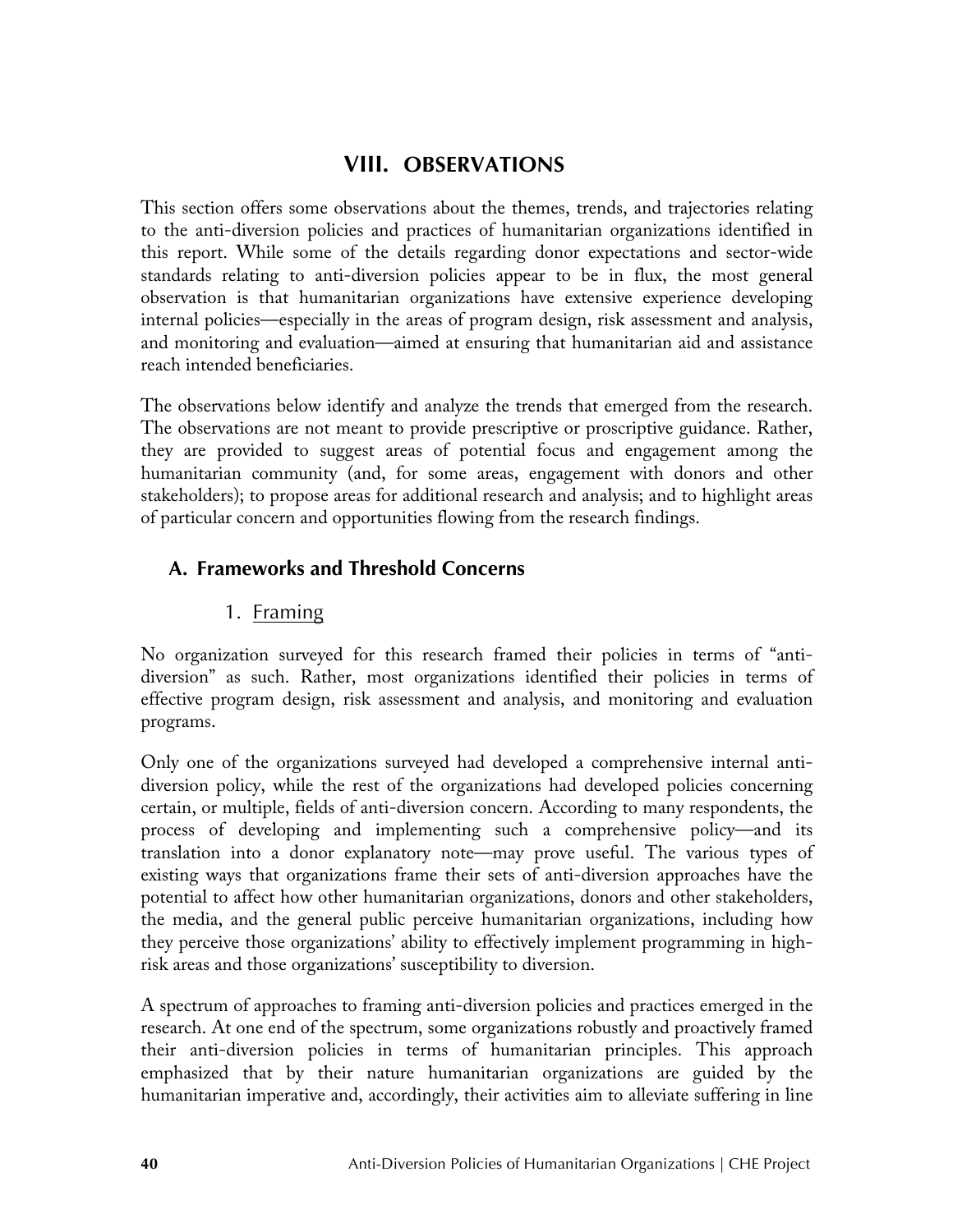# VIII. OBSERVATIONS

This section offers some observations about the themes, trends, and trajectories relating to the anti-diversion policies and practices of humanitarian organizations identified in this report. While some of the details regarding donor expectations and sector-wide standards relating to anti-diversion policies appear to be in flux, the most general observation is that humanitarian organizations have extensive experience developing internal policies—especially in the areas of program design, risk assessment and analysis, and monitoring and evaluation—aimed at ensuring that humanitarian aid and assistance reach intended beneficiaries.

The observations below identify and analyze the trends that emerged from the research. The observations are not meant to provide prescriptive or proscriptive guidance. Rather, they are provided to suggest areas of potential focus and engagement among the humanitarian community (and, for some areas, engagement with donors and other stakeholders); to propose areas for additional research and analysis; and to highlight areas of particular concern and opportunities flowing from the research findings.

## A. Frameworks and Threshold Concerns

### 1. Framing

No organization surveyed for this research framed their policies in terms of "anti-diversion" as such. Rather, most organizations identified their policies in terms of effective program design, risk assessment and analysis, and monitoring and evaluation programs.

Only one of the organizations surveyed had developed a comprehensive internal anti-diversion policy, while the rest of the organizations had developed policies concerning certain, or multiple, fields of anti-diversion concern. According to many respondents, the process of developing and implementing such a comprehensive policy—and its translation into a donor explanatory note—may prove useful. The various types of existing ways that organizations frame their sets of anti-diversion approaches have the potential to affect how other humanitarian organizations, donors and other stakeholders, the media, and the general public perceive humanitarian organizations, including how they perceive those organizations' ability to effectively implement programming in high-risk areas and those organizations' susceptibility to diversion.

A spectrum of approaches to framing anti-diversion policies and practices emerged in the research. At one end of the spectrum, some organizations robustly and proactively framed their anti-diversion policies in terms of humanitarian principles. This approach emphasized that by their nature humanitarian organizations are guided by the humanitarian imperative and, accordingly, their activities aim to alleviate suffering in line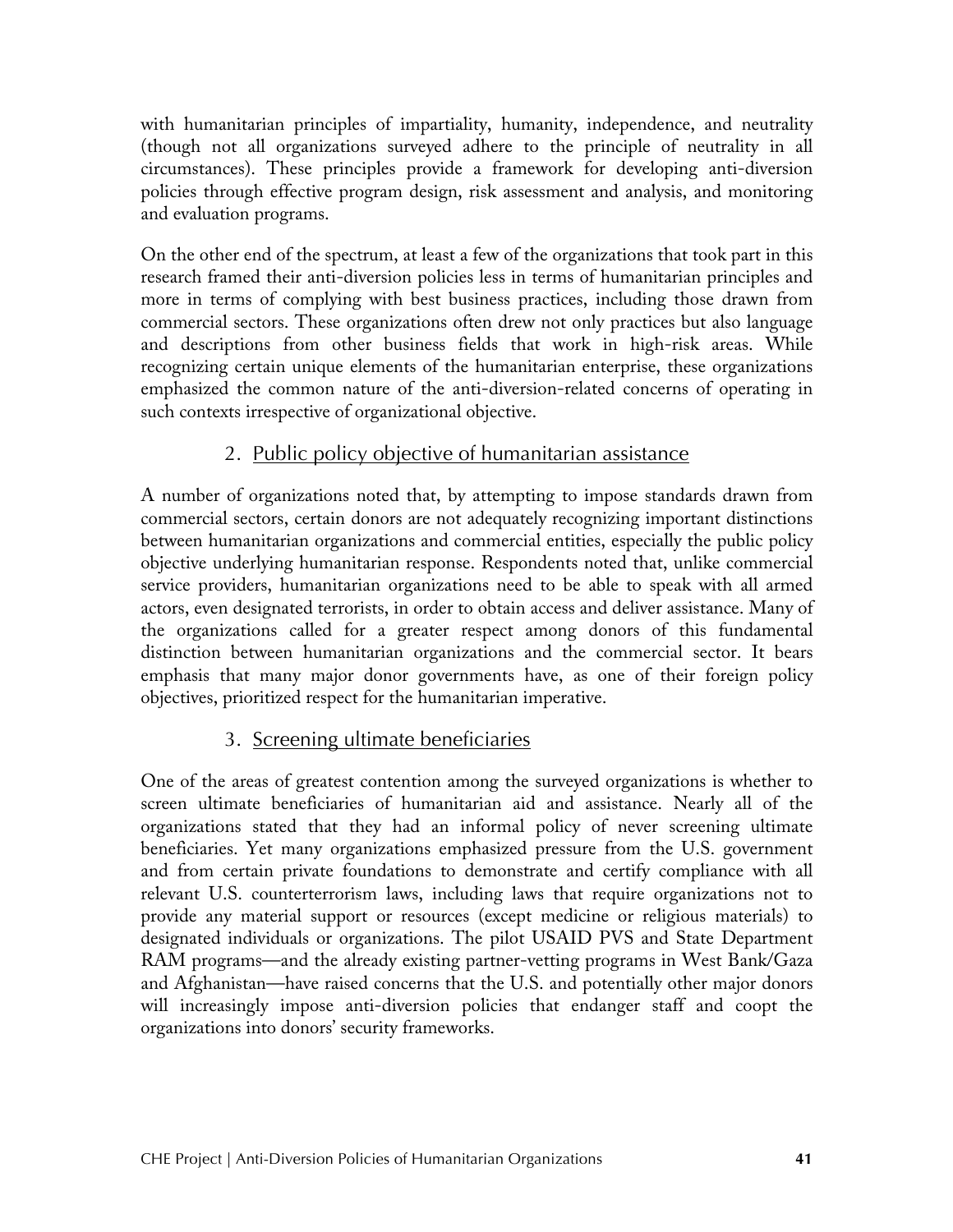with humanitarian principles of impartiality, humanity, independence, and neutrality (though not all organizations surveyed adhere to the principle of neutrality in all circumstances). These principles provide a framework for developing anti-diversion policies through effective program design, risk assessment and analysis, and monitoring and evaluation programs.

On the other end of the spectrum, at least a few of the organizations that took part in this research framed their anti-diversion policies less in terms of humanitarian principles and more in terms of complying with best business practices, including those drawn from commercial sectors. These organizations often drew not only practices but also language and descriptions from other business fields that work in high-risk areas. While recognizing certain unique elements of the humanitarian enterprise, these organizations emphasized the common nature of the anti-diversion-related concerns of operating in such contexts irrespective of organizational objective.

### 2. Public policy objective of humanitarian assistance

A number of organizations noted that, by attempting to impose standards drawn from commercial sectors, certain donors are not adequately recognizing important distinctions between humanitarian organizations and commercial entities, especially the public policy objective underlying humanitarian response. Respondents noted that, unlike commercial service providers, humanitarian organizations need to be able to speak with all armed actors, even designated terrorists, in order to obtain access and deliver assistance. Many of the organizations called for a greater respect among donors of this fundamental distinction between humanitarian organizations and the commercial sector. It bears emphasis that many major donor governments have, as one of their foreign policy objectives, prioritized respect for the humanitarian imperative.

### 3. Screening ultimate beneficiaries

One of the areas of greatest contention among the surveyed organizations is whether to screen ultimate beneficiaries of humanitarian aid and assistance. Nearly all of the organizations stated that they had an informal policy of never screening ultimate beneficiaries. Yet many organizations emphasized pressure from the U.S. government and from certain private foundations to demonstrate and certify compliance with all relevant U.S. counterterrorism laws, including laws that require organizations not to provide any material support or resources (except medicine or religious materials) to designated individuals or organizations. The pilot USAID PVS and State Department RAM programs—and the already existing partner-vetting programs in West Bank/Gaza and Afghanistan—have raised concerns that the U.S. and potentially other major donors will increasingly impose anti-diversion policies that endanger staff and coopt the organizations into donors' security frameworks.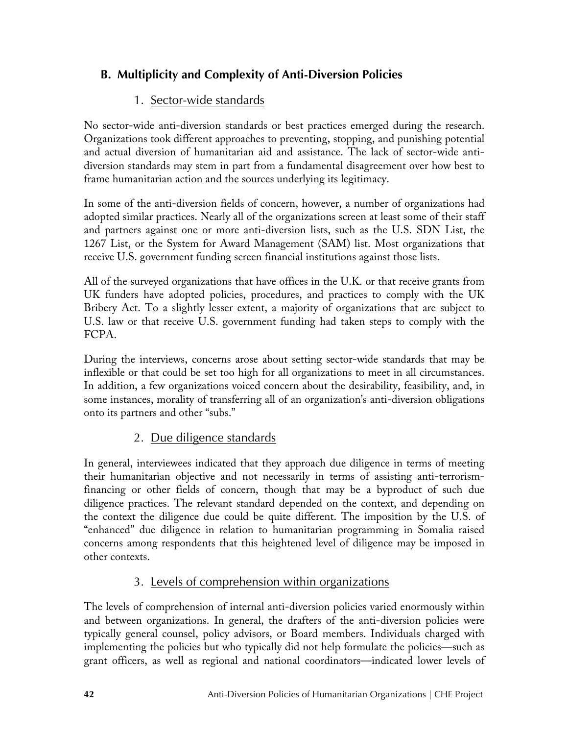## B. Multiplicity and Complexity of Anti-Diversion Policies

### 1. Sector-wide standards

No sector-wide anti-diversion standards or best practices emerged during the research. Organizations took different approaches to preventing, stopping, and punishing potential and actual diversion of humanitarian aid and assistance. The lack of sector-wide anti-diversion standards may stem in part from a fundamental disagreement over how best to frame humanitarian action and the sources underlying its legitimacy.

In some of the anti-diversion fields of concern, however, a number of organizations had adopted similar practices. Nearly all of the organizations screen at least some of their staff and partners against one or more anti-diversion lists, such as the U.S. SDN List, the 1267 List, or the System for Award Management (SAM) list. Most organizations that receive U.S. government funding screen financial institutions against those lists.

All of the surveyed organizations that have offices in the U.K. or that receive grants from UK funders have adopted policies, procedures, and practices to comply with the UK Bribery Act. To a slightly lesser extent, a majority of organizations that are subject to U.S. law or that receive U.S. government funding had taken steps to comply with the FCPA.

During the interviews, concerns arose about setting sector-wide standards that may be inflexible or that could be set too high for all organizations to meet in all circumstances. In addition, a few organizations voiced concern about the desirability, feasibility, and, in some instances, morality of transferring all of an organization's anti-diversion obligations onto its partners and other "subs."

### 2. Due diligence standards

In general, interviewees indicated that they approach due diligence in terms of meeting their humanitarian objective and not necessarily in terms of assisting anti-terrorism-financing or other fields of concern, though that may be a byproduct of such due diligence practices. The relevant standard depended on the context, and depending on the context the diligence due could be quite different. The imposition by the U.S. of "enhanced" due diligence in relation to humanitarian programming in Somalia raised concerns among respondents that this heightened level of diligence may be imposed in other contexts.

### 3. Levels of comprehension within organizations

The levels of comprehension of internal anti-diversion policies varied enormously within and between organizations. In general, the drafters of the anti-diversion policies were typically general counsel, policy advisors, or Board members. Individuals charged with implementing the policies but who typically did not help formulate the policies—such as grant officers, as well as regional and national coordinators—indicated lower levels of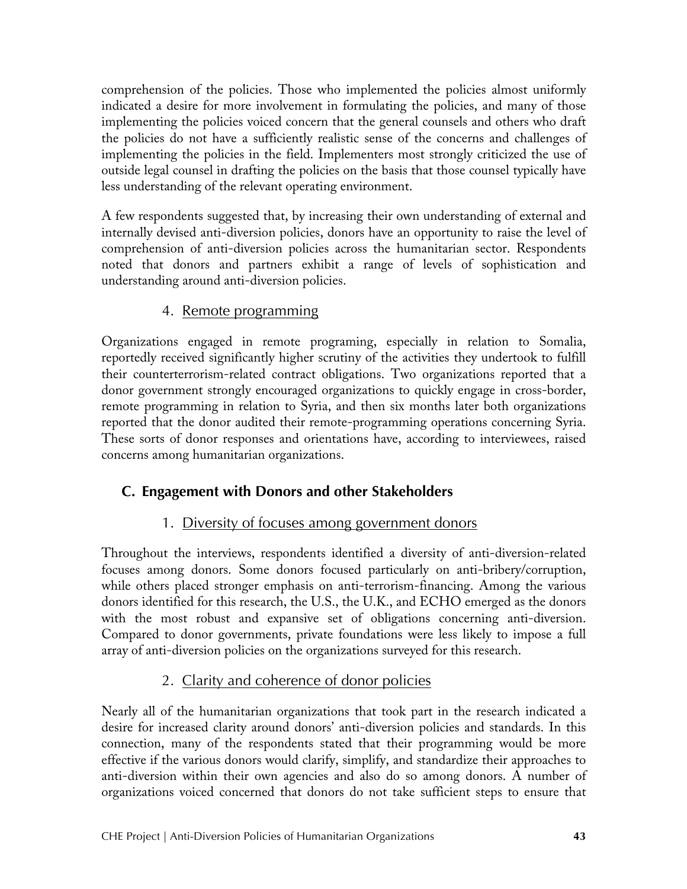comprehension of the policies. Those who implemented the policies almost uniformly indicated a desire for more involvement in formulating the policies, and many of those implementing the policies voiced concern that the general counsels and others who draft the policies do not have a sufficiently realistic sense of the concerns and challenges of implementing the policies in the field. Implementers most strongly criticized the use of outside legal counsel in drafting the policies on the basis that those counsel typically have less understanding of the relevant operating environment.

A few respondents suggested that, by increasing their own understanding of external and internally devised anti-diversion policies, donors have an opportunity to raise the level of comprehension of anti-diversion policies across the humanitarian sector. Respondents noted that donors and partners exhibit a range of levels of sophistication and understanding around anti-diversion policies.

### 4. Remote programming

Organizations engaged in remote programing, especially in relation to Somalia, reportedly received significantly higher scrutiny of the activities they undertook to fulfill their counterterrorism-related contract obligations. Two organizations reported that a donor government strongly encouraged organizations to quickly engage in cross-border, remote programming in relation to Syria, and then six months later both organizations reported that the donor audited their remote-programming operations concerning Syria. These sorts of donor responses and orientations have, according to interviewees, raised concerns among humanitarian organizations.

## C. Engagement with Donors and other Stakeholders

### 1. Diversity of focuses among government donors

Throughout the interviews, respondents identified a diversity of anti-diversion-related focuses among donors. Some donors focused particularly on anti-bribery/corruption, while others placed stronger emphasis on anti-terrorism-financing. Among the various donors identified for this research, the U.S., the U.K., and ECHO emerged as the donors with the most robust and expansive set of obligations concerning anti-diversion. Compared to donor governments, private foundations were less likely to impose a full array of anti-diversion policies on the organizations surveyed for this research.

### 2. Clarity and coherence of donor policies

Nearly all of the humanitarian organizations that took part in the research indicated a desire for increased clarity around donors' anti-diversion policies and standards. In this connection, many of the respondents stated that their programming would be more effective if the various donors would clarify, simplify, and standardize their approaches to anti-diversion within their own agencies and also do so among donors. A number of organizations voiced concerned that donors do not take sufficient steps to ensure that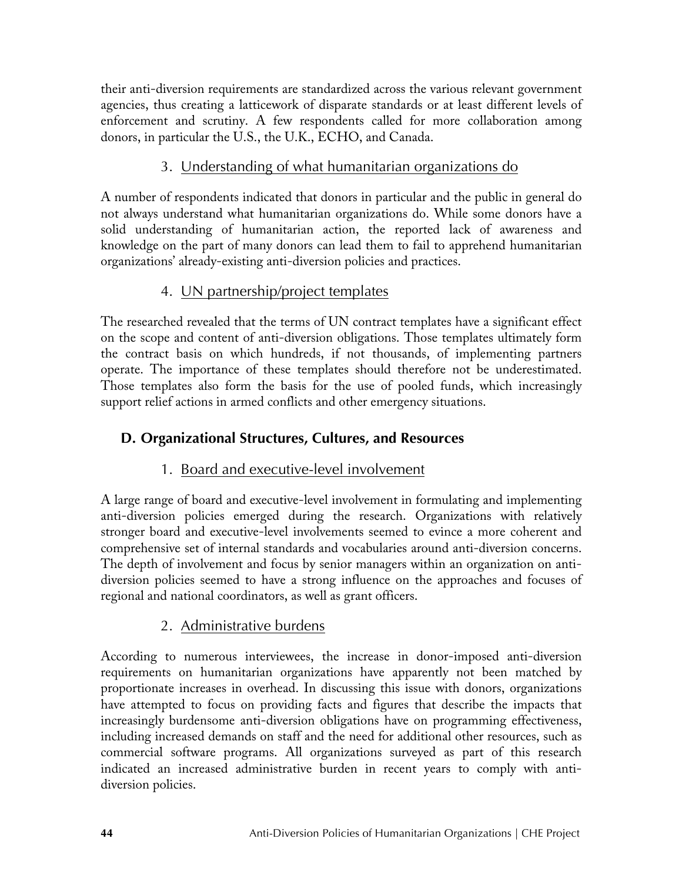their anti-diversion requirements are standardized across the various relevant government agencies, thus creating a latticework of disparate standards or at least different levels of enforcement and scrutiny. A few respondents called for more collaboration among donors, in particular the U.S., the U.K., ECHO, and Canada.

#### 3. Understanding of what humanitarian organizations do

A number of respondents indicated that donors in particular and the public in general do not always understand what humanitarian organizations do. While some donors have a solid understanding of humanitarian action, the reported lack of awareness and knowledge on the part of many donors can lead them to fail to apprehend humanitarian organizations' already-existing anti-diversion policies and practices.

#### 4. UN partnership/project templates

The researched revealed that the terms of UN contract templates have a significant effect on the scope and content of anti-diversion obligations. Those templates ultimately form the contract basis on which hundreds, if not thousands, of implementing partners operate. The importance of these templates should therefore not be underestimated. Those templates also form the basis for the use of pooled funds, which increasingly support relief actions in armed conflicts and other emergency situations.

### D. Organizational Structures, Cultures, and Resources

#### 1. Board and executive-level involvement

A large range of board and executive-level involvement in formulating and implementing anti-diversion policies emerged during the research. Organizations with relatively stronger board and executive-level involvements seemed to evince a more coherent and comprehensive set of internal standards and vocabularies around anti-diversion concerns. The depth of involvement and focus by senior managers within an organization on anti-diversion policies seemed to have a strong influence on the approaches and focuses of regional and national coordinators, as well as grant officers.

#### 2. Administrative burdens

According to numerous interviewees, the increase in donor-imposed anti-diversion requirements on humanitarian organizations have apparently not been matched by proportionate increases in overhead. In discussing this issue with donors, organizations have attempted to focus on providing facts and figures that describe the impacts that increasingly burdensome anti-diversion obligations have on programming effectiveness, including increased demands on staff and the need for additional other resources, such as commercial software programs. All organizations surveyed as part of this research indicated an increased administrative burden in recent years to comply with anti-diversion policies.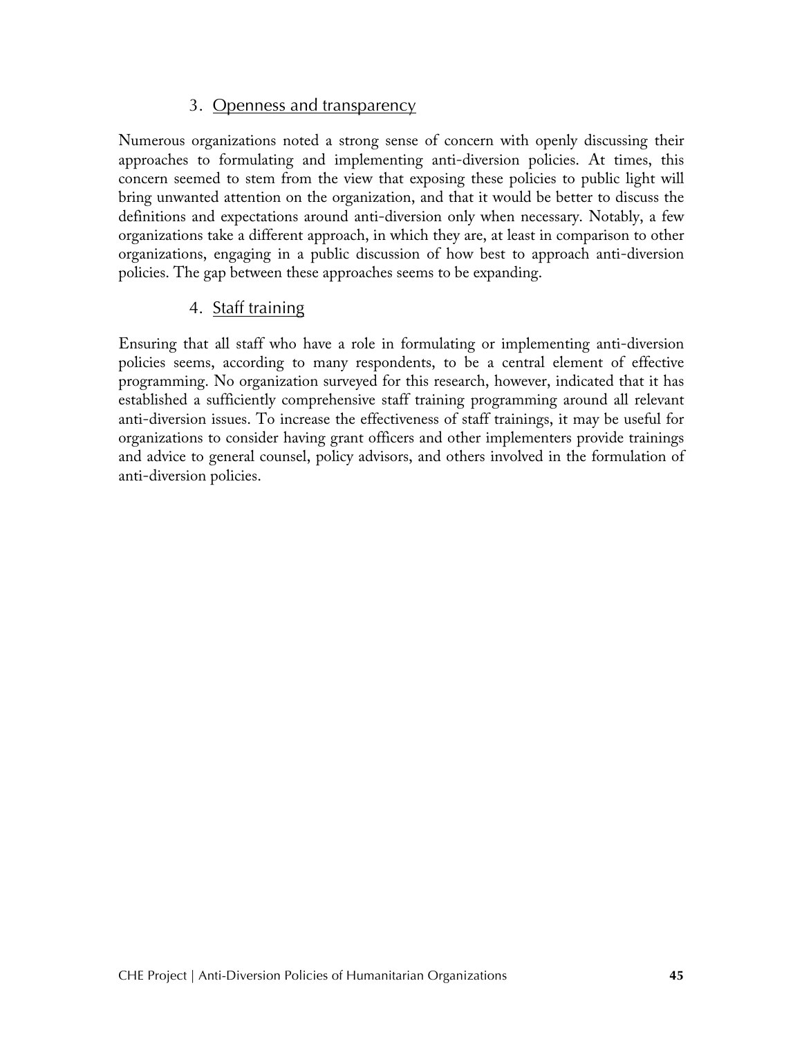### 3. Openness and transparency

Numerous organizations noted a strong sense of concern with openly discussing their approaches to formulating and implementing anti-diversion policies. At times, this concern seemed to stem from the view that exposing these policies to public light will bring unwanted attention on the organization, and that it would be better to discuss the definitions and expectations around anti-diversion only when necessary. Notably, a few organizations take a different approach, in which they are, at least in comparison to other organizations, engaging in a public discussion of how best to approach anti-diversion policies. The gap between these approaches seems to be expanding.

### 4. Staff training

Ensuring that all staff who have a role in formulating or implementing anti-diversion policies seems, according to many respondents, to be a central element of effective programming. No organization surveyed for this research, however, indicated that it has established a sufficiently comprehensive staff training programming around all relevant anti-diversion issues. To increase the effectiveness of staff trainings, it may be useful for organizations to consider having grant officers and other implementers provide trainings and advice to general counsel, policy advisors, and others involved in the formulation of anti-diversion policies.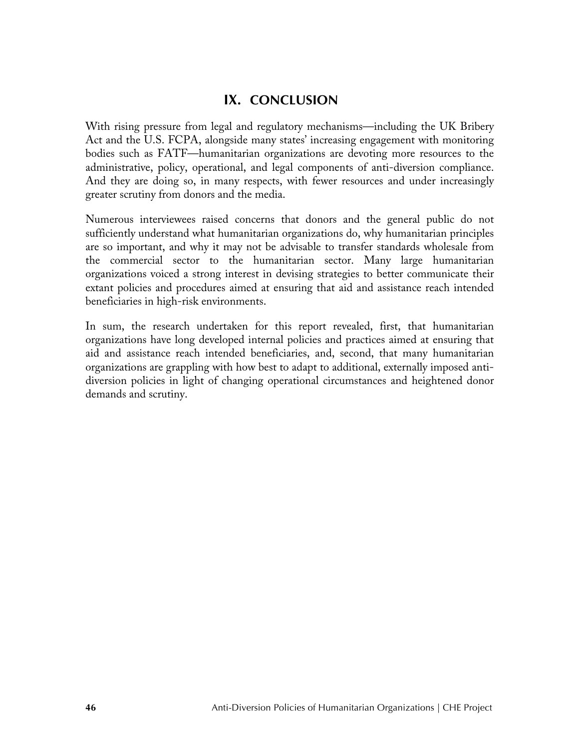## IX. CONCLUSION

With rising pressure from legal and regulatory mechanisms—including the UK Bribery Act and the U.S. FCPA, alongside many states' increasing engagement with monitoring bodies such as FATF—humanitarian organizations are devoting more resources to the administrative, policy, operational, and legal components of anti-diversion compliance. And they are doing so, in many respects, with fewer resources and under increasingly greater scrutiny from donors and the media.

Numerous interviewees raised concerns that donors and the general public do not sufficiently understand what humanitarian organizations do, why humanitarian principles are so important, and why it may not be advisable to transfer standards wholesale from the commercial sector to the humanitarian sector. Many large humanitarian organizations voiced a strong interest in devising strategies to better communicate their extant policies and procedures aimed at ensuring that aid and assistance reach intended beneficiaries in high-risk environments.

In sum, the research undertaken for this report revealed, first, that humanitarian organizations have long developed internal policies and practices aimed at ensuring that aid and assistance reach intended beneficiaries, and, second, that many humanitarian organizations are grappling with how best to adapt to additional, externally imposed anti-diversion policies in light of changing operational circumstances and heightened donor demands and scrutiny.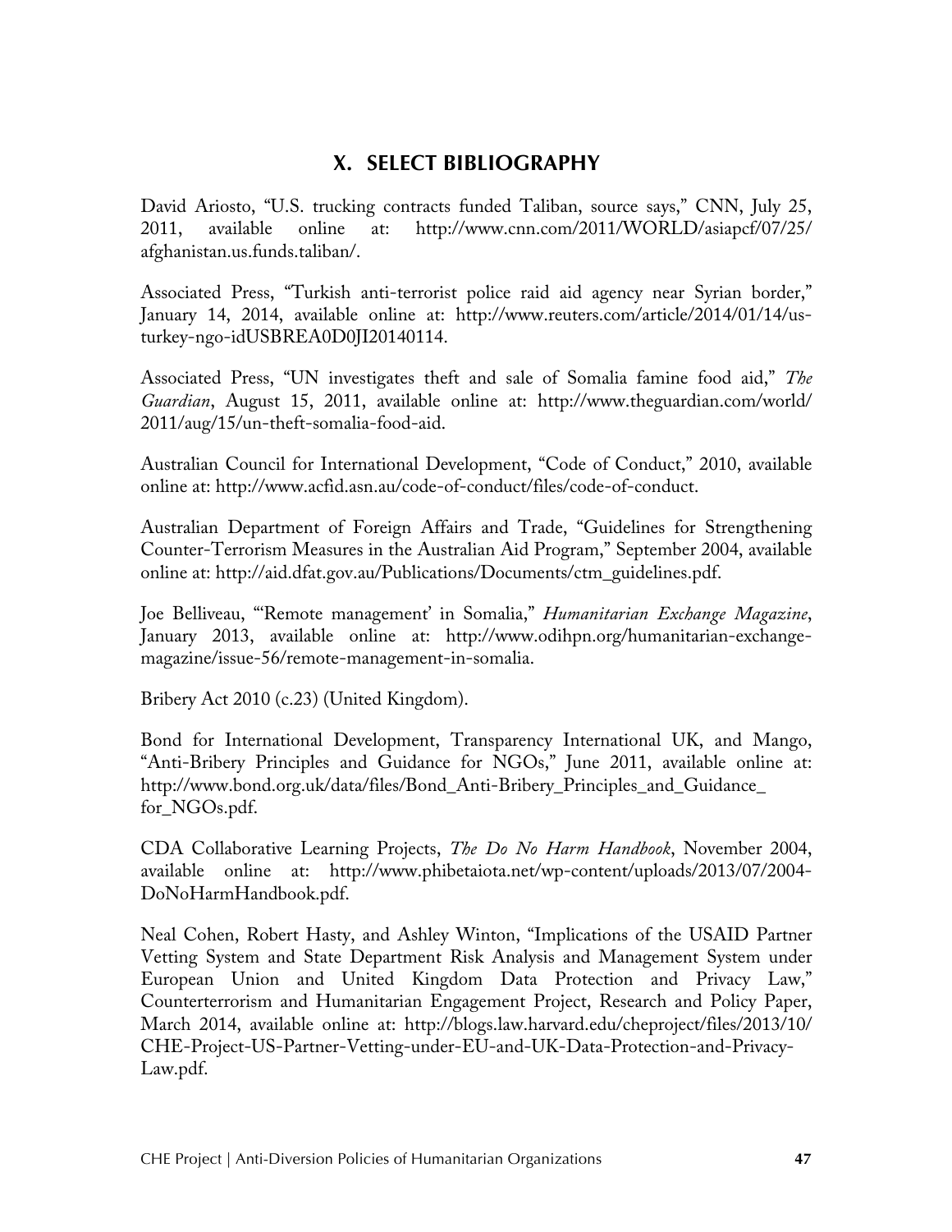## X. SELECT BIBLIOGRAPHY

David Ariosto, "U.S. trucking contracts funded Taliban, source says," CNN, July 25, 2011, available online at: http://www.cnn.com/2011/WORLD/asiapcf/07/25/afghanistan.us.funds.taliban/.

Associated Press, "Turkish anti-terrorist police raid aid agency near Syrian border," January 14, 2014, available online at: http://www.reuters.com/article/2014/01/14/us-turkey-ngo-idUSBREA0D0JI20140114.

Associated Press, "UN investigates theft and sale of Somalia famine food aid," *The Guardian*, August 15, 2011, available online at: http://www.theguardian.com/world/2011/aug/15/un-theft-somalia-food-aid.

Australian Council for International Development, "Code of Conduct," 2010, available online at: http://www.acfid.asn.au/code-of-conduct/files/code-of-conduct.

Australian Department of Foreign Affairs and Trade, "Guidelines for Strengthening Counter-Terrorism Measures in the Australian Aid Program," September 2004, available online at: http://aid.dfat.gov.au/Publications/Documents/ctm_guidelines.pdf.

Joe Belliveau, "'Remote management' in Somalia," *Humanitarian Exchange Magazine*, January 2013, available online at: http://www.odihpn.org/humanitarian-exchange-magazine/issue-56/remote-management-in-somalia.

Bribery Act 2010 (c.23) (United Kingdom).

Bond for International Development, Transparency International UK, and Mango, "Anti-Bribery Principles and Guidance for NGOs," June 2011, available online at: http://www.bond.org.uk/data/files/Bond_Anti-Bribery_Principles_and_Guidance_for_NGOs.pdf.

CDA Collaborative Learning Projects, *The Do No Harm Handbook*, November 2004, available online at: http://www.phibetaiota.net/wp-content/uploads/2013/07/2004-DoNoHarmHandbook.pdf.

Neal Cohen, Robert Hasty, and Ashley Winton, "Implications of the USAID Partner Vetting System and State Department Risk Analysis and Management System under European Union and United Kingdom Data Protection and Privacy Law," Counterterrorism and Humanitarian Engagement Project, Research and Policy Paper, March 2014, available online at: http://blogs.law.harvard.edu/cheproject/files/2013/10/CHE-Project-US-Partner-Vetting-under-EU-and-UK-Data-Protection-and-Privacy-Law.pdf.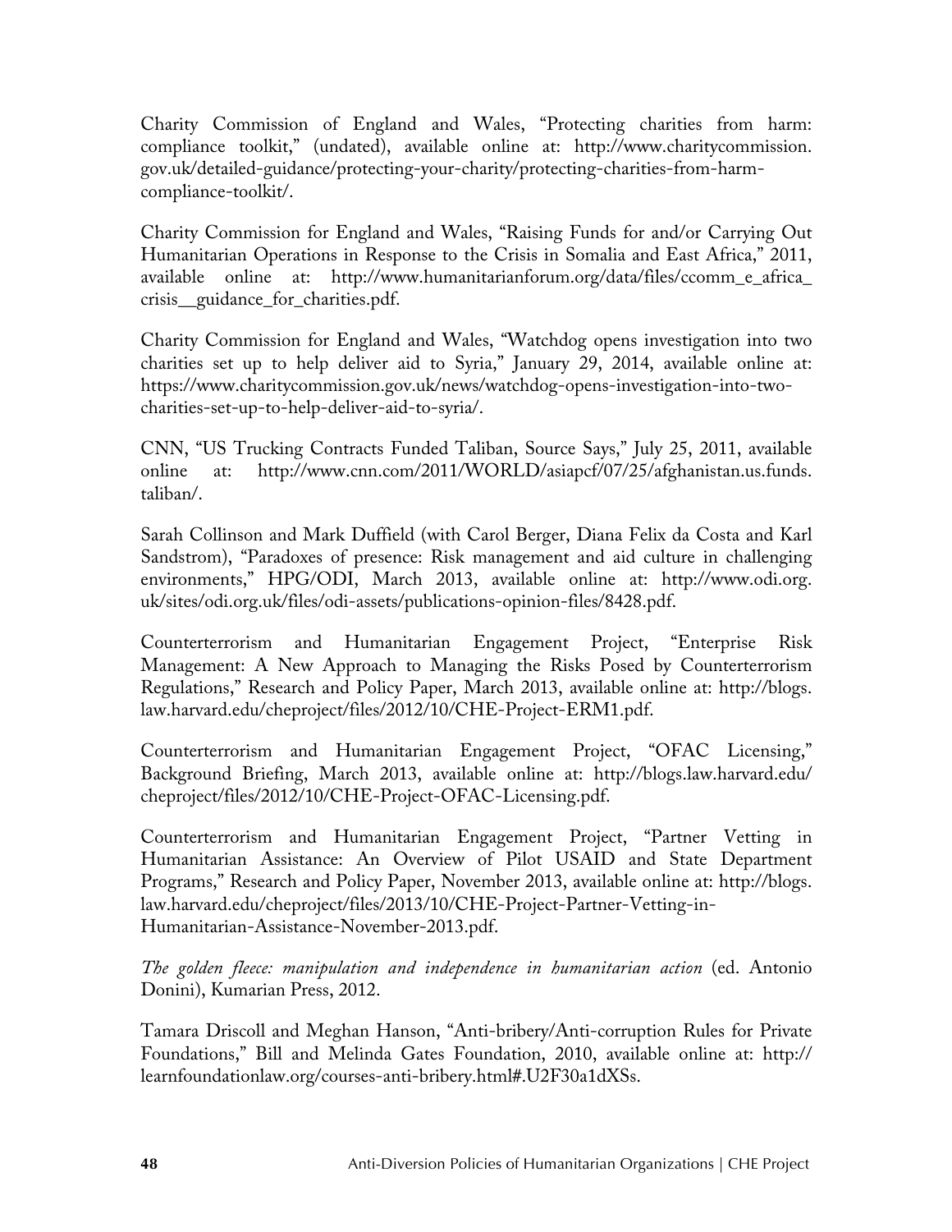Charity Commission of England and Wales, "Protecting charities from harm: compliance toolkit," (undated), available online at: http://www.charitycommission.gov.uk/detailed-guidance/protecting-your-charity/protecting-charities-from-harm-compliance-toolkit/.

Charity Commission for England and Wales, "Raising Funds for and/or Carrying Out Humanitarian Operations in Response to the Crisis in Somalia and East Africa," 2011, available online at: http://www.humanitarianforum.org/data/files/ccomm_e_africa_crisis__guidance_for_charities.pdf.

Charity Commission for England and Wales, "Watchdog opens investigation into two charities set up to help deliver aid to Syria," January 29, 2014, available online at: https://www.charitycommission.gov.uk/news/watchdog-opens-investigation-into-two-charities-set-up-to-help-deliver-aid-to-syria/.

CNN, "US Trucking Contracts Funded Taliban, Source Says," July 25, 2011, available online at: http://www.cnn.com/2011/WORLD/asiapcf/07/25/afghanistan.us.funds.taliban/.

Sarah Collinson and Mark Duffield (with Carol Berger, Diana Felix da Costa and Karl Sandstrom), "Paradoxes of presence: Risk management and aid culture in challenging environments," HPG/ODI, March 2013, available online at: http://www.odi.org.uk/sites/odi.org.uk/files/odi-assets/publications-opinion-files/8428.pdf.

Counterterrorism and Humanitarian Engagement Project, "Enterprise Risk Management: A New Approach to Managing the Risks Posed by Counterterrorism Regulations," Research and Policy Paper, March 2013, available online at: http://blogs.law.harvard.edu/cheproject/files/2012/10/CHE-Project-ERM1.pdf.

Counterterrorism and Humanitarian Engagement Project, "OFAC Licensing," Background Briefing, March 2013, available online at: http://blogs.law.harvard.edu/cheproject/files/2012/10/CHE-Project-OFAC-Licensing.pdf.

Counterterrorism and Humanitarian Engagement Project, "Partner Vetting in Humanitarian Assistance: An Overview of Pilot USAID and State Department Programs," Research and Policy Paper, November 2013, available online at: http://blogs.law.harvard.edu/cheproject/files/2013/10/CHE-Project-Partner-Vetting-in-Humanitarian-Assistance-November-2013.pdf.

*The golden fleece: manipulation and independence in humanitarian action* (ed. Antonio Donini), Kumarian Press, 2012.

Tamara Driscoll and Meghan Hanson, "Anti-bribery/Anti-corruption Rules for Private Foundations," Bill and Melinda Gates Foundation, 2010, available online at: http://learnfoundationlaw.org/courses-anti-bribery.html#.U2F30a1dXSs.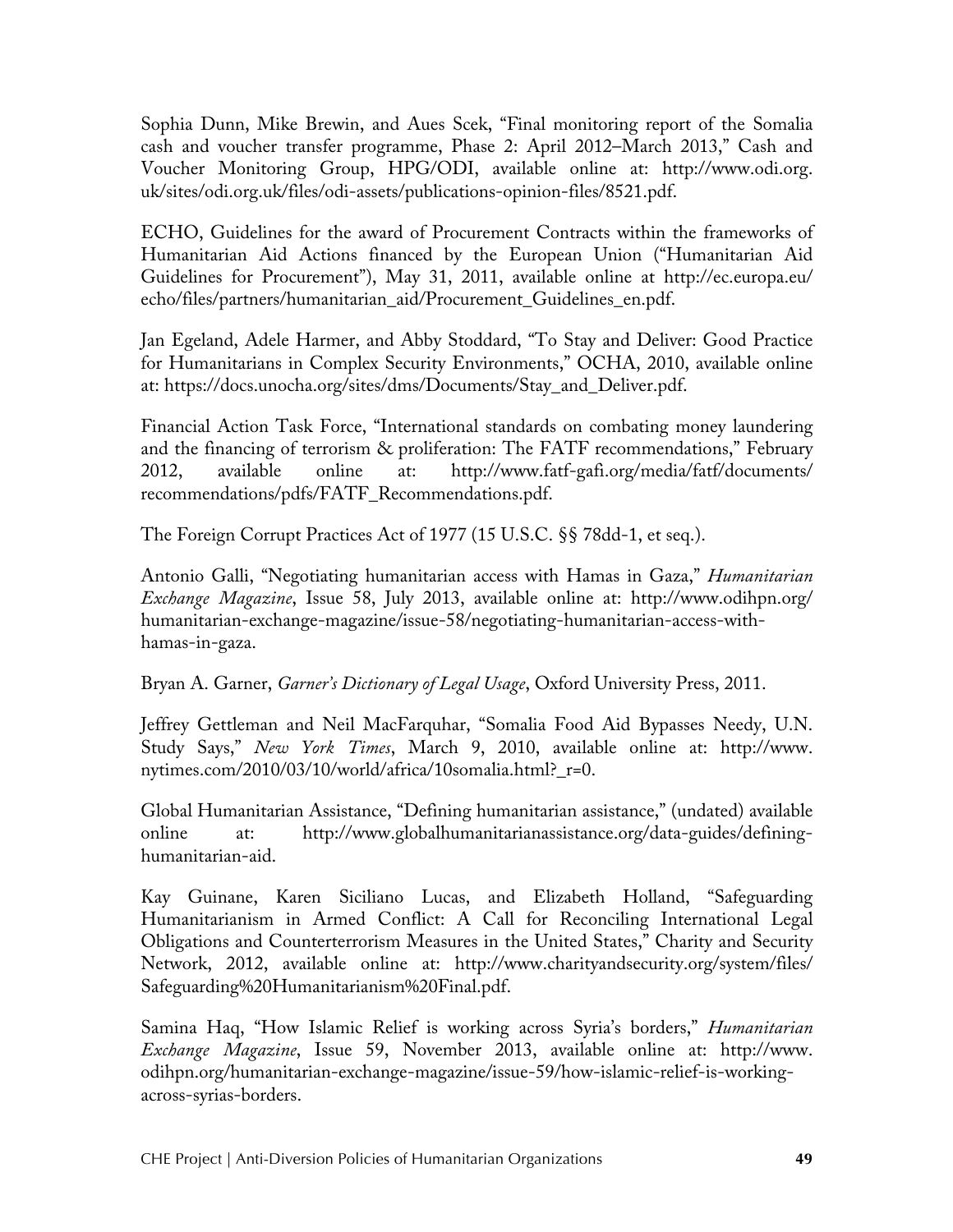Sophia Dunn, Mike Brewin, and Aues Scek, "Final monitoring report of the Somalia cash and voucher transfer programme, Phase 2: April 2012–March 2013," Cash and Voucher Monitoring Group, HPG/ODI, available online at: http://www.odi.org.uk/sites/odi.org.uk/files/odi-assets/publications-opinion-files/8521.pdf.

ECHO, Guidelines for the award of Procurement Contracts within the frameworks of Humanitarian Aid Actions financed by the European Union ("Humanitarian Aid Guidelines for Procurement"), May 31, 2011, available online at http://ec.europa.eu/echo/files/partners/humanitarian_aid/Procurement_Guidelines_en.pdf.

Jan Egeland, Adele Harmer, and Abby Stoddard, "To Stay and Deliver: Good Practice for Humanitarians in Complex Security Environments," OCHA, 2010, available online at: https://docs.unocha.org/sites/dms/Documents/Stay_and_Deliver.pdf.

Financial Action Task Force, "International standards on combating money laundering and the financing of terrorism & proliferation: The FATF recommendations," February 2012, available online at: http://www.fatf-gafi.org/media/fatf/documents/recommendations/pdfs/FATF_Recommendations.pdf.

The Foreign Corrupt Practices Act of 1977 (15 U.S.C. §§ 78dd-1, et seq.).

Antonio Galli, "Negotiating humanitarian access with Hamas in Gaza," *Humanitarian Exchange Magazine*, Issue 58, July 2013, available online at: http://www.odihpn.org/humanitarian-exchange-magazine/issue-58/negotiating-humanitarian-access-with-hamas-in-gaza.

Bryan A. Garner, *Garner's Dictionary of Legal Usage*, Oxford University Press, 2011.

Jeffrey Gettleman and Neil MacFarquhar, "Somalia Food Aid Bypasses Needy, U.N. Study Says," *New York Times*, March 9, 2010, available online at: http://www.nytimes.com/2010/03/10/world/africa/10somalia.html?_r=0.

Global Humanitarian Assistance, "Defining humanitarian assistance," (undated) available online at: http://www.globalhumanitarianassistance.org/data-guides/defining-humanitarian-aid.

Kay Guinane, Karen Siciliano Lucas, and Elizabeth Holland, "Safeguarding Humanitarianism in Armed Conflict: A Call for Reconciling International Legal Obligations and Counterterrorism Measures in the United States," Charity and Security Network, 2012, available online at: http://www.charityandsecurity.org/system/files/Safeguarding%20Humanitarianism%20Final.pdf.

Samina Haq, "How Islamic Relief is working across Syria's borders," *Humanitarian Exchange Magazine*, Issue 59, November 2013, available online at: http://www.odihpn.org/humanitarian-exchange-magazine/issue-59/how-islamic-relief-is-working-across-syrias-borders.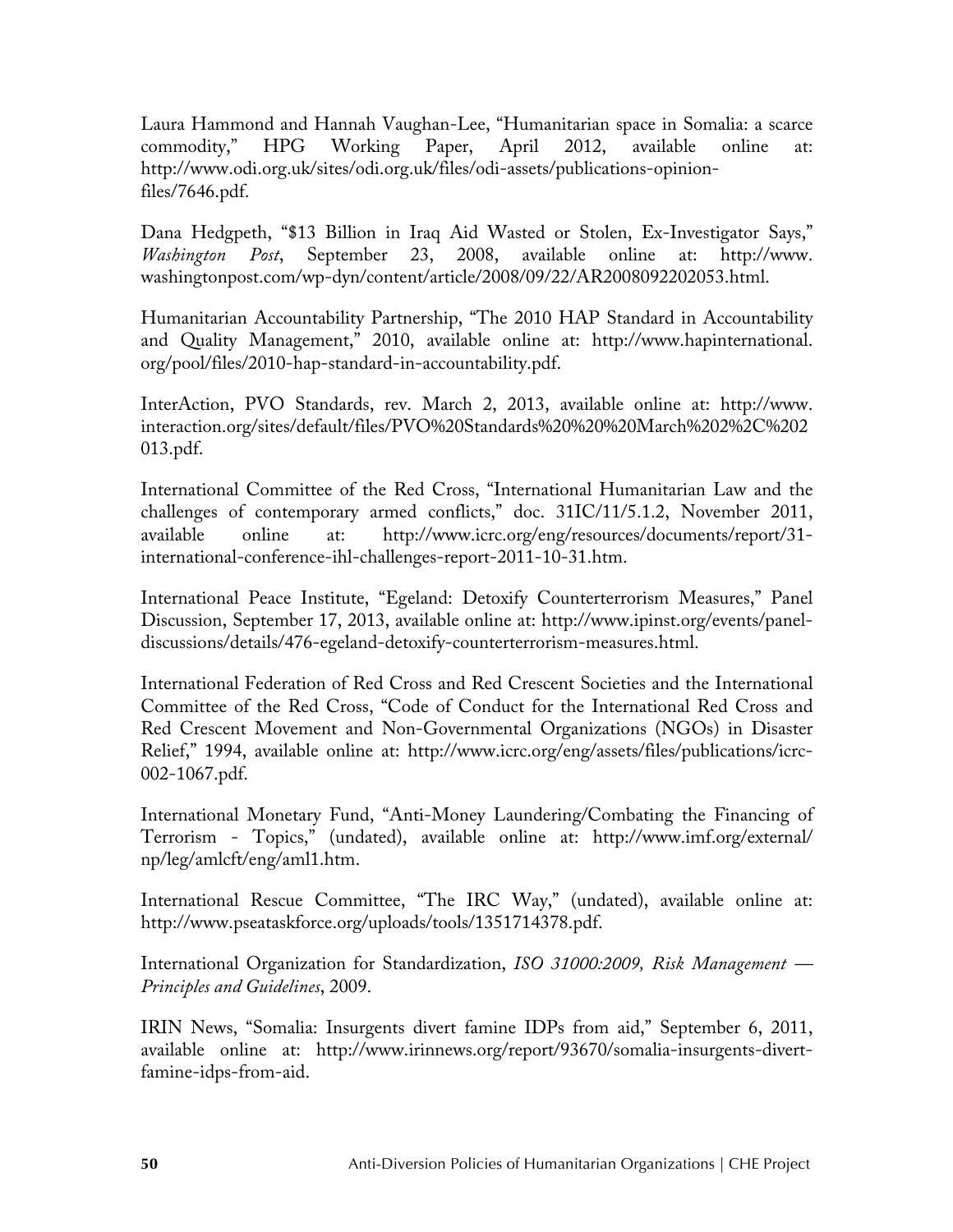Laura Hammond and Hannah Vaughan-Lee, "Humanitarian space in Somalia: a scarce commodity," HPG Working Paper, April 2012, available online at: http://www.odi.org.uk/sites/odi.org.uk/files/odi-assets/publications-opinion-files/7646.pdf.

Dana Hedgpeth, "$13 Billion in Iraq Aid Wasted or Stolen, Ex-Investigator Says," *Washington Post*, September 23, 2008, available online at: http://www.washingtonpost.com/wp-dyn/content/article/2008/09/22/AR2008092202053.html.

Humanitarian Accountability Partnership, "The 2010 HAP Standard in Accountability and Quality Management," 2010, available online at: http://www.hapinternational.org/pool/files/2010-hap-standard-in-accountability.pdf.

InterAction, PVO Standards, rev. March 2, 2013, available online at: http://www.interaction.org/sites/default/files/PVO%20Standards%20%20%20March%202%2C%202013.pdf.

International Committee of the Red Cross, "International Humanitarian Law and the challenges of contemporary armed conflicts," doc. 31IC/11/5.1.2, November 2011, available online at: http://www.icrc.org/eng/resources/documents/report/31-international-conference-ihl-challenges-report-2011-10-31.htm.

International Peace Institute, "Egeland: Detoxify Counterterrorism Measures," Panel Discussion, September 17, 2013, available online at: http://www.ipinst.org/events/panel-discussions/details/476-egeland-detoxify-counterterrorism-measures.html.

International Federation of Red Cross and Red Crescent Societies and the International Committee of the Red Cross, "Code of Conduct for the International Red Cross and Red Crescent Movement and Non-Governmental Organizations (NGOs) in Disaster Relief," 1994, available online at: http://www.icrc.org/eng/assets/files/publications/icrc-002-1067.pdf.

International Monetary Fund, "Anti-Money Laundering/Combating the Financing of Terrorism - Topics," (undated), available online at: http://www.imf.org/external/np/leg/amlcft/eng/aml1.htm.

International Rescue Committee, "The IRC Way," (undated), available online at: http://www.pseataskforce.org/uploads/tools/1351714378.pdf.

International Organization for Standardization, *ISO 31000:2009, Risk Management — Principles and Guidelines*, 2009.

IRIN News, "Somalia: Insurgents divert famine IDPs from aid," September 6, 2011, available online at: http://www.irinnews.org/report/93670/somalia-insurgents-divert-famine-idps-from-aid.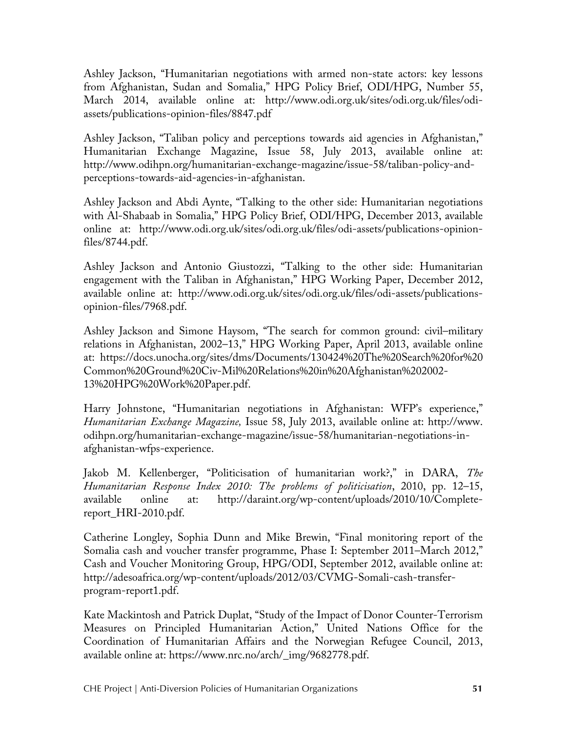Ashley Jackson, "Humanitarian negotiations with armed non-state actors: key lessons from Afghanistan, Sudan and Somalia," HPG Policy Brief, ODI/HPG, Number 55, March 2014, available online at: http://www.odi.org.uk/sites/odi.org.uk/files/odi-assets/publications-opinion-files/8847.pdf

Ashley Jackson, "Taliban policy and perceptions towards aid agencies in Afghanistan," Humanitarian Exchange Magazine, Issue 58, July 2013, available online at: http://www.odihpn.org/humanitarian-exchange-magazine/issue-58/taliban-policy-and-perceptions-towards-aid-agencies-in-afghanistan.

Ashley Jackson and Abdi Aynte, "Talking to the other side: Humanitarian negotiations with Al-Shabaab in Somalia," HPG Policy Brief, ODI/HPG, December 2013, available online at: http://www.odi.org.uk/sites/odi.org.uk/files/odi-assets/publications-opinion-files/8744.pdf.

Ashley Jackson and Antonio Giustozzi, "Talking to the other side: Humanitarian engagement with the Taliban in Afghanistan," HPG Working Paper, December 2012, available online at: http://www.odi.org.uk/sites/odi.org.uk/files/odi-assets/publications-opinion-files/7968.pdf.

Ashley Jackson and Simone Haysom, "The search for common ground: civil–military relations in Afghanistan, 2002–13," HPG Working Paper, April 2013, available online at: https://docs.unocha.org/sites/dms/Documents/130424%20The%20Search%20for%20Common%20Ground%20Civ-Mil%20Relations%20in%20Afghanistan%202002-13%20HPG%20Work%20Paper.pdf.

Harry Johnstone, "Humanitarian negotiations in Afghanistan: WFP's experience," *Humanitarian Exchange Magazine,* Issue 58, July 2013, available online at: http://www.odihpn.org/humanitarian-exchange-magazine/issue-58/humanitarian-negotiations-in-afghanistan-wfps-experience.

Jakob M. Kellenberger, "Politicisation of humanitarian work?," in DARA, *The Humanitarian Response Index 2010: The problems of politicisation*, 2010, pp. 12–15, available online at: http://daraint.org/wp-content/uploads/2010/10/Complete-report_HRI-2010.pdf.

Catherine Longley, Sophia Dunn and Mike Brewin, "Final monitoring report of the Somalia cash and voucher transfer programme, Phase I: September 2011–March 2012," Cash and Voucher Monitoring Group, HPG/ODI, September 2012, available online at: http://adesoafrica.org/wp-content/uploads/2012/03/CVMG-Somali-cash-transfer-program-report1.pdf.

Kate Mackintosh and Patrick Duplat, "Study of the Impact of Donor Counter-Terrorism Measures on Principled Humanitarian Action," United Nations Office for the Coordination of Humanitarian Affairs and the Norwegian Refugee Council, 2013, available online at: https://www.nrc.no/arch/_img/9682778.pdf.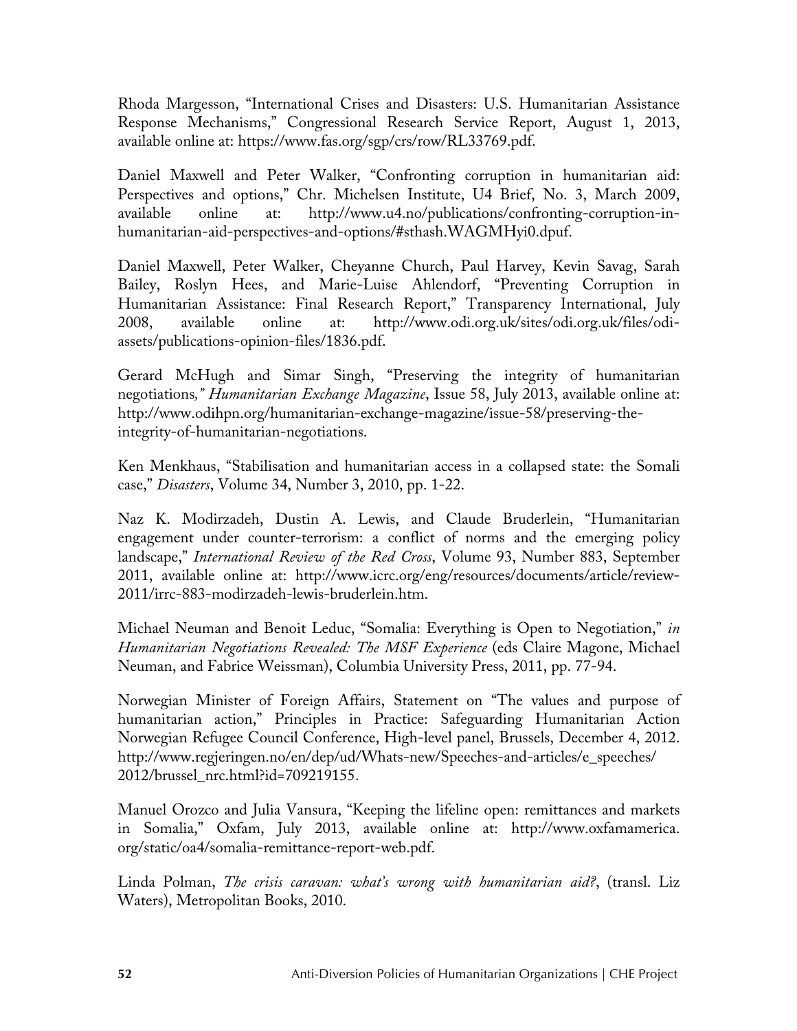Rhoda Margesson, "International Crises and Disasters: U.S. Humanitarian Assistance Response Mechanisms," Congressional Research Service Report, August 1, 2013, available online at: https://www.fas.org/sgp/crs/row/RL33769.pdf.

Daniel Maxwell and Peter Walker, "Confronting corruption in humanitarian aid: Perspectives and options," Chr. Michelsen Institute, U4 Brief, No. 3, March 2009, available online at: http://www.u4.no/publications/confronting-corruption-in-humanitarian-aid-perspectives-and-options/#sthash.WAGMHyi0.dpuf.

Daniel Maxwell, Peter Walker, Cheyanne Church, Paul Harvey, Kevin Savag, Sarah Bailey, Roslyn Hees, and Marie-Luise Ahlendorf, "Preventing Corruption in Humanitarian Assistance: Final Research Report," Transparency International, July 2008, available online at: http://www.odi.org.uk/sites/odi.org.uk/files/odi-assets/publications-opinion-files/1836.pdf.

Gerard McHugh and Simar Singh, "Preserving the integrity of humanitarian negotiations," *Humanitarian Exchange Magazine*, Issue 58, July 2013, available online at: http://www.odihpn.org/humanitarian-exchange-magazine/issue-58/preserving-the-integrity-of-humanitarian-negotiations.

Ken Menkhaus, "Stabilisation and humanitarian access in a collapsed state: the Somali case," *Disasters*, Volume 34, Number 3, 2010, pp. 1-22.

Naz K. Modirzadeh, Dustin A. Lewis, and Claude Bruderlein, "Humanitarian engagement under counter-terrorism: a conflict of norms and the emerging policy landscape," *International Review of the Red Cross*, Volume 93, Number 883, September 2011, available online at: http://www.icrc.org/eng/resources/documents/article/review-2011/irrc-883-modirzadeh-lewis-bruderlein.htm.

Michael Neuman and Benoit Leduc, "Somalia: Everything is Open to Negotiation," *in Humanitarian Negotiations Revealed: The MSF Experience* (eds Claire Magone, Michael Neuman, and Fabrice Weissman), Columbia University Press, 2011, pp. 77-94.

Norwegian Minister of Foreign Affairs, Statement on "The values and purpose of humanitarian action," Principles in Practice: Safeguarding Humanitarian Action Norwegian Refugee Council Conference, High-level panel, Brussels, December 4, 2012. http://www.regjeringen.no/en/dep/ud/Whats-new/Speeches-and-articles/e_speeches/2012/brussel_nrc.html?id=709219155.

Manuel Orozco and Julia Vansura, "Keeping the lifeline open: remittances and markets in Somalia," Oxfam, July 2013, available online at: http://www.oxfamamerica.org/static/oa4/somalia-remittance-report-web.pdf.

Linda Polman, *The crisis caravan: what's wrong with humanitarian aid?*, (transl. Liz Waters), Metropolitan Books, 2010.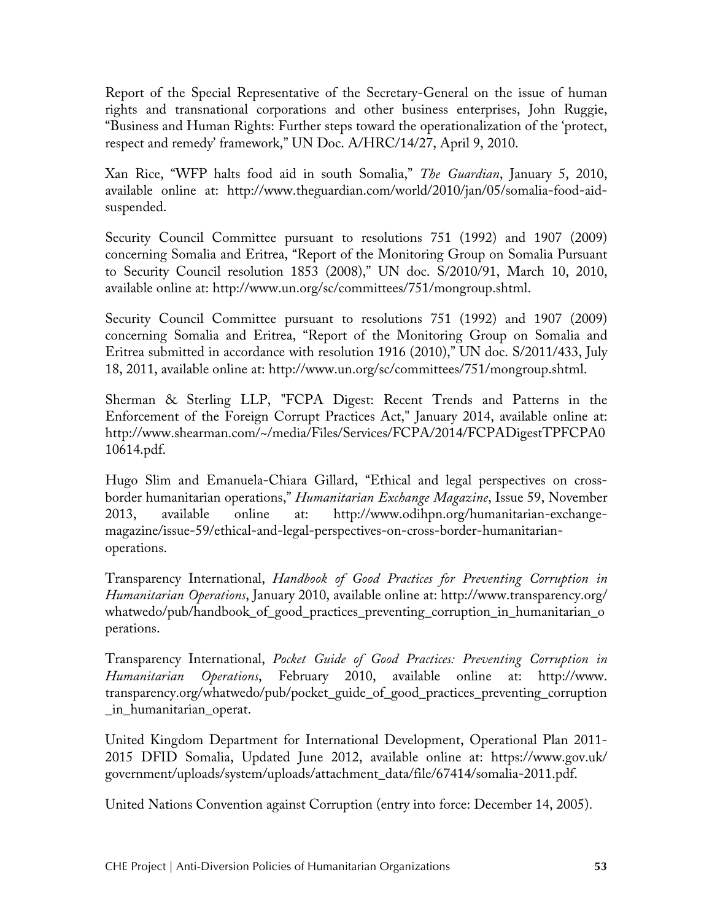Report of the Special Representative of the Secretary-General on the issue of human rights and transnational corporations and other business enterprises, John Ruggie, "Business and Human Rights: Further steps toward the operationalization of the 'protect, respect and remedy' framework," UN Doc. A/HRC/14/27, April 9, 2010.

Xan Rice, "WFP halts food aid in south Somalia," *The Guardian*, January 5, 2010, available online at: http://www.theguardian.com/world/2010/jan/05/somalia-food-aid-suspended.

Security Council Committee pursuant to resolutions 751 (1992) and 1907 (2009) concerning Somalia and Eritrea, "Report of the Monitoring Group on Somalia Pursuant to Security Council resolution 1853 (2008)," UN doc. S/2010/91, March 10, 2010, available online at: http://www.un.org/sc/committees/751/mongroup.shtml.

Security Council Committee pursuant to resolutions 751 (1992) and 1907 (2009) concerning Somalia and Eritrea, "Report of the Monitoring Group on Somalia and Eritrea submitted in accordance with resolution 1916 (2010)," UN doc. S/2011/433, July 18, 2011, available online at: http://www.un.org/sc/committees/751/mongroup.shtml.

Sherman & Sterling LLP, "FCPA Digest: Recent Trends and Patterns in the Enforcement of the Foreign Corrupt Practices Act," January 2014, available online at: http://www.shearman.com/~/media/Files/Services/FCPA/2014/FCPADigestTPFCPA010614.pdf.

Hugo Slim and Emanuela-Chiara Gillard, "Ethical and legal perspectives on cross-border humanitarian operations," *Humanitarian Exchange Magazine*, Issue 59, November 2013, available online at: http://www.odihpn.org/humanitarian-exchange-magazine/issue-59/ethical-and-legal-perspectives-on-cross-border-humanitarian-operations.

Transparency International, *Handbook of Good Practices for Preventing Corruption in Humanitarian Operations*, January 2010, available online at: http://www.transparency.org/whatwedo/pub/handbook_of_good_practices_preventing_corruption_in_humanitarian_operations.

Transparency International, *Pocket Guide of Good Practices: Preventing Corruption in Humanitarian Operations*, February 2010, available online at: http://www.transparency.org/whatwedo/pub/pocket_guide_of_good_practices_preventing_corruption_in_humanitarian_operat.

United Kingdom Department for International Development, Operational Plan 2011-2015 DFID Somalia, Updated June 2012, available online at: https://www.gov.uk/government/uploads/system/uploads/attachment_data/file/67414/somalia-2011.pdf.

United Nations Convention against Corruption (entry into force: December 14, 2005).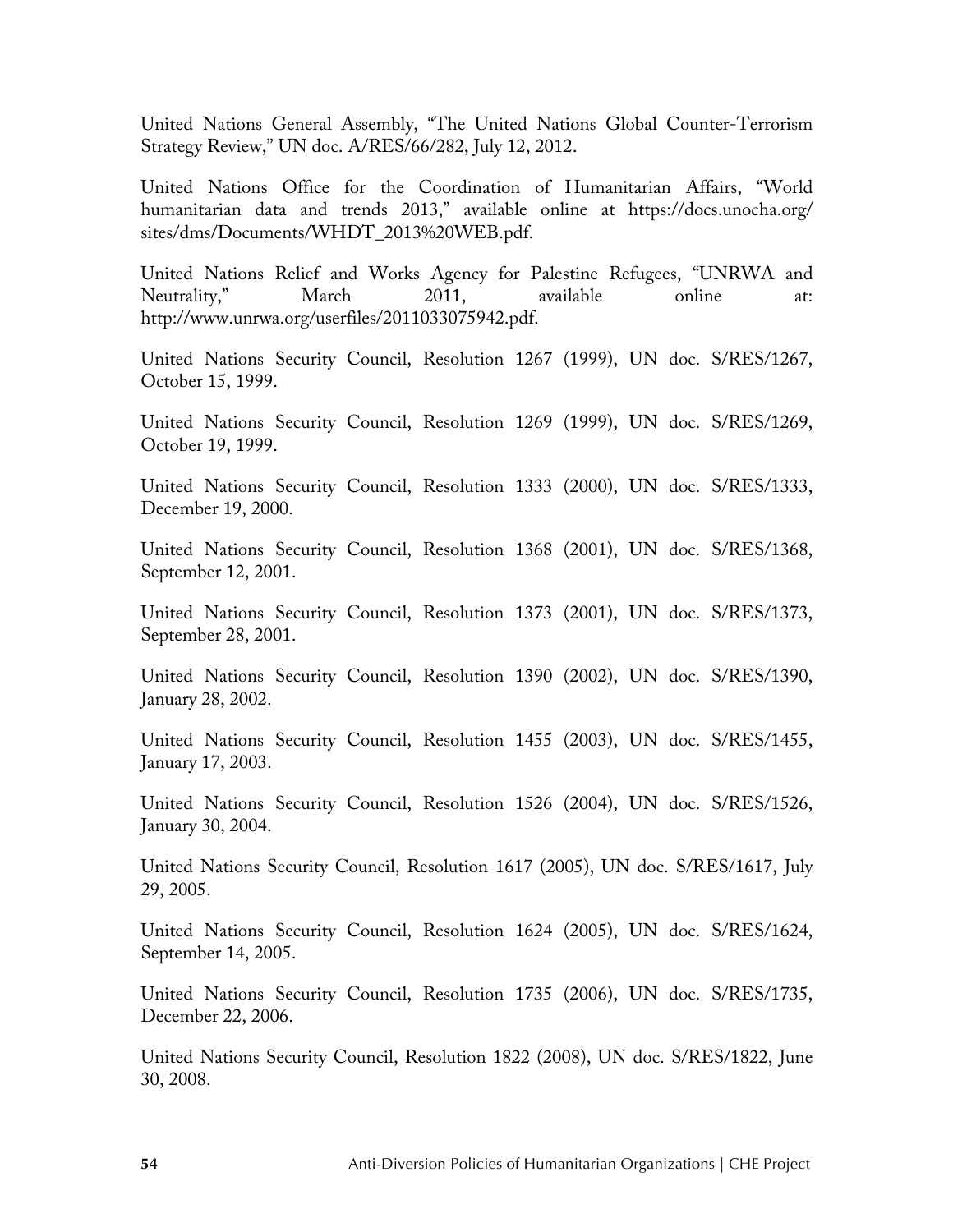United Nations General Assembly, "The United Nations Global Counter-Terrorism Strategy Review," UN doc. A/RES/66/282, July 12, 2012.

United Nations Office for the Coordination of Humanitarian Affairs, "World humanitarian data and trends 2013," available online at https://docs.unocha.org/sites/dms/Documents/WHDT_2013%20WEB.pdf.

United Nations Relief and Works Agency for Palestine Refugees, "UNRWA and Neutrality," March 2011, available online at: http://www.unrwa.org/userfiles/2011033075942.pdf.

United Nations Security Council, Resolution 1267 (1999), UN doc. S/RES/1267, October 15, 1999.

United Nations Security Council, Resolution 1269 (1999), UN doc. S/RES/1269, October 19, 1999.

United Nations Security Council, Resolution 1333 (2000), UN doc. S/RES/1333, December 19, 2000.

United Nations Security Council, Resolution 1368 (2001), UN doc. S/RES/1368, September 12, 2001.

United Nations Security Council, Resolution 1373 (2001), UN doc. S/RES/1373, September 28, 2001.

United Nations Security Council, Resolution 1390 (2002), UN doc. S/RES/1390, January 28, 2002.

United Nations Security Council, Resolution 1455 (2003), UN doc. S/RES/1455, January 17, 2003.

United Nations Security Council, Resolution 1526 (2004), UN doc. S/RES/1526, January 30, 2004.

United Nations Security Council, Resolution 1617 (2005), UN doc. S/RES/1617, July 29, 2005.

United Nations Security Council, Resolution 1624 (2005), UN doc. S/RES/1624, September 14, 2005.

United Nations Security Council, Resolution 1735 (2006), UN doc. S/RES/1735, December 22, 2006.

United Nations Security Council, Resolution 1822 (2008), UN doc. S/RES/1822, June 30, 2008.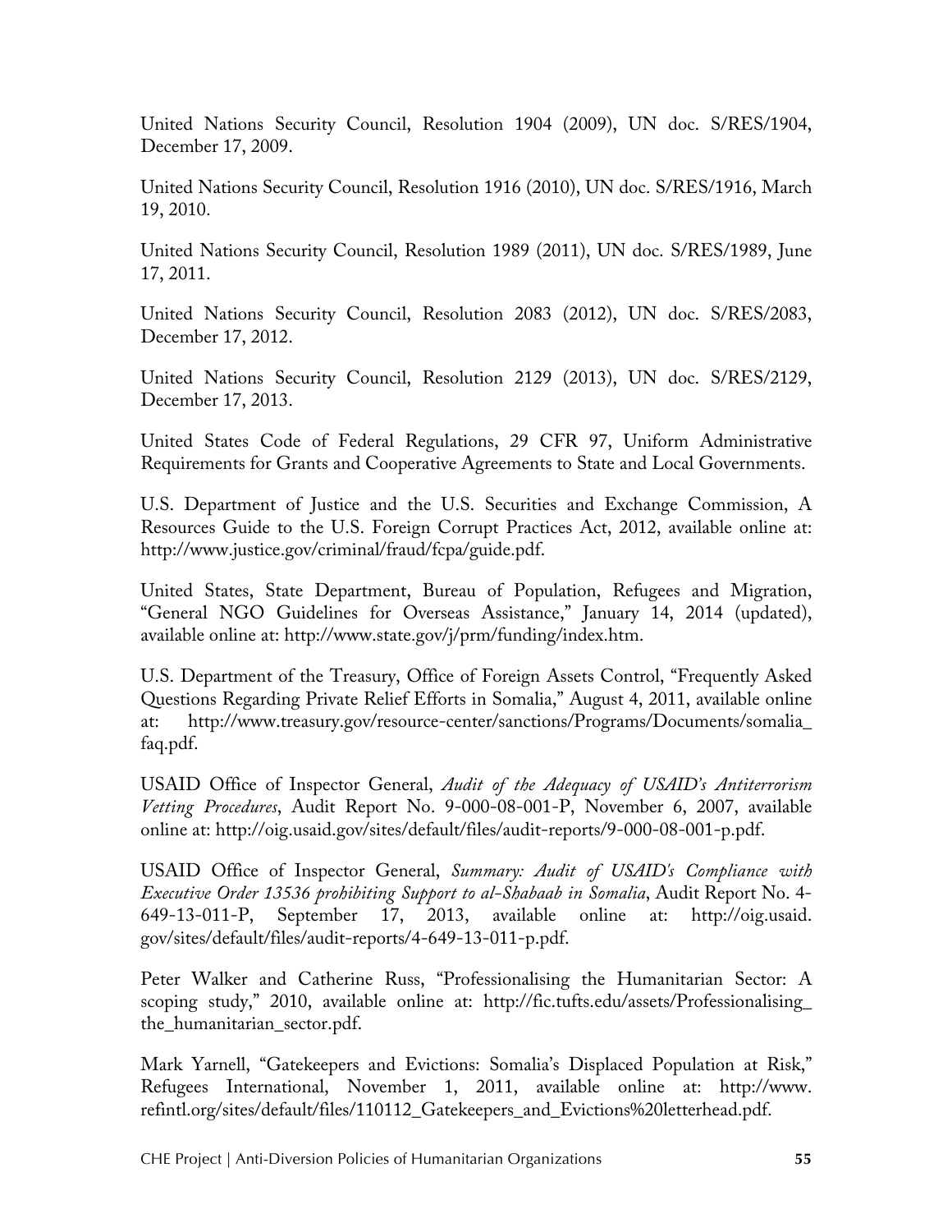United Nations Security Council, Resolution 1904 (2009), UN doc. S/RES/1904, December 17, 2009.

United Nations Security Council, Resolution 1916 (2010), UN doc. S/RES/1916, March 19, 2010.

United Nations Security Council, Resolution 1989 (2011), UN doc. S/RES/1989, June 17, 2011.

United Nations Security Council, Resolution 2083 (2012), UN doc. S/RES/2083, December 17, 2012.

United Nations Security Council, Resolution 2129 (2013), UN doc. S/RES/2129, December 17, 2013.

United States Code of Federal Regulations, 29 CFR 97, Uniform Administrative Requirements for Grants and Cooperative Agreements to State and Local Governments.

U.S. Department of Justice and the U.S. Securities and Exchange Commission, A Resources Guide to the U.S. Foreign Corrupt Practices Act, 2012, available online at: http://www.justice.gov/criminal/fraud/fcpa/guide.pdf.

United States, State Department, Bureau of Population, Refugees and Migration, "General NGO Guidelines for Overseas Assistance," January 14, 2014 (updated), available online at: http://www.state.gov/j/prm/funding/index.htm.

U.S. Department of the Treasury, Office of Foreign Assets Control, "Frequently Asked Questions Regarding Private Relief Efforts in Somalia," August 4, 2011, available online at: http://www.treasury.gov/resource-center/sanctions/Programs/Documents/somalia_faq.pdf.

USAID Office of Inspector General, *Audit of the Adequacy of USAID's Antiterrorism Vetting Procedures*, Audit Report No. 9-000-08-001-P, November 6, 2007, available online at: http://oig.usaid.gov/sites/default/files/audit-reports/9-000-08-001-p.pdf.

USAID Office of Inspector General, *Summary: Audit of USAID's Compliance with Executive Order 13536 prohibiting Support to al-Shabaab in Somalia*, Audit Report No. 4-649-13-011-P, September 17, 2013, available online at: http://oig.usaid.gov/sites/default/files/audit-reports/4-649-13-011-p.pdf.

Peter Walker and Catherine Russ, "Professionalising the Humanitarian Sector: A scoping study," 2010, available online at: http://fic.tufts.edu/assets/Professionalising_the_humanitarian_sector.pdf.

Mark Yarnell, "Gatekeepers and Evictions: Somalia's Displaced Population at Risk," Refugees International, November 1, 2011, available online at: http://www.refintl.org/sites/default/files/110112_Gatekeepers_and_Evictions%20letterhead.pdf.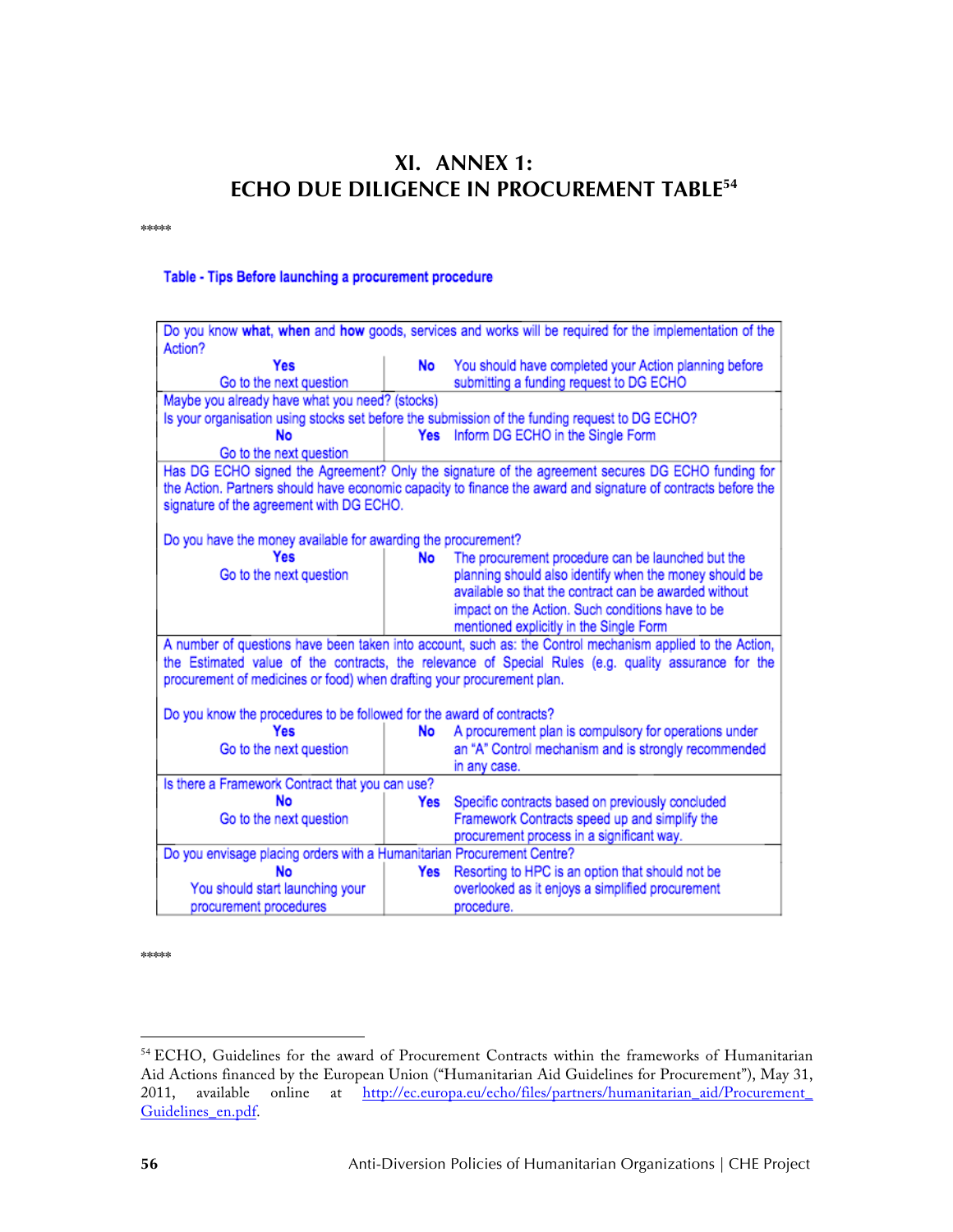# XI. ANNEX 1: ECHO DUE DILIGENCE IN PROCUREMENT TABLE[54]

\*\*\*\*\*

**Table - Tips Before launching a procurement procedure**

| Do you know **what**, **when** and **how** goods, services and works will be required for the implementation of the Action? | |
|---|---|
| **Yes** Go to the next question | **No** You should have completed your Action planning before submitting a funding request to DG ECHO |
| Maybe you already have what you need? (stocks) Is your organisation using stocks set before the submission of the funding request to DG ECHO? | |
| **No** Go to the next question | **Yes** Inform DG ECHO in the Single Form |
| Has DG ECHO signed the Agreement? Only the signature of the agreement secures DG ECHO funding for the Action. Partners should have economic capacity to finance the award and signature of contracts before the signature of the agreement with DG ECHO. Do you have the money available for awarding the procurement? | |
| **Yes** Go to the next question | **No** The procurement procedure can be launched but the planning should also identify when the money should be available so that the contract can be awarded without impact on the Action. Such conditions have to be mentioned explicitly in the Single Form |
| A number of questions have been taken into account, such as: the Control mechanism applied to the Action, the Estimated value of the contracts, the relevance of Special Rules (e.g. quality assurance for the procurement of medicines or food) when drafting your procurement plan. Do you know the procedures to be followed for the award of contracts? | |
| **Yes** Go to the next question | **No** A procurement plan is compulsory for operations under an "A" Control mechanism and is strongly recommended in any case. |
| Is there a Framework Contract that you can use? | |
| **No** Go to the next question | **Yes** Specific contracts based on previously concluded Framework Contracts speed up and simplify the procurement process in a significant way. |
| Do you envisage placing orders with a Humanitarian Procurement Centre? | |
| **No** You should start launching your procurement procedures | **Yes** Resorting to HPC is an option that should not be overlooked as it enjoys a simplified procurement procedure. |

\*\*\*\*\*

[54] ECHO, Guidelines for the award of Procurement Contracts within the frameworks of Humanitarian Aid Actions financed by the European Union ("Humanitarian Aid Guidelines for Procurement"), May 31, 2011, available online at http://ec.europa.eu/echo/files/partners/humanitarian_aid/Procurement_Guidelines_en.pdf.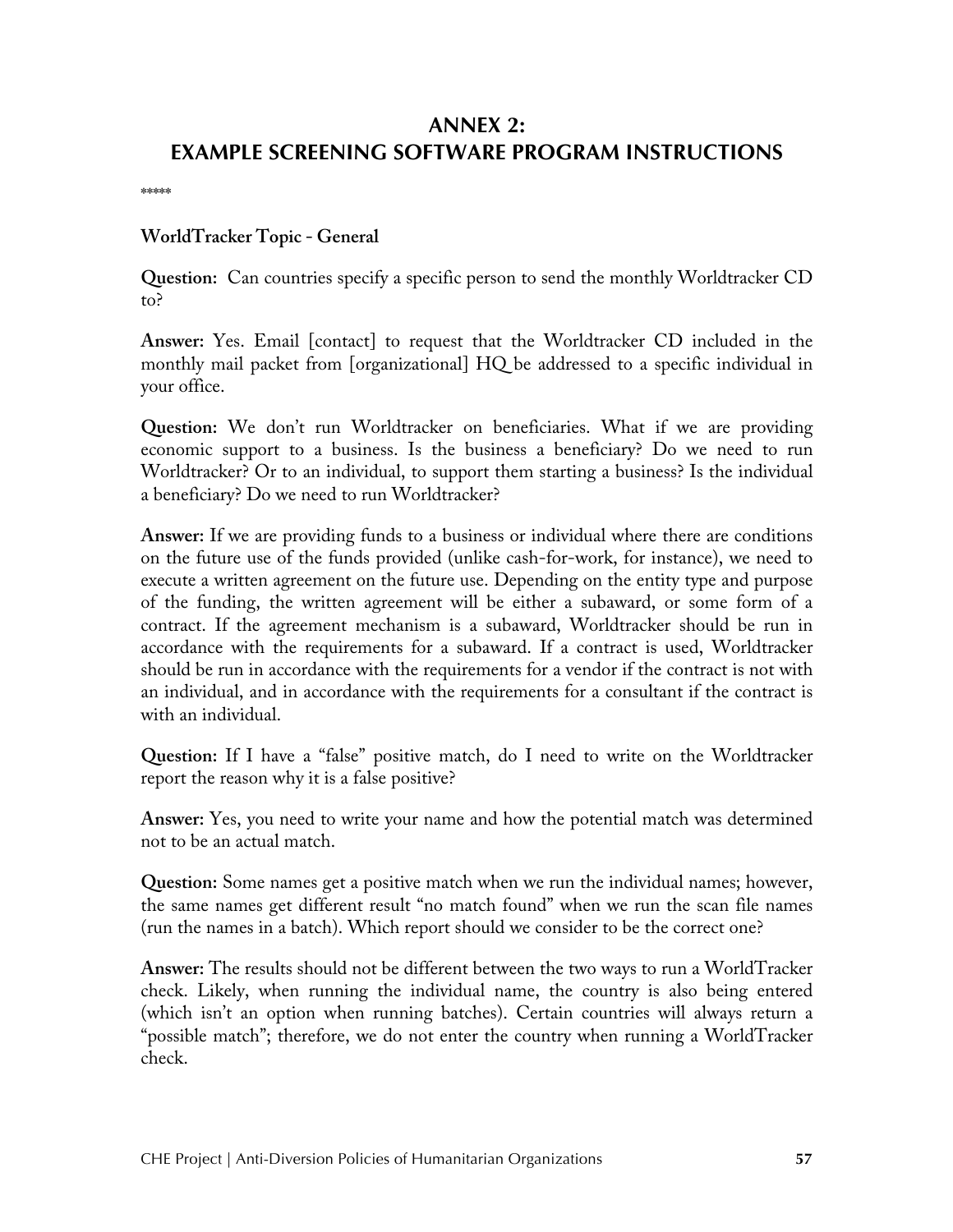# ANNEX 2: EXAMPLE SCREENING SOFTWARE PROGRAM INSTRUCTIONS

*****

**WorldTracker Topic - General**

**Question:** Can countries specify a specific person to send the monthly Worldtracker CD to?

**Answer:** Yes. Email [contact] to request that the Worldtracker CD included in the monthly mail packet from [organizational] HQ be addressed to a specific individual in your office.

**Question:** We don't run Worldtracker on beneficiaries. What if we are providing economic support to a business. Is the business a beneficiary? Do we need to run Worldtracker? Or to an individual, to support them starting a business? Is the individual a beneficiary? Do we need to run Worldtracker?

**Answer:** If we are providing funds to a business or individual where there are conditions on the future use of the funds provided (unlike cash-for-work, for instance), we need to execute a written agreement on the future use. Depending on the entity type and purpose of the funding, the written agreement will be either a subaward, or some form of a contract. If the agreement mechanism is a subaward, Worldtracker should be run in accordance with the requirements for a subaward. If a contract is used, Worldtracker should be run in accordance with the requirements for a vendor if the contract is not with an individual, and in accordance with the requirements for a consultant if the contract is with an individual.

**Question:** If I have a "false" positive match, do I need to write on the Worldtracker report the reason why it is a false positive?

**Answer:** Yes, you need to write your name and how the potential match was determined not to be an actual match.

**Question:** Some names get a positive match when we run the individual names; however, the same names get different result "no match found" when we run the scan file names (run the names in a batch). Which report should we consider to be the correct one?

**Answer:** The results should not be different between the two ways to run a WorldTracker check. Likely, when running the individual name, the country is also being entered (which isn't an option when running batches). Certain countries will always return a "possible match"; therefore, we do not enter the country when running a WorldTracker check.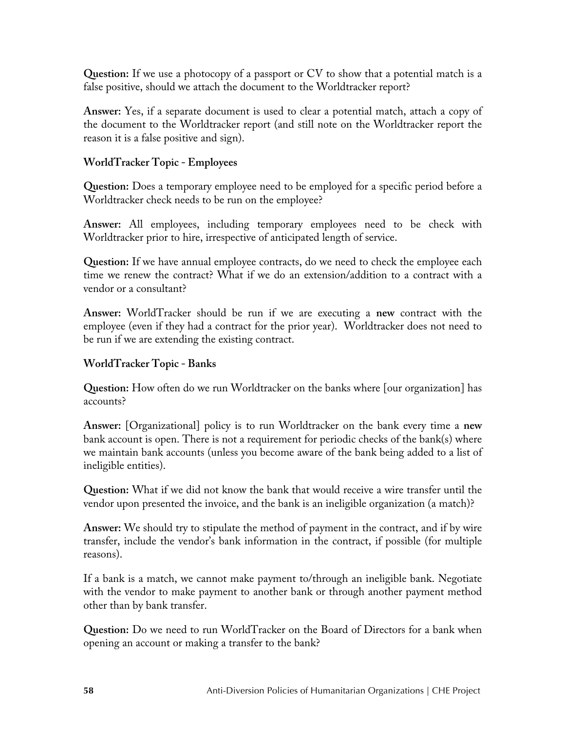**Question:** If we use a photocopy of a passport or CV to show that a potential match is a false positive, should we attach the document to the Worldtracker report?

**Answer:** Yes, if a separate document is used to clear a potential match, attach a copy of the document to the Worldtracker report (and still note on the Worldtracker report the reason it is a false positive and sign).

**WorldTracker Topic - Employees**

**Question:** Does a temporary employee need to be employed for a specific period before a Worldtracker check needs to be run on the employee?

**Answer:** All employees, including temporary employees need to be check with Worldtracker prior to hire, irrespective of anticipated length of service.

**Question:** If we have annual employee contracts, do we need to check the employee each time we renew the contract? What if we do an extension/addition to a contract with a vendor or a consultant?

**Answer:** WorldTracker should be run if we are executing a **new** contract with the employee (even if they had a contract for the prior year). Worldtracker does not need to be run if we are extending the existing contract.

**WorldTracker Topic - Banks**

**Question:** How often do we run Worldtracker on the banks where [our organization] has accounts?

**Answer:** [Organizational] policy is to run Worldtracker on the bank every time a **new** bank account is open. There is not a requirement for periodic checks of the bank(s) where we maintain bank accounts (unless you become aware of the bank being added to a list of ineligible entities).

**Question:** What if we did not know the bank that would receive a wire transfer until the vendor upon presented the invoice, and the bank is an ineligible organization (a match)?

**Answer:** We should try to stipulate the method of payment in the contract, and if by wire transfer, include the vendor's bank information in the contract, if possible (for multiple reasons).

If a bank is a match, we cannot make payment to/through an ineligible bank. Negotiate with the vendor to make payment to another bank or through another payment method other than by bank transfer.

**Question:** Do we need to run WorldTracker on the Board of Directors for a bank when opening an account or making a transfer to the bank?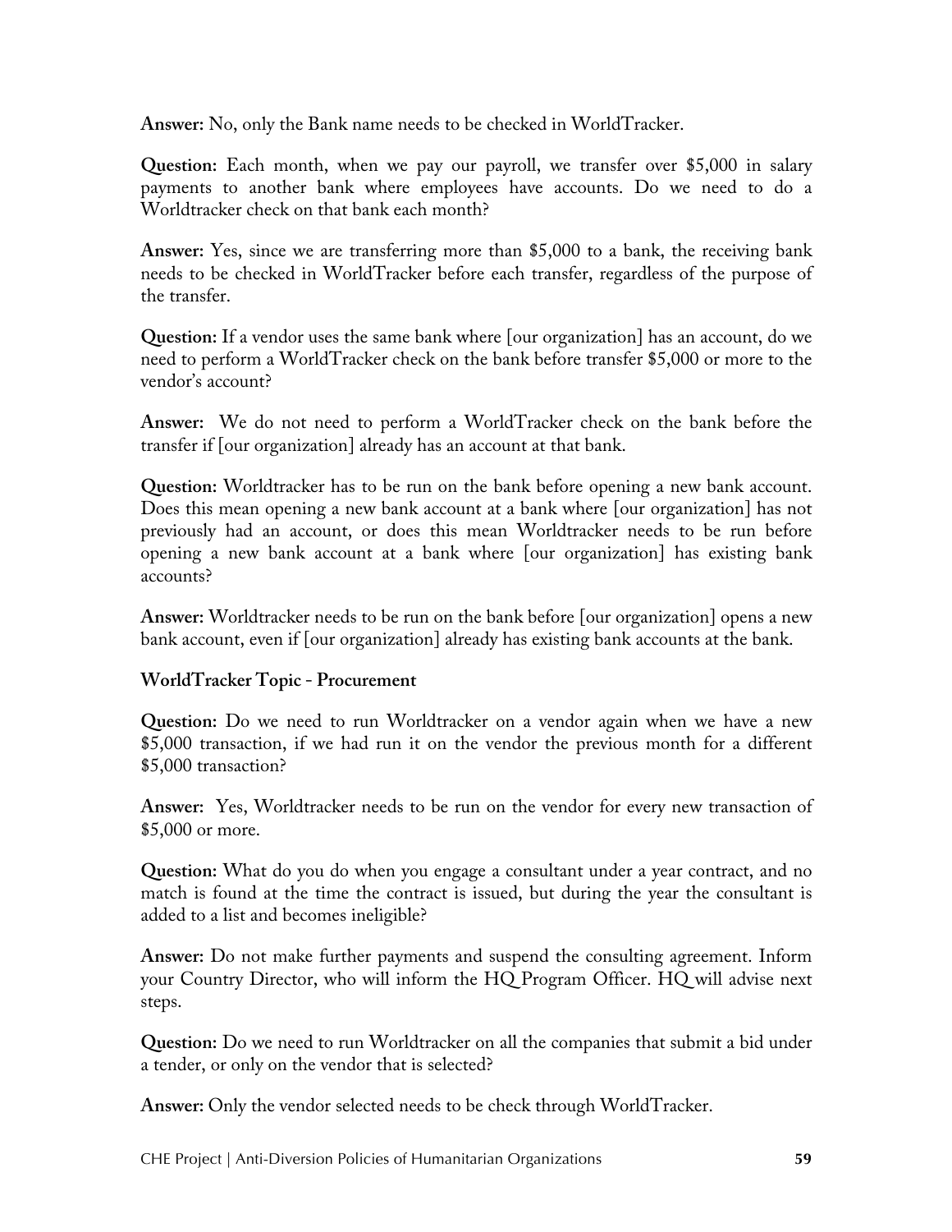**Answer:** No, only the Bank name needs to be checked in WorldTracker.

**Question:** Each month, when we pay our payroll, we transfer over $5,000 in salary payments to another bank where employees have accounts. Do we need to do a Worldtracker check on that bank each month?

**Answer:** Yes, since we are transferring more than $5,000 to a bank, the receiving bank needs to be checked in WorldTracker before each transfer, regardless of the purpose of the transfer.

**Question:** If a vendor uses the same bank where [our organization] has an account, do we need to perform a WorldTracker check on the bank before transfer $5,000 or more to the vendor's account?

**Answer:** We do not need to perform a WorldTracker check on the bank before the transfer if [our organization] already has an account at that bank.

**Question:** Worldtracker has to be run on the bank before opening a new bank account. Does this mean opening a new bank account at a bank where [our organization] has not previously had an account, or does this mean Worldtracker needs to be run before opening a new bank account at a bank where [our organization] has existing bank accounts?

**Answer:** Worldtracker needs to be run on the bank before [our organization] opens a new bank account, even if [our organization] already has existing bank accounts at the bank.

**WorldTracker Topic - Procurement**

**Question:** Do we need to run Worldtracker on a vendor again when we have a new $5,000 transaction, if we had run it on the vendor the previous month for a different $5,000 transaction?

**Answer:** Yes, Worldtracker needs to be run on the vendor for every new transaction of $5,000 or more.

**Question:** What do you do when you engage a consultant under a year contract, and no match is found at the time the contract is issued, but during the year the consultant is added to a list and becomes ineligible?

**Answer:** Do not make further payments and suspend the consulting agreement. Inform your Country Director, who will inform the HQ Program Officer. HQ will advise next steps.

**Question:** Do we need to run Worldtracker on all the companies that submit a bid under a tender, or only on the vendor that is selected?

**Answer:** Only the vendor selected needs to be check through WorldTracker.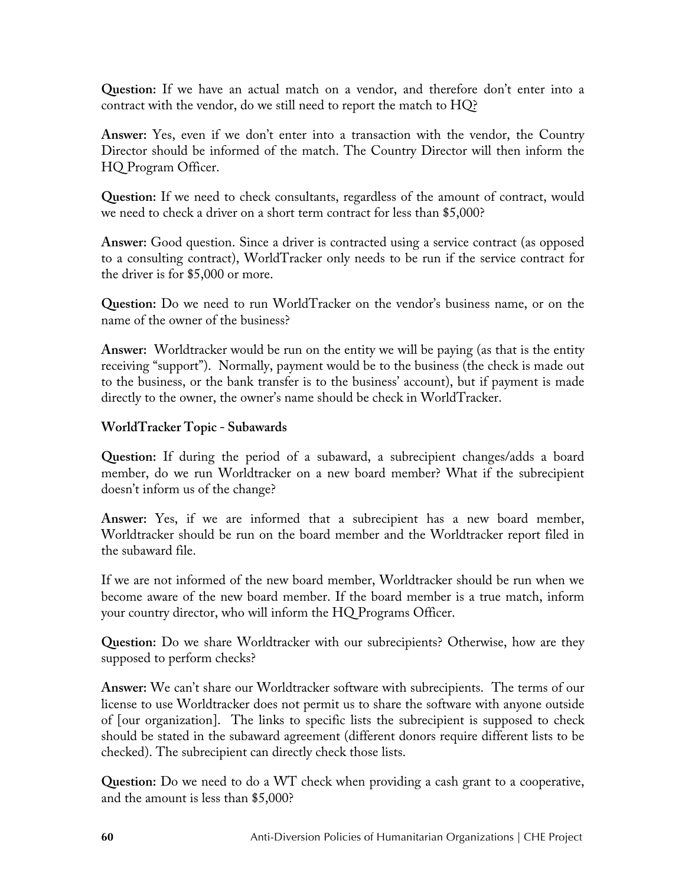**Question:** If we have an actual match on a vendor, and therefore don't enter into a contract with the vendor, do we still need to report the match to HQ?

**Answer:** Yes, even if we don't enter into a transaction with the vendor, the Country Director should be informed of the match. The Country Director will then inform the HQ Program Officer.

**Question:** If we need to check consultants, regardless of the amount of contract, would we need to check a driver on a short term contract for less than $5,000?

**Answer:** Good question. Since a driver is contracted using a service contract (as opposed to a consulting contract), WorldTracker only needs to be run if the service contract for the driver is for $5,000 or more.

**Question:** Do we need to run WorldTracker on the vendor's business name, or on the name of the owner of the business?

**Answer:** Worldtracker would be run on the entity we will be paying (as that is the entity receiving "support"). Normally, payment would be to the business (the check is made out to the business, or the bank transfer is to the business' account), but if payment is made directly to the owner, the owner's name should be check in WorldTracker.

**WorldTracker Topic - Subawards**

**Question:** If during the period of a subaward, a subrecipient changes/adds a board member, do we run Worldtracker on a new board member? What if the subrecipient doesn't inform us of the change?

**Answer:** Yes, if we are informed that a subrecipient has a new board member, Worldtracker should be run on the board member and the Worldtracker report filed in the subaward file.

If we are not informed of the new board member, Worldtracker should be run when we become aware of the new board member. If the board member is a true match, inform your country director, who will inform the HQ Programs Officer.

**Question:** Do we share Worldtracker with our subrecipients? Otherwise, how are they supposed to perform checks?

**Answer:** We can't share our Worldtracker software with subrecipients. The terms of our license to use Worldtracker does not permit us to share the software with anyone outside of [our organization]. The links to specific lists the subrecipient is supposed to check should be stated in the subaward agreement (different donors require different lists to be checked). The subrecipient can directly check those lists.

**Question:** Do we need to do a WT check when providing a cash grant to a cooperative, and the amount is less than $5,000?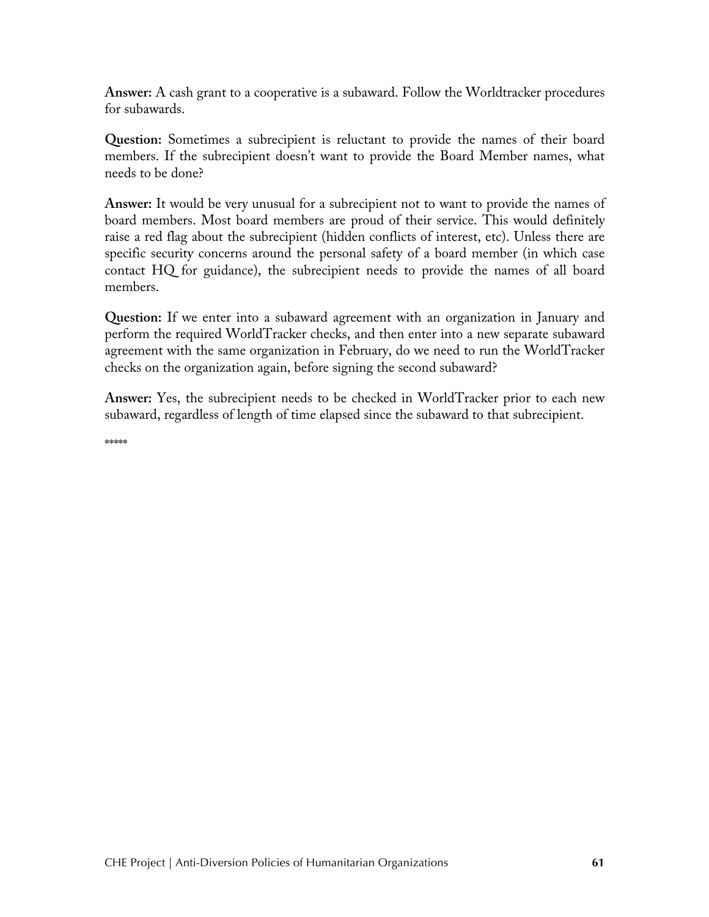**Answer:** A cash grant to a cooperative is a subaward. Follow the Worldtracker procedures for subawards.

**Question:** Sometimes a subrecipient is reluctant to provide the names of their board members. If the subrecipient doesn't want to provide the Board Member names, what needs to be done?

**Answer:** It would be very unusual for a subrecipient not to want to provide the names of board members. Most board members are proud of their service. This would definitely raise a red flag about the subrecipient (hidden conflicts of interest, etc). Unless there are specific security concerns around the personal safety of a board member (in which case contact HQ for guidance), the subrecipient needs to provide the names of all board members.

**Question:** If we enter into a subaward agreement with an organization in January and perform the required WorldTracker checks, and then enter into a new separate subaward agreement with the same organization in February, do we need to run the WorldTracker checks on the organization again, before signing the second subaward?

**Answer:** Yes, the subrecipient needs to be checked in WorldTracker prior to each new subaward, regardless of length of time elapsed since the subaward to that subrecipient.

*****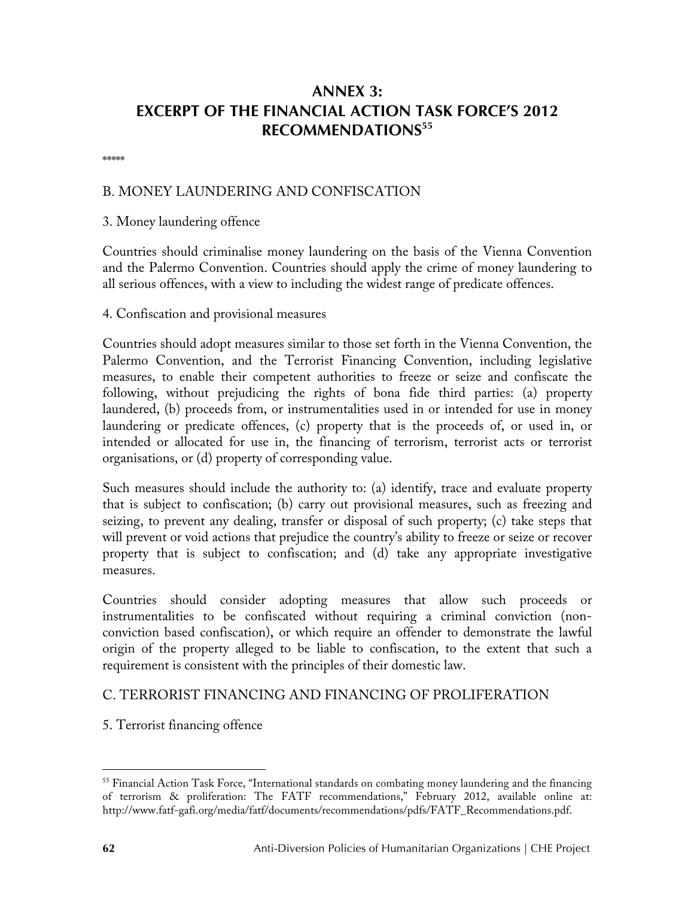# ANNEX 3: EXCERPT OF THE FINANCIAL ACTION TASK FORCE'S 2012 RECOMMENDATIONS[55]

*****

## B. MONEY LAUNDERING AND CONFISCATION

3. Money laundering offence

Countries should criminalise money laundering on the basis of the Vienna Convention and the Palermo Convention. Countries should apply the crime of money laundering to all serious offences, with a view to including the widest range of predicate offences.

4. Confiscation and provisional measures

Countries should adopt measures similar to those set forth in the Vienna Convention, the Palermo Convention, and the Terrorist Financing Convention, including legislative measures, to enable their competent authorities to freeze or seize and confiscate the following, without prejudicing the rights of bona fide third parties: (a) property laundered, (b) proceeds from, or instrumentalities used in or intended for use in money laundering or predicate offences, (c) property that is the proceeds of, or used in, or intended or allocated for use in, the financing of terrorism, terrorist acts or terrorist organisations, or (d) property of corresponding value.

Such measures should include the authority to: (a) identify, trace and evaluate property that is subject to confiscation; (b) carry out provisional measures, such as freezing and seizing, to prevent any dealing, transfer or disposal of such property; (c) take steps that will prevent or void actions that prejudice the country's ability to freeze or seize or recover property that is subject to confiscation; and (d) take any appropriate investigative measures.

Countries should consider adopting measures that allow such proceeds or instrumentalities to be confiscated without requiring a criminal conviction (non-conviction based confiscation), or which require an offender to demonstrate the lawful origin of the property alleged to be liable to confiscation, to the extent that such a requirement is consistent with the principles of their domestic law.

## C. TERRORIST FINANCING AND FINANCING OF PROLIFERATION

5. Terrorist financing offence

---

[55] Financial Action Task Force, "International standards on combating money laundering and the financing of terrorism & proliferation: The FATF recommendations," February 2012, available online at: http://www.fatf-gafi.org/media/fatf/documents/recommendations/pdfs/FATF_Recommendations.pdf.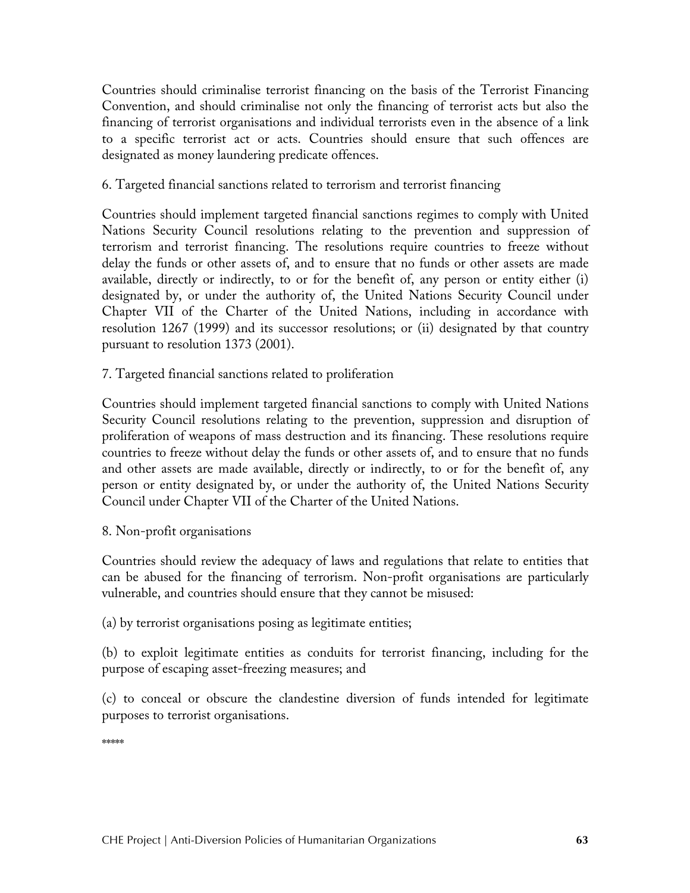Countries should criminalise terrorist financing on the basis of the Terrorist Financing Convention, and should criminalise not only the financing of terrorist acts but also the financing of terrorist organisations and individual terrorists even in the absence of a link to a specific terrorist act or acts. Countries should ensure that such offences are designated as money laundering predicate offences.

6. Targeted financial sanctions related to terrorism and terrorist financing

Countries should implement targeted financial sanctions regimes to comply with United Nations Security Council resolutions relating to the prevention and suppression of terrorism and terrorist financing. The resolutions require countries to freeze without delay the funds or other assets of, and to ensure that no funds or other assets are made available, directly or indirectly, to or for the benefit of, any person or entity either (i) designated by, or under the authority of, the United Nations Security Council under Chapter VII of the Charter of the United Nations, including in accordance with resolution 1267 (1999) and its successor resolutions; or (ii) designated by that country pursuant to resolution 1373 (2001).

7. Targeted financial sanctions related to proliferation

Countries should implement targeted financial sanctions to comply with United Nations Security Council resolutions relating to the prevention, suppression and disruption of proliferation of weapons of mass destruction and its financing. These resolutions require countries to freeze without delay the funds or other assets of, and to ensure that no funds and other assets are made available, directly or indirectly, to or for the benefit of, any person or entity designated by, or under the authority of, the United Nations Security Council under Chapter VII of the Charter of the United Nations.

8. Non-profit organisations

Countries should review the adequacy of laws and regulations that relate to entities that can be abused for the financing of terrorism. Non-profit organisations are particularly vulnerable, and countries should ensure that they cannot be misused:

(a) by terrorist organisations posing as legitimate entities;

(b) to exploit legitimate entities as conduits for terrorist financing, including for the purpose of escaping asset-freezing measures; and

(c) to conceal or obscure the clandestine diversion of funds intended for legitimate purposes to terrorist organisations.

*****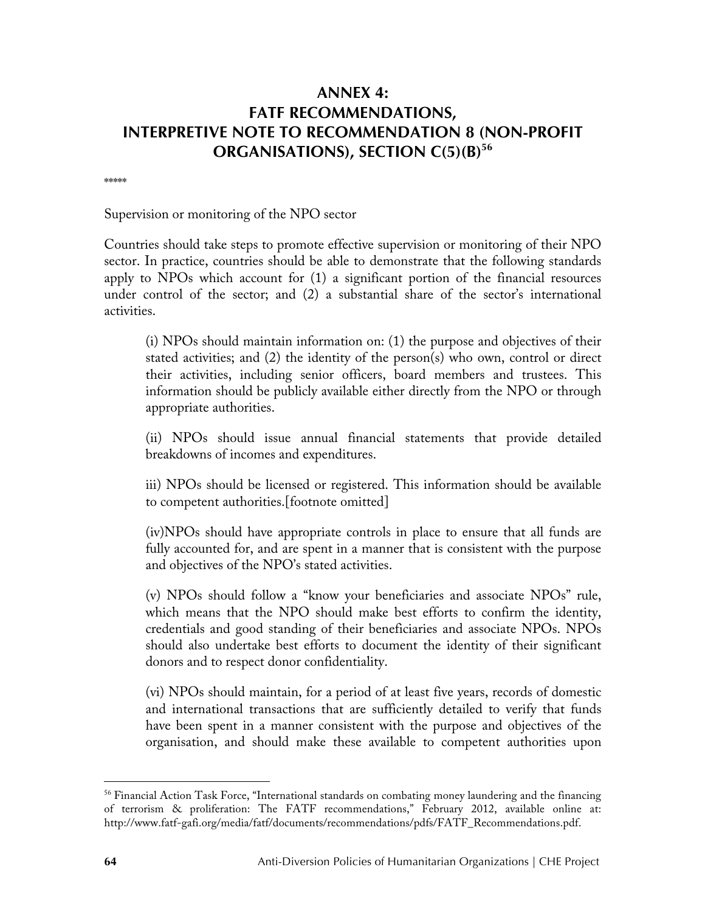# ANNEX 4: FATF RECOMMENDATIONS, INTERPRETIVE NOTE TO RECOMMENDATION 8 (NON-PROFIT ORGANISATIONS), SECTION C(5)(B)[56]

*****

Supervision or monitoring of the NPO sector

Countries should take steps to promote effective supervision or monitoring of their NPO sector. In practice, countries should be able to demonstrate that the following standards apply to NPOs which account for (1) a significant portion of the financial resources under control of the sector; and (2) a substantial share of the sector's international activities.

> (i) NPOs should maintain information on: (1) the purpose and objectives of their stated activities; and (2) the identity of the person(s) who own, control or direct their activities, including senior officers, board members and trustees. This information should be publicly available either directly from the NPO or through appropriate authorities.
>
> (ii) NPOs should issue annual financial statements that provide detailed breakdowns of incomes and expenditures.
>
> iii) NPOs should be licensed or registered. This information should be available to competent authorities.[footnote omitted]
>
> (iv)NPOs should have appropriate controls in place to ensure that all funds are fully accounted for, and are spent in a manner that is consistent with the purpose and objectives of the NPO's stated activities.
>
> (v) NPOs should follow a "know your beneficiaries and associate NPOs" rule, which means that the NPO should make best efforts to confirm the identity, credentials and good standing of their beneficiaries and associate NPOs. NPOs should also undertake best efforts to document the identity of their significant donors and to respect donor confidentiality.
>
> (vi) NPOs should maintain, for a period of at least five years, records of domestic and international transactions that are sufficiently detailed to verify that funds have been spent in a manner consistent with the purpose and objectives of the organisation, and should make these available to competent authorities upon

---

[56] Financial Action Task Force, "International standards on combating money laundering and the financing of terrorism & proliferation: The FATF recommendations," February 2012, available online at: http://www.fatf-gafi.org/media/fatf/documents/recommendations/pdfs/FATF_Recommendations.pdf.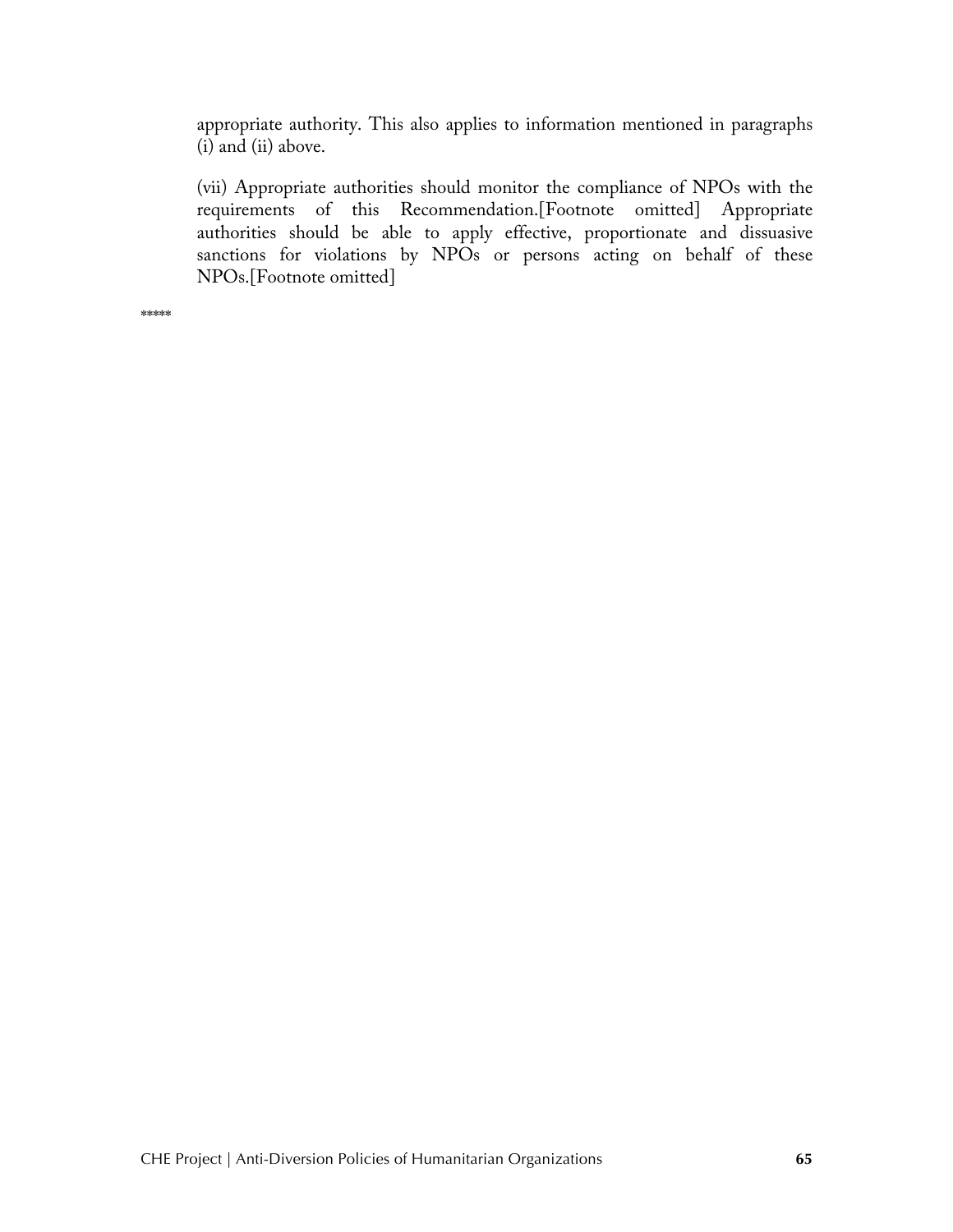appropriate authority. This also applies to information mentioned in paragraphs (i) and (ii) above.

(vii) Appropriate authorities should monitor the compliance of NPOs with the requirements of this Recommendation.[Footnote omitted] Appropriate authorities should be able to apply effective, proportionate and dissuasive sanctions for violations by NPOs or persons acting on behalf of these NPOs.[Footnote omitted]

*****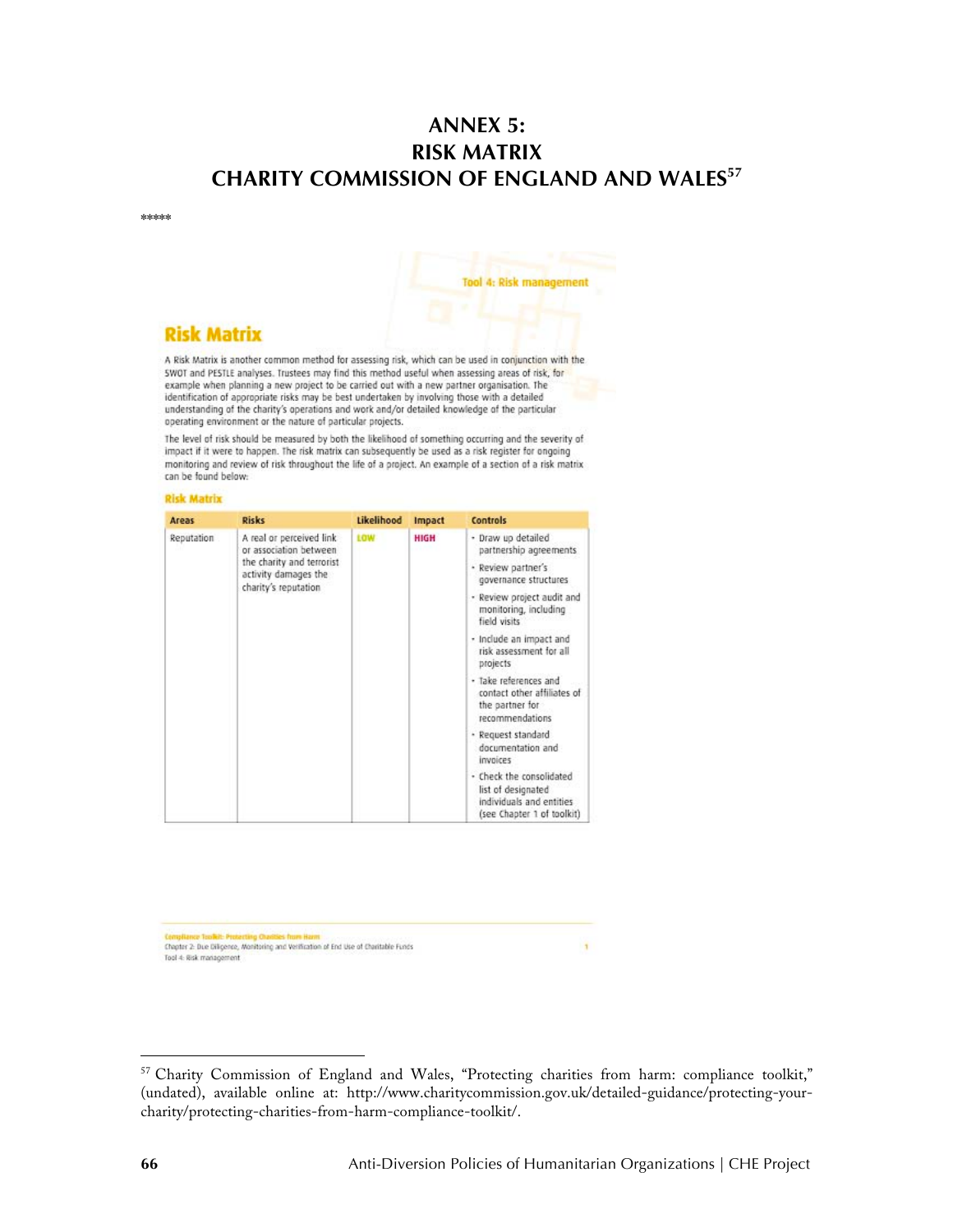# ANNEX 5:
# RISK MATRIX
# CHARITY COMMISSION OF ENGLAND AND WALES[57]

\*\*\*\*\*

Tool 4: Risk management

## Risk Matrix

A Risk Matrix is another common method for assessing risk, which can be used in conjunction with the SWOT and PESTLE analyses. Trustees may find this method useful when assessing areas of risk, for example when planning a new project to be carried out with a new partner organisation. The identification of appropriate risks may be best undertaken by involving those with a detailed understanding of the charity's operations and work and/or detailed knowledge of the particular operating environment or the nature of particular projects.

The level of risk should be measured by both the likelihood of something occurring and the severity of impact if it were to happen. The risk matrix can subsequently be used as a risk register for ongoing monitoring and review of risk throughout the life of a project. An example of a section of a risk matrix can be found below:

### Risk Matrix

| Areas | Risks | Likelihood | Impact | Controls |
|---|---|---|---|---|
| Reputation | A real or perceived link or association between the charity and terrorist activity damages the charity's reputation | LOW | HIGH | • Draw up detailed partnership agreements<br>• Review partner's governance structures<br>• Review project audit and monitoring, including field visits<br>• Include an impact and risk assessment for all projects<br>• Take references and contact other affiliates of the partner for recommendations<br>• Request standard documentation and invoices<br>• Check the consolidated list of designated individuals and entities (see Chapter 1 of toolkit) |

Compliance Toolkit: Protecting Charities from Harm
Chapter 2: Due Diligence, Monitoring and Verification of End Use of Charitable Funds
Tool 4: Risk management

[57] Charity Commission of England and Wales, "Protecting charities from harm: compliance toolkit," (undated), available online at: http://www.charitycommission.gov.uk/detailed-guidance/protecting-your-charity/protecting-charities-from-harm-compliance-toolkit/.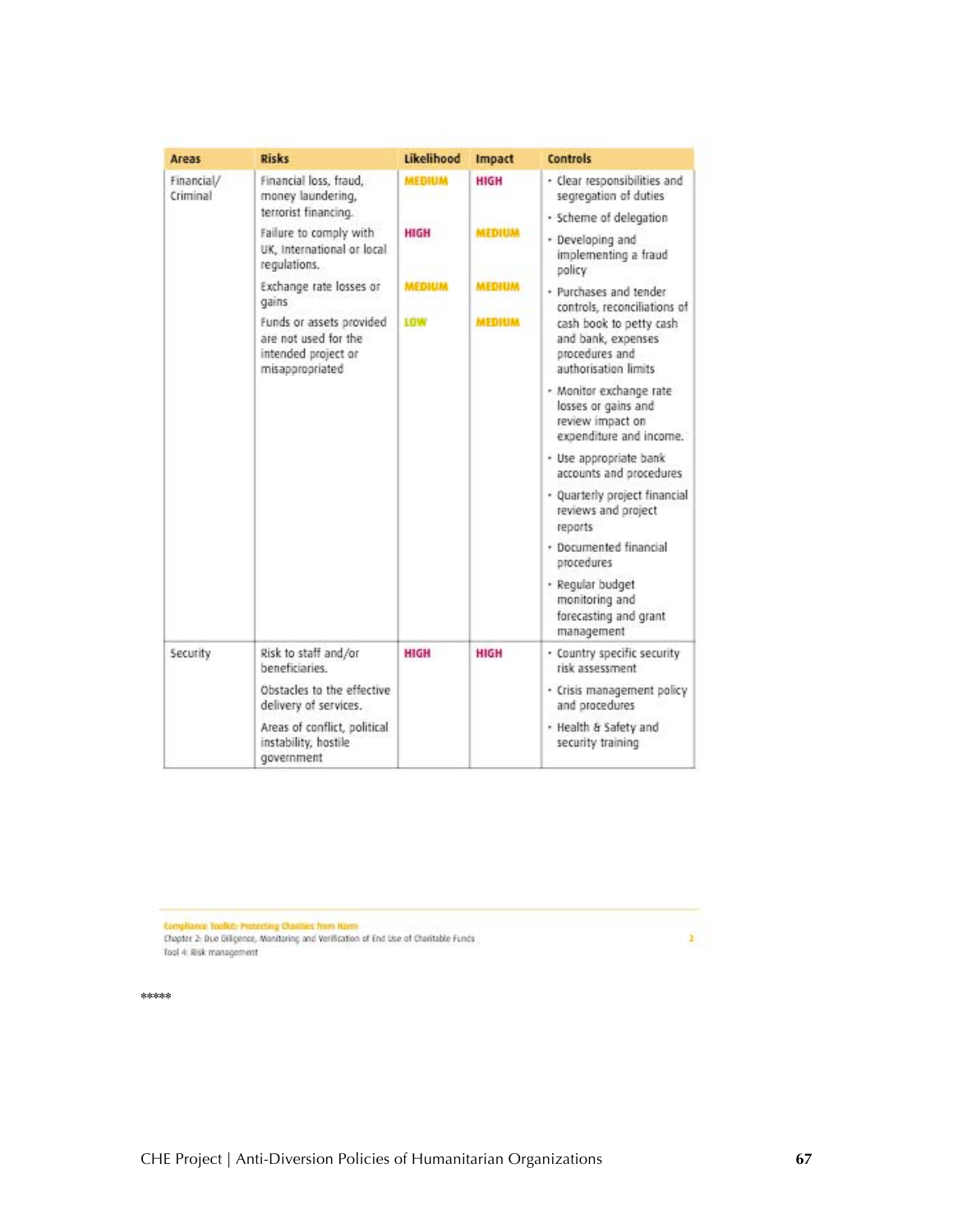| Areas | Risks | Likelihood | Impact | Controls |
| --- | --- | --- | --- | --- |
| Financial/ Criminal | Financial loss, fraud, money laundering, terrorist financing. | MEDIUM | HIGH | • Clear responsibilities and segregation of duties<br>• Scheme of delegation<br>• Developing and implementing a fraud policy<br>• Purchases and tender controls, reconciliations of cash book to petty cash and bank, expenses procedures and authorisation limits<br>• Monitor exchange rate losses or gains and review impact on expenditure and income.<br>• Use appropriate bank accounts and procedures<br>• Quarterly project financial reviews and project reports<br>• Documented financial procedures<br>• Regular budget monitoring and forecasting and grant management |
| | Failure to comply with UK, International or local regulations. | HIGH | MEDIUM | |
| | Exchange rate losses or gains | MEDIUM | MEDIUM | |
| | Funds or assets provided are not used for the intended project or misappropriated | LOW | MEDIUM | |
| Security | Risk to staff and/or beneficiaries.<br>Obstacles to the effective delivery of services.<br>Areas of conflict, political instability, hostile government | HIGH | HIGH | • Country specific security risk assessment<br>• Crisis management policy and procedures<br>• Health & Safety and security training |

Compliance Toolkit: Protecting Charities from Harm
Chapter 2: Due Diligence, Monitoring and Verification of End Use of Charitable Funds
Tool 4: Risk management

\*\*\*\*\*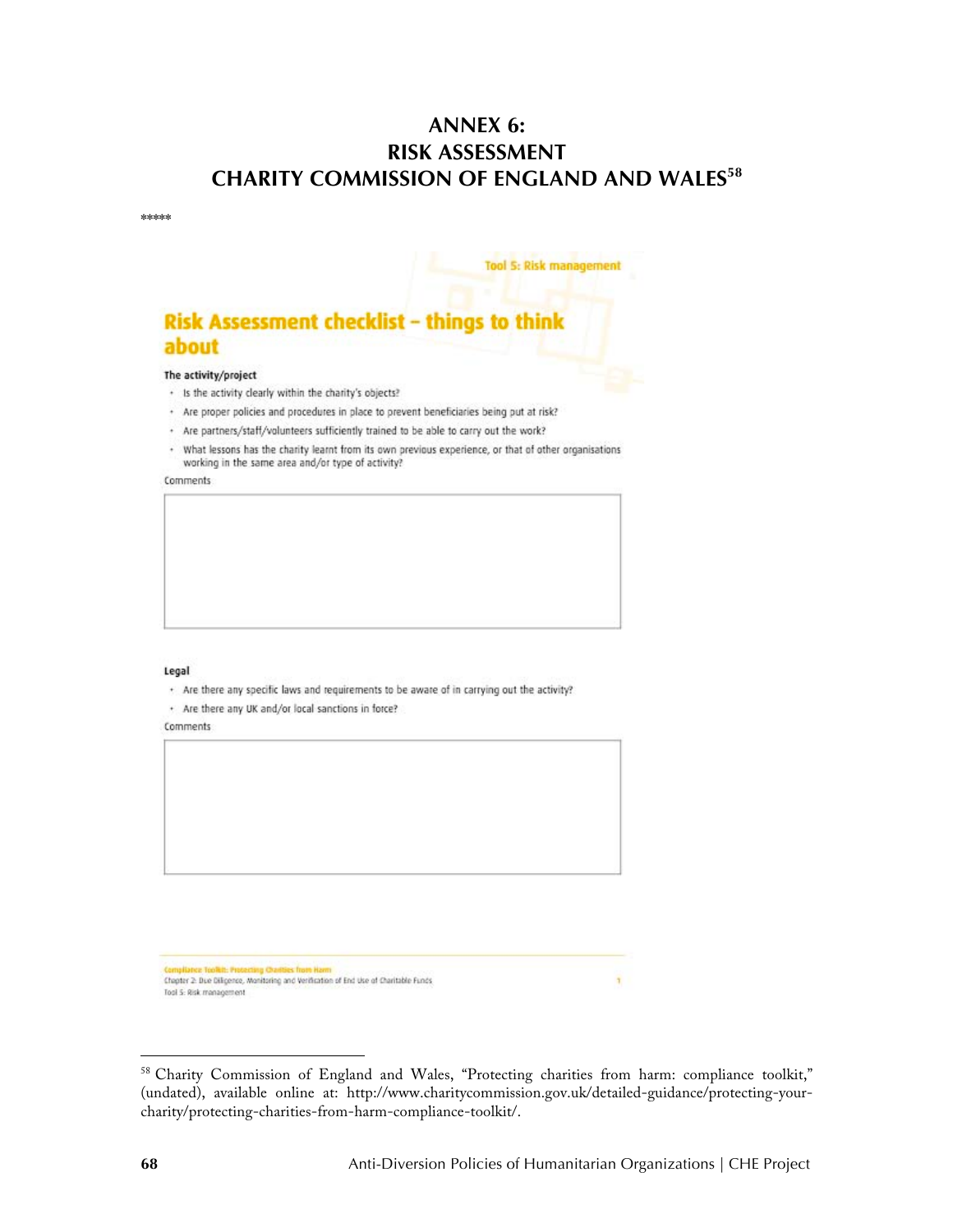# ANNEX 6: RISK ASSESSMENT CHARITY COMMISSION OF ENGLAND AND WALES[58]

*****

Tool 5: Risk management

## Risk Assessment checklist – things to think about

### The activity/project

- Is the activity clearly within the charity's objects?
- Are proper policies and procedures in place to prevent beneficiaries being put at risk?
- Are partners/staff/volunteers sufficiently trained to be able to carry out the work?
- What lessons has the charity learnt from its own previous experience, or that of other organisations working in the same area and/or type of activity?

Comments

### Legal

- Are there any specific laws and requirements to be aware of in carrying out the activity?
- Are there any UK and/or local sanctions in force?

Comments

Compliance Toolkit: Protecting Charities from Harm
Chapter 2: Due Diligence, Monitoring and Verification of End Use of Charitable Funds
Tool 5: Risk management

[58] Charity Commission of England and Wales, "Protecting charities from harm: compliance toolkit," (undated), available online at: http://www.charitycommission.gov.uk/detailed-guidance/protecting-your-charity/protecting-charities-from-harm-compliance-toolkit/.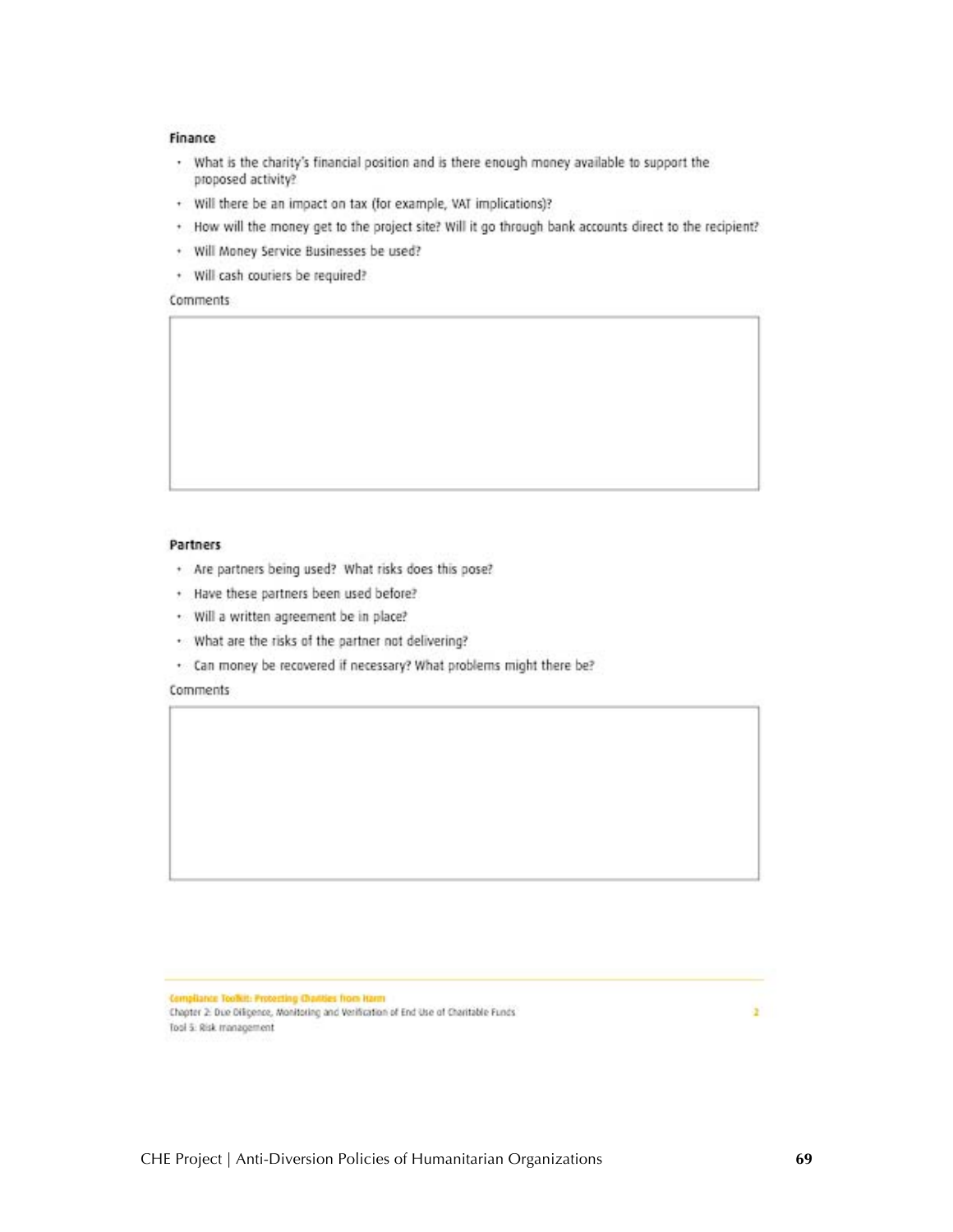### Finance

- What is the charity's financial position and is there enough money available to support the proposed activity?
- Will there be an impact on tax (for example, VAT implications)?
- How will the money get to the project site? Will it go through bank accounts direct to the recipient?
- Will Money Service Businesses be used?
- Will cash couriers be required?

Comments

### Partners

- Are partners being used? What risks does this pose?
- Have these partners been used before?
- Will a written agreement be in place?
- What are the risks of the partner not delivering?
- Can money be recovered if necessary? What problems might there be?

Comments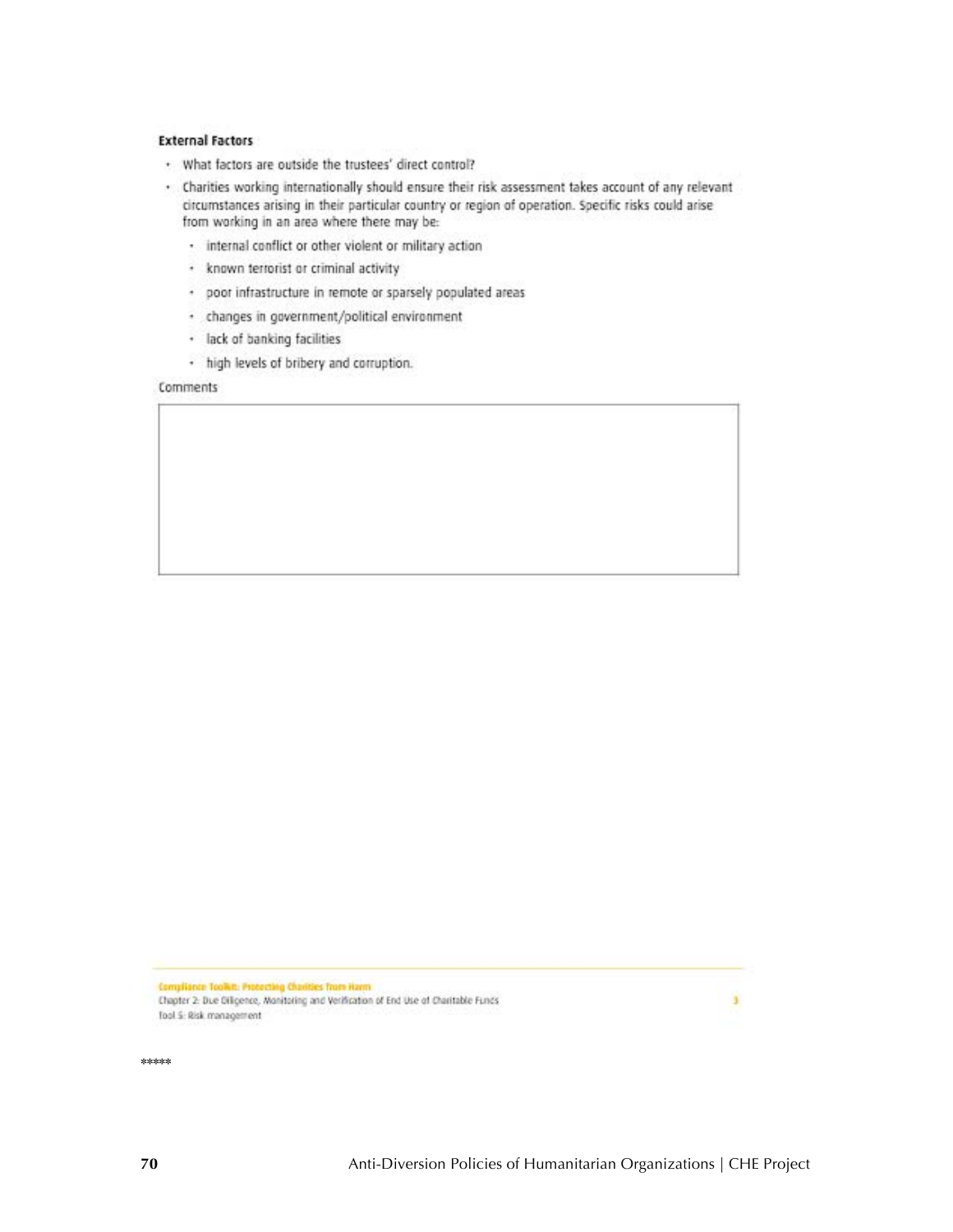### External Factors

- What factors are outside the trustees' direct control?
- Charities working internationally should ensure their risk assessment takes account of any relevant circumstances arising in their particular country or region of operation. Specific risks could arise from working in an area where there may be:
  - internal conflict or other violent or military action
  - known terrorist or criminal activity
  - poor infrastructure in remote or sparsely populated areas
  - changes in government/political environment
  - lack of banking facilities
  - high levels of bribery and corruption.

Comments

| |
|---|
| |

Compliance Toolkit: Protecting Charities from Harm
Chapter 2: Due Diligence, Monitoring and Verification of End Use of Charitable Funds
Tool 5: Risk management

*****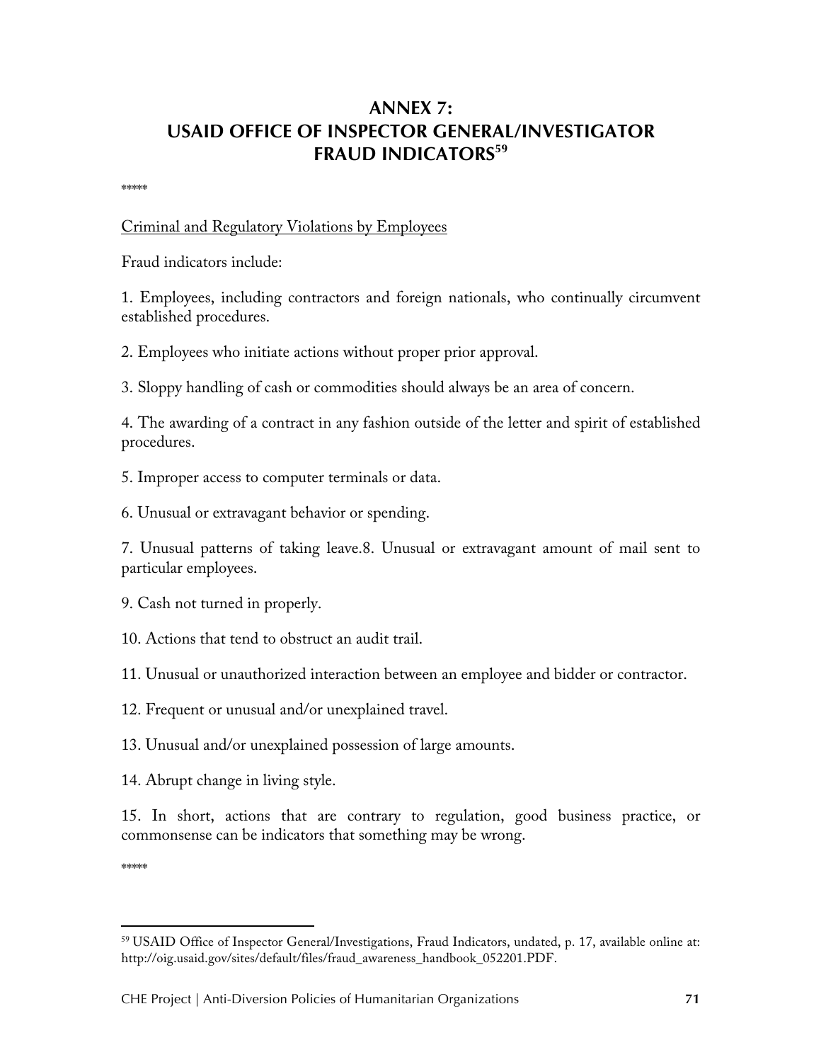# ANNEX 7: USAID OFFICE OF INSPECTOR GENERAL/INVESTIGATOR FRAUD INDICATORS[59]

*****

Criminal and Regulatory Violations by Employees

Fraud indicators include:

1. Employees, including contractors and foreign nationals, who continually circumvent established procedures.

2. Employees who initiate actions without proper prior approval.

3. Sloppy handling of cash or commodities should always be an area of concern.

4. The awarding of a contract in any fashion outside of the letter and spirit of established procedures.

5. Improper access to computer terminals or data.

6. Unusual or extravagant behavior or spending.

7. Unusual patterns of taking leave.8. Unusual or extravagant amount of mail sent to particular employees.

9. Cash not turned in properly.

10. Actions that tend to obstruct an audit trail.

11. Unusual or unauthorized interaction between an employee and bidder or contractor.

12. Frequent or unusual and/or unexplained travel.

13. Unusual and/or unexplained possession of large amounts.

14. Abrupt change in living style.

15. In short, actions that are contrary to regulation, good business practice, or commonsense can be indicators that something may be wrong.

*****

[59] USAID Office of Inspector General/Investigations, Fraud Indicators, undated, p. 17, available online at: http://oig.usaid.gov/sites/default/files/fraud_awareness_handbook_052201.PDF.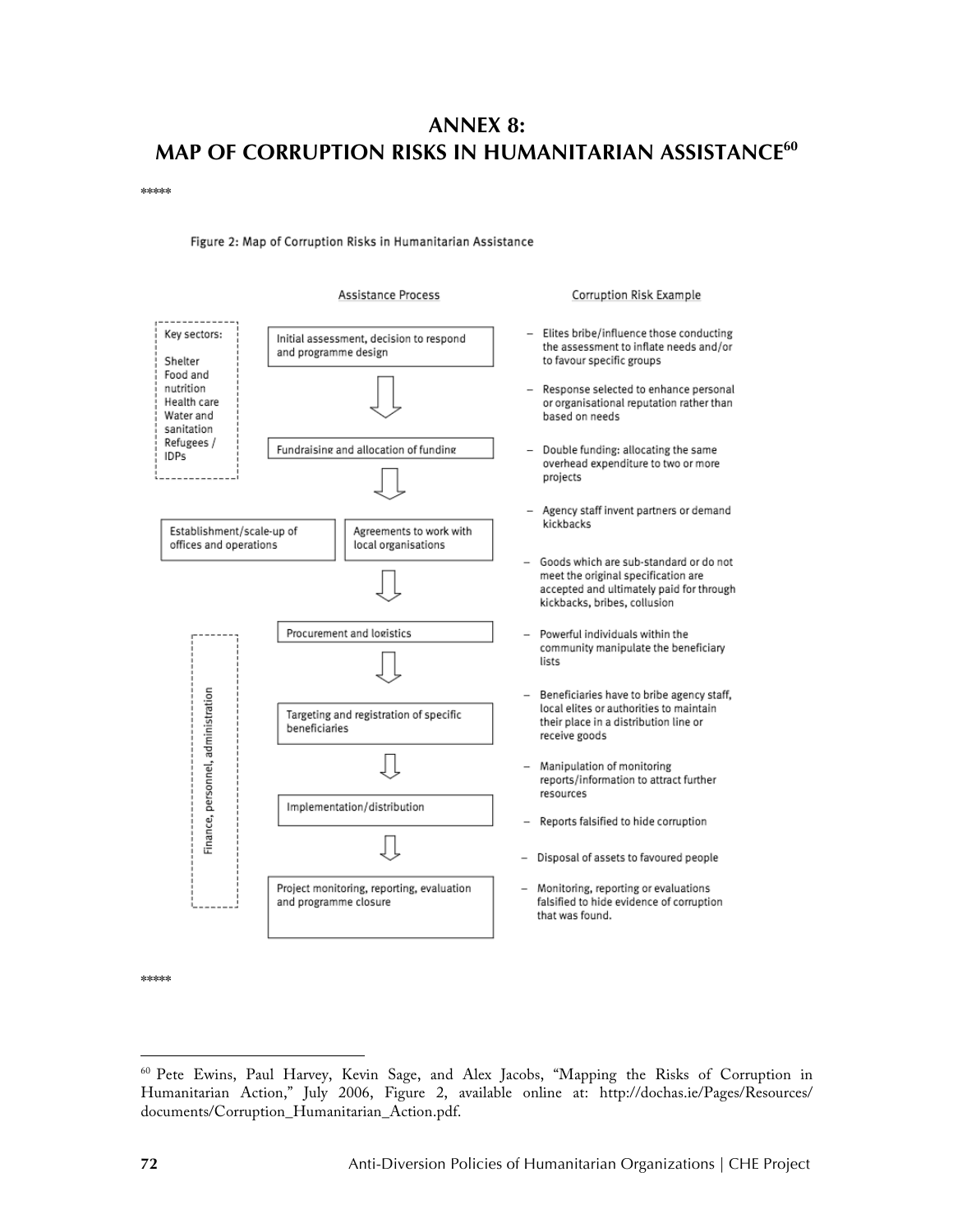# ANNEX 8: MAP OF CORRUPTION RISKS IN HUMANITARIAN ASSISTANCE[60]

*****

Figure 2: Map of Corruption Risks in Humanitarian Assistance

| Assistance Process | Corruption Risk Example |
| --- | --- |
| Initial assessment, decision to respond and programme design | – Elites bribe/influence those conducting the assessment to inflate needs and/or to favour specific groups<br>– Response selected to enhance personal or organisational reputation rather than based on needs |
| Fundraising and allocation of funding | – Double funding: allocating the same overhead expenditure to two or more projects |
| Establishment/scale-up of offices and operations; Agreements to work with local organisations | – Agency staff invent partners or demand kickbacks |
| Procurement and logistics | – Goods which are sub-standard or do not meet the original specification are accepted and ultimately paid for through kickbacks, bribes, collusion |
| Targeting and registration of specific beneficiaries | – Powerful individuals within the community manipulate the beneficiary lists<br>– Beneficiaries have to bribe agency staff, local elites or authorities to maintain their place in a distribution line or receive goods |
| Implementation/distribution | – Manipulation of monitoring reports/information to attract further resources<br>– Reports falsified to hide corruption |
| Project monitoring, reporting, evaluation and programme closure | – Disposal of assets to favoured people<br>– Monitoring, reporting or evaluations falsified to hide evidence of corruption that was found. |

Key sectors: Shelter; Food and nutrition; Health care; Water and sanitation; Refugees / IDPs

Finance, personnel, administration

*****

[60] Pete Ewins, Paul Harvey, Kevin Sage, and Alex Jacobs, "Mapping the Risks of Corruption in Humanitarian Action," July 2006, Figure 2, available online at: http://dochas.ie/Pages/Resources/documents/Corruption_Humanitarian_Action.pdf.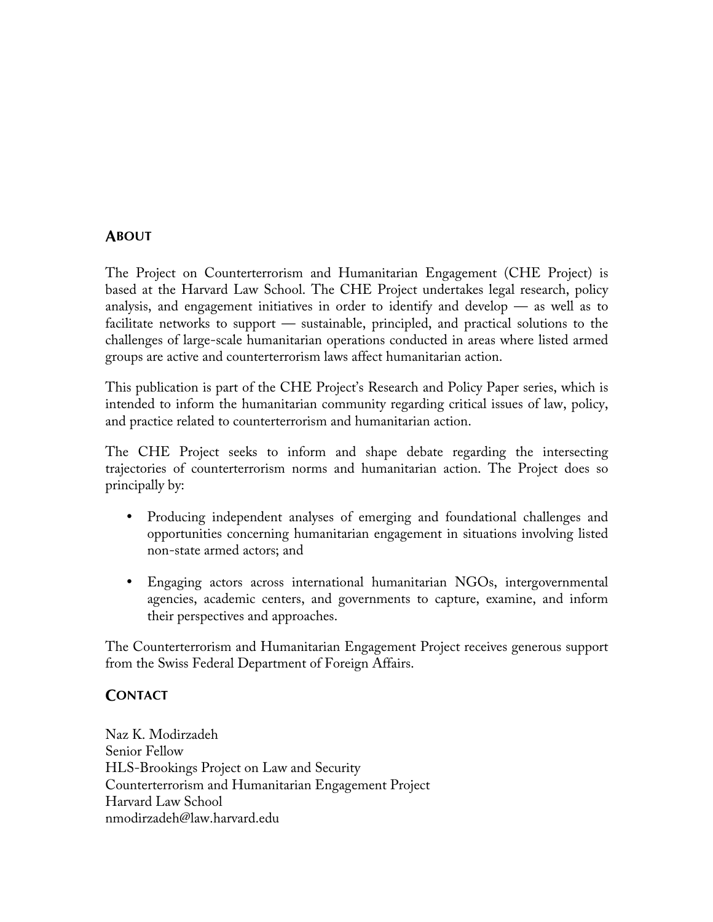## ABOUT

The Project on Counterterrorism and Humanitarian Engagement (CHE Project) is based at the Harvard Law School. The CHE Project undertakes legal research, policy analysis, and engagement initiatives in order to identify and develop — as well as to facilitate networks to support — sustainable, principled, and practical solutions to the challenges of large-scale humanitarian operations conducted in areas where listed armed groups are active and counterterrorism laws affect humanitarian action.

This publication is part of the CHE Project's Research and Policy Paper series, which is intended to inform the humanitarian community regarding critical issues of law, policy, and practice related to counterterrorism and humanitarian action.

The CHE Project seeks to inform and shape debate regarding the intersecting trajectories of counterterrorism norms and humanitarian action. The Project does so principally by:

- Producing independent analyses of emerging and foundational challenges and opportunities concerning humanitarian engagement in situations involving listed non-state armed actors; and
- Engaging actors across international humanitarian NGOs, intergovernmental agencies, academic centers, and governments to capture, examine, and inform their perspectives and approaches.

The Counterterrorism and Humanitarian Engagement Project receives generous support from the Swiss Federal Department of Foreign Affairs.

## CONTACT

Naz K. Modirzadeh  
Senior Fellow  
HLS-Brookings Project on Law and Security  
Counterterrorism and Humanitarian Engagement Project  
Harvard Law School  
nmodirzadeh@law.harvard.edu